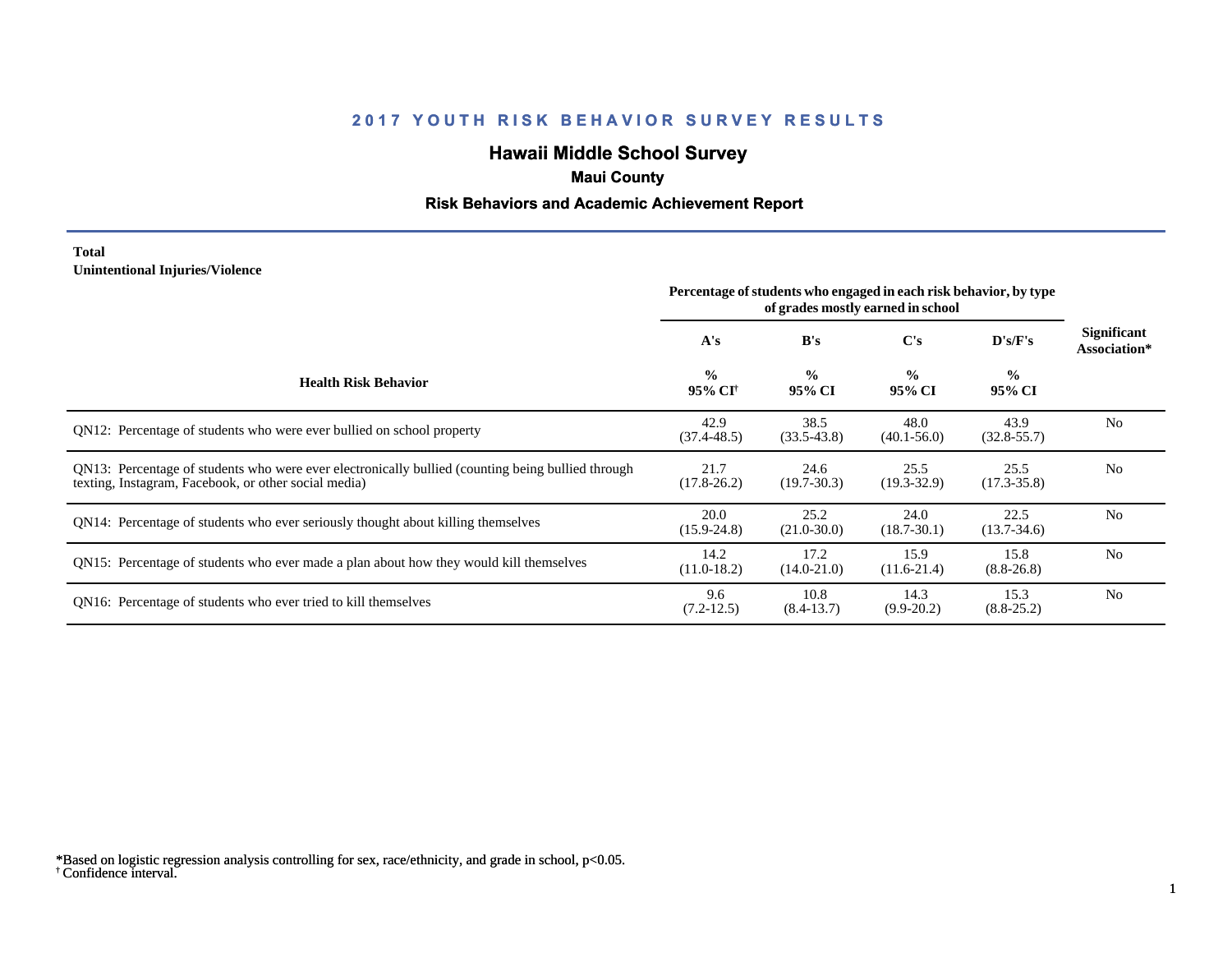# 2017 YOUTH RISK BEHAVIOR SURVEY RESULTS

## Hawaii Middle School Survey

### Maui County

### Risk Behaviors and Academic Achievement Report

**Total**
**Unintentional Injuries/Violence**

| Health Risk Behavior | Percentage of students who engaged in each risk behavior, by type of grades mostly earned in school | | | | Significant Association* |
|---|---|---|---|---|---|
| | A's | B's | C's | D's/F's | |
| | % 95% CI[†] | % 95% CI | % 95% CI | % 95% CI | |
| QN12: Percentage of students who were ever bullied on school property | 42.9 (37.4-48.5) | 38.5 (33.5-43.8) | 48.0 (40.1-56.0) | 43.9 (32.8-55.7) | No |
| QN13: Percentage of students who were ever electronically bullied (counting being bullied through texting, Instagram, Facebook, or other social media) | 21.7 (17.8-26.2) | 24.6 (19.7-30.3) | 25.5 (19.3-32.9) | 25.5 (17.3-35.8) | No |
| QN14: Percentage of students who ever seriously thought about killing themselves | 20.0 (15.9-24.8) | 25.2 (21.0-30.0) | 24.0 (18.7-30.1) | 22.5 (13.7-34.6) | No |
| QN15: Percentage of students who ever made a plan about how they would kill themselves | 14.2 (11.0-18.2) | 17.2 (14.0-21.0) | 15.9 (11.6-21.4) | 15.8 (8.8-26.8) | No |
| QN16: Percentage of students who ever tried to kill themselves | 9.6 (7.2-12.5) | 10.8 (8.4-13.7) | 14.3 (9.9-20.2) | 15.3 (8.8-25.2) | No |

*Based on logistic regression analysis controlling for sex, race/ethnicity, and grade in school, $p<0.05$.
[†] Confidence interval.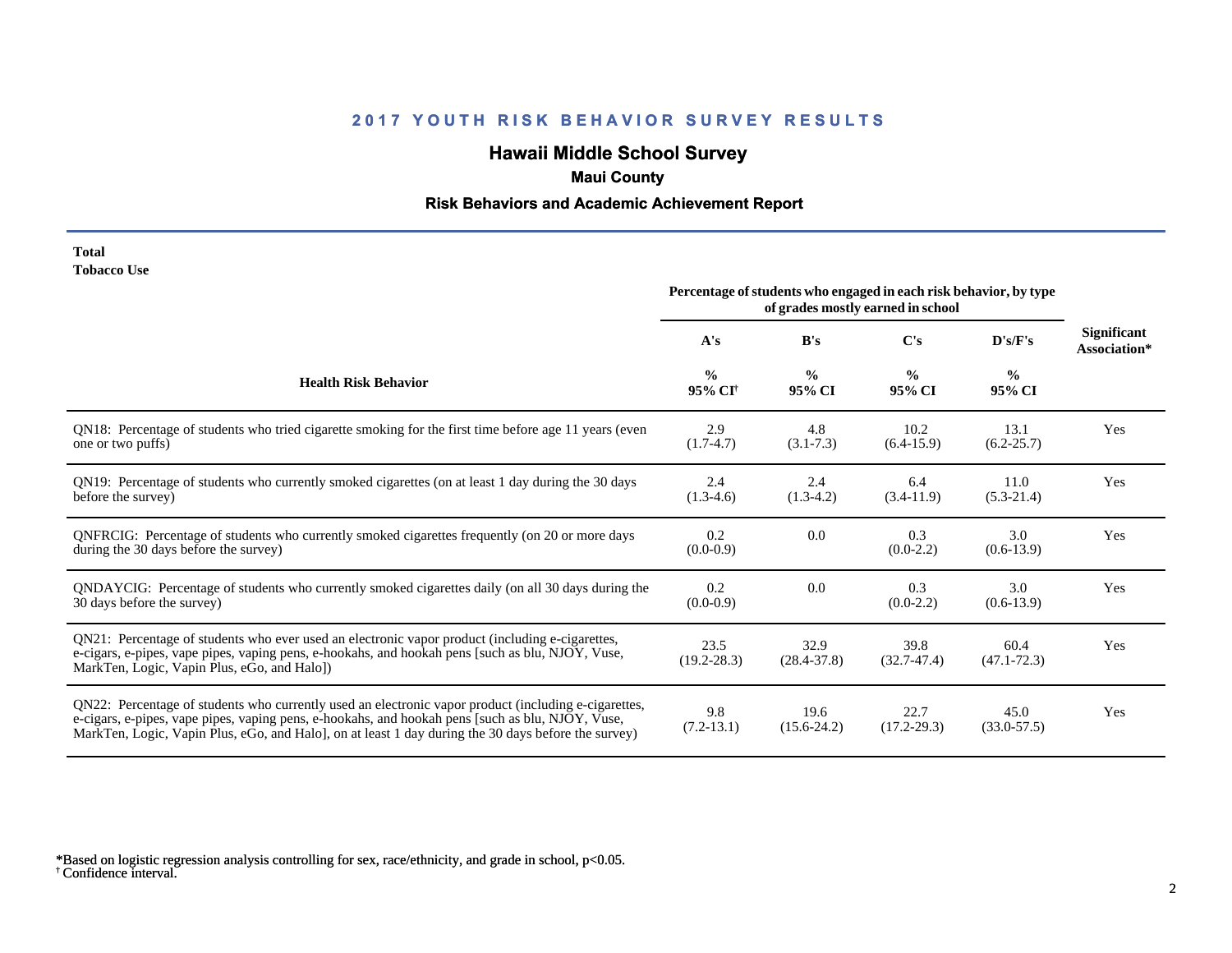## 2017 YOUTH RISK BEHAVIOR SURVEY RESULTS

### Hawaii Middle School Survey

**Maui County**

**Risk Behaviors and Academic Achievement Report**

**Total**
**Tobacco Use**

| Health Risk Behavior | Percentage of students who engaged in each risk behavior, by type of grades mostly earned in school | | | | Significant Association* |
|---|---|---|---|---|---|
| | A's | B's | C's | D's/F's | |
| | % 95% CI[†] | % 95% CI | % 95% CI | % 95% CI | |
| QN18: Percentage of students who tried cigarette smoking for the first time before age 11 years (even one or two puffs) | 2.9 (1.7-4.7) | 4.8 (3.1-7.3) | 10.2 (6.4-15.9) | 13.1 (6.2-25.7) | Yes |
| QN19: Percentage of students who currently smoked cigarettes (on at least 1 day during the 30 days before the survey) | 2.4 (1.3-4.6) | 2.4 (1.3-4.2) | 6.4 (3.4-11.9) | 11.0 (5.3-21.4) | Yes |
| QNFRCIG: Percentage of students who currently smoked cigarettes frequently (on 20 or more days during the 30 days before the survey) | 0.2 (0.0-0.9) | 0.0 | 0.3 (0.0-2.2) | 3.0 (0.6-13.9) | Yes |
| QNDAYCIG: Percentage of students who currently smoked cigarettes daily (on all 30 days during the 30 days before the survey) | 0.2 (0.0-0.9) | 0.0 | 0.3 (0.0-2.2) | 3.0 (0.6-13.9) | Yes |
| QN21: Percentage of students who ever used an electronic vapor product (including e-cigarettes, e-cigars, e-pipes, vape pipes, vaping pens, e-hookahs, and hookah pens [such as blu, NJOY, Vuse, MarkTen, Logic, Vapin Plus, eGo, and Halo]) | 23.5 (19.2-28.3) | 32.9 (28.4-37.8) | 39.8 (32.7-47.4) | 60.4 (47.1-72.3) | Yes |
| QN22: Percentage of students who currently used an electronic vapor product (including e-cigarettes, e-cigars, e-pipes, vape pipes, vaping pens, e-hookahs, and hookah pens [such as blu, NJOY, Vuse, MarkTen, Logic, Vapin Plus, eGo, and Halo], on at least 1 day during the 30 days before the survey) | 9.8 (7.2-13.1) | 19.6 (15.6-24.2) | 22.7 (17.2-29.3) | 45.0 (33.0-57.5) | Yes |

*Based on logistic regression analysis controlling for sex, race/ethnicity, and grade in school, $p<0.05$.
[†] Confidence interval.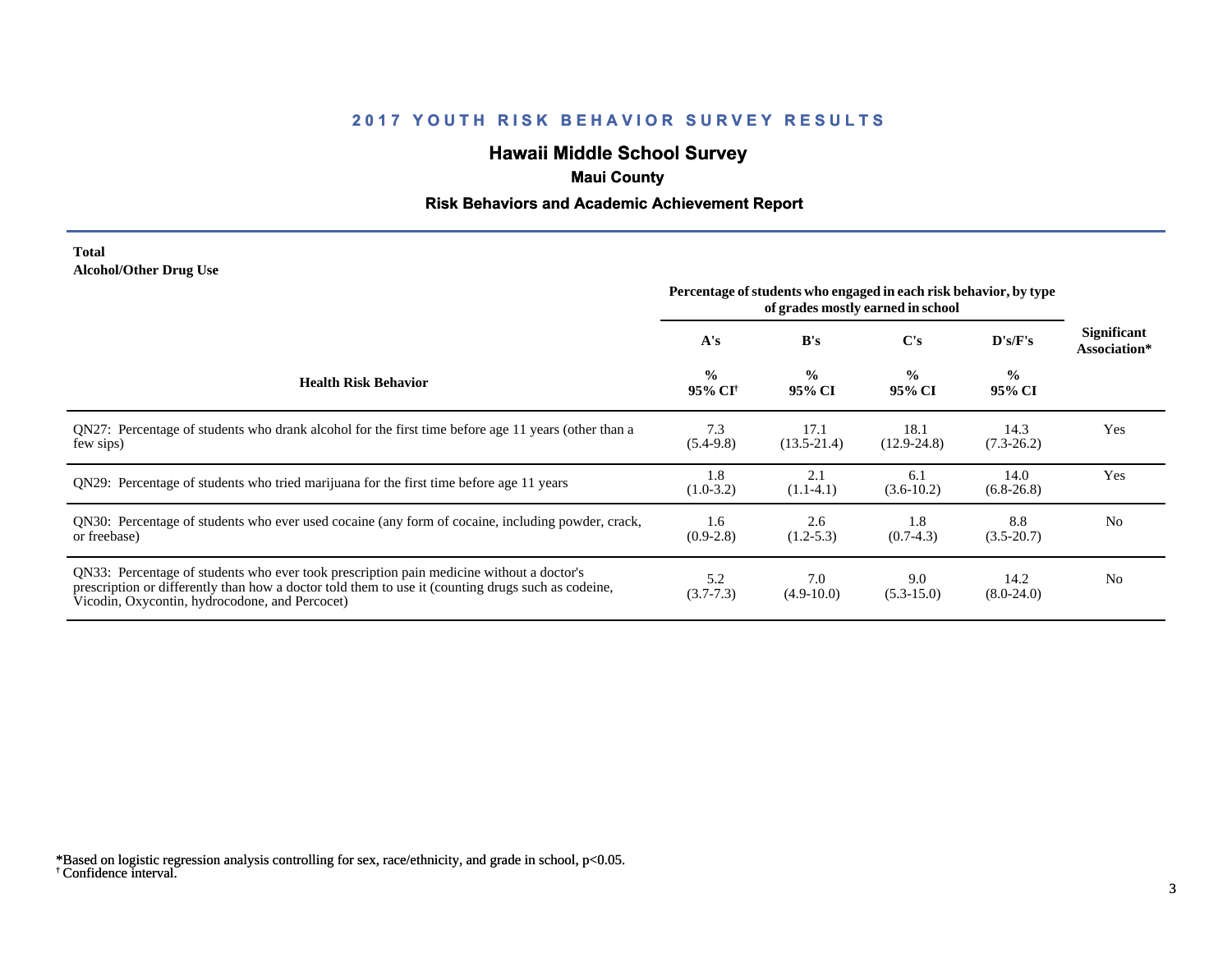## 2017 YOUTH RISK BEHAVIOR SURVEY RESULTS

### Hawaii Middle School Survey

**Maui County**

**Risk Behaviors and Academic Achievement Report**

**Total**
**Alcohol/Other Drug Use**

| Health Risk Behavior | Percentage of students who engaged in each risk behavior, by type of grades mostly earned in school | | | | Significant Association* |
|---|---|---|---|---|---|
| | A's | B's | C's | D's/F's | |
| | % 95% CI[†] | % 95% CI | % 95% CI | % 95% CI | |
| QN27: Percentage of students who drank alcohol for the first time before age 11 years (other than a few sips) | 7.3 (5.4-9.8) | 17.1 (13.5-21.4) | 18.1 (12.9-24.8) | 14.3 (7.3-26.2) | Yes |
| QN29: Percentage of students who tried marijuana for the first time before age 11 years | 1.8 (1.0-3.2) | 2.1 (1.1-4.1) | 6.1 (3.6-10.2) | 14.0 (6.8-26.8) | Yes |
| QN30: Percentage of students who ever used cocaine (any form of cocaine, including powder, crack, or freebase) | 1.6 (0.9-2.8) | 2.6 (1.2-5.3) | 1.8 (0.7-4.3) | 8.8 (3.5-20.7) | No |
| QN33: Percentage of students who ever took prescription pain medicine without a doctor's prescription or differently than how a doctor told them to use it (counting drugs such as codeine, Vicodin, Oxycontin, hydrocodone, and Percocet) | 5.2 (3.7-7.3) | 7.0 (4.9-10.0) | 9.0 (5.3-15.0) | 14.2 (8.0-24.0) | No |

*Based on logistic regression analysis controlling for sex, race/ethnicity, and grade in school, $p<0.05$.
[†] Confidence interval.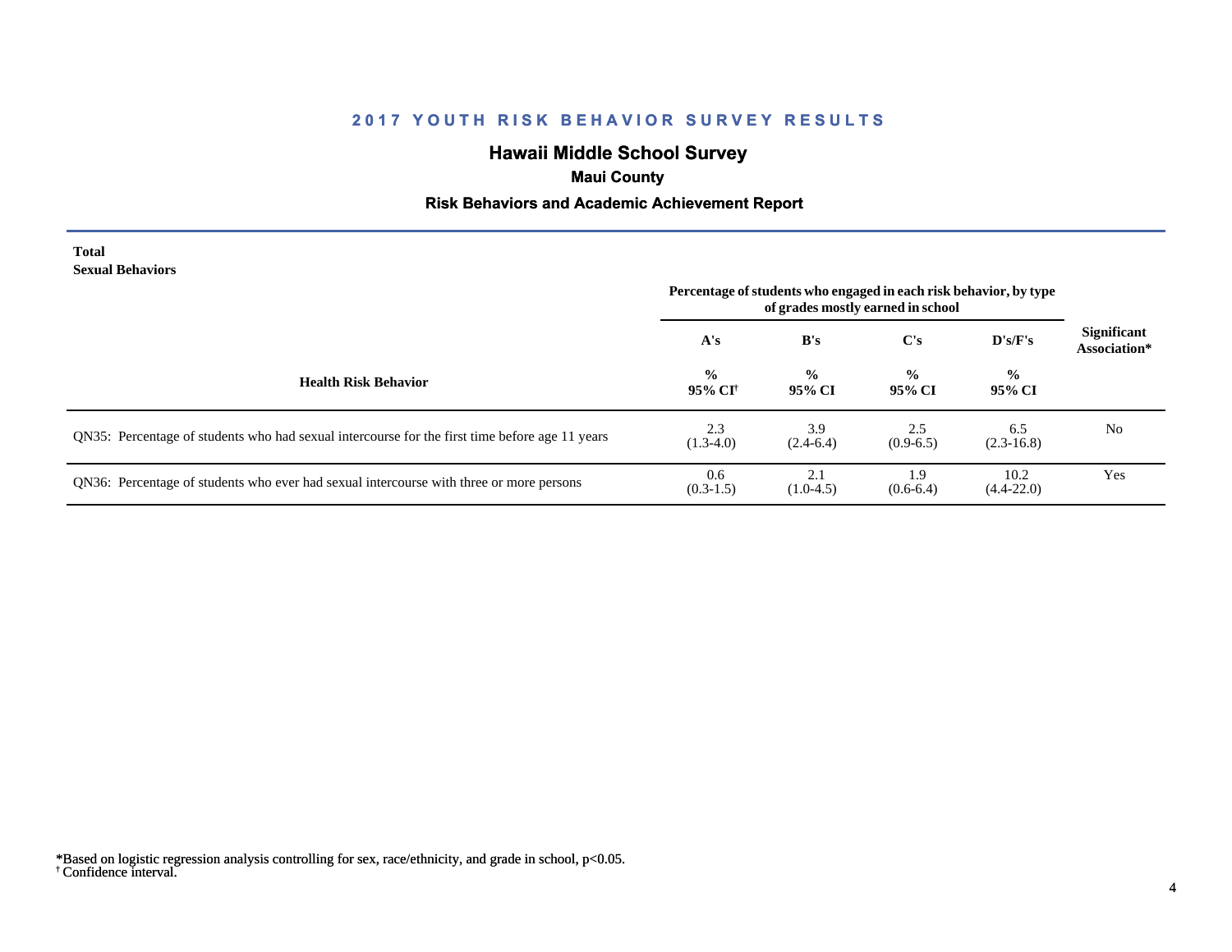## 2017 YOUTH RISK BEHAVIOR SURVEY RESULTS

### Hawaii Middle School Survey

**Maui County**

**Risk Behaviors and Academic Achievement Report**

**Total**
**Sexual Behaviors**

| Health Risk Behavior | Percentage of students who engaged in each risk behavior, by type of grades mostly earned in school | | | | Significant Association* |
|---|---|---|---|---|---|
| | A's | B's | C's | D's/F's | |
| | % 95% CI[†] | % 95% CI | % 95% CI | % 95% CI | |
| QN35: Percentage of students who had sexual intercourse for the first time before age 11 years | 2.3 (1.3-4.0) | 3.9 (2.4-6.4) | 2.5 (0.9-6.5) | 6.5 (2.3-16.8) | No |
| QN36: Percentage of students who ever had sexual intercourse with three or more persons | 0.6 (0.3-1.5) | 2.1 (1.0-4.5) | 1.9 (0.6-6.4) | 10.2 (4.4-22.0) | Yes |

*Based on logistic regression analysis controlling for sex, race/ethnicity, and grade in school, $p<0.05$.
[†] Confidence interval.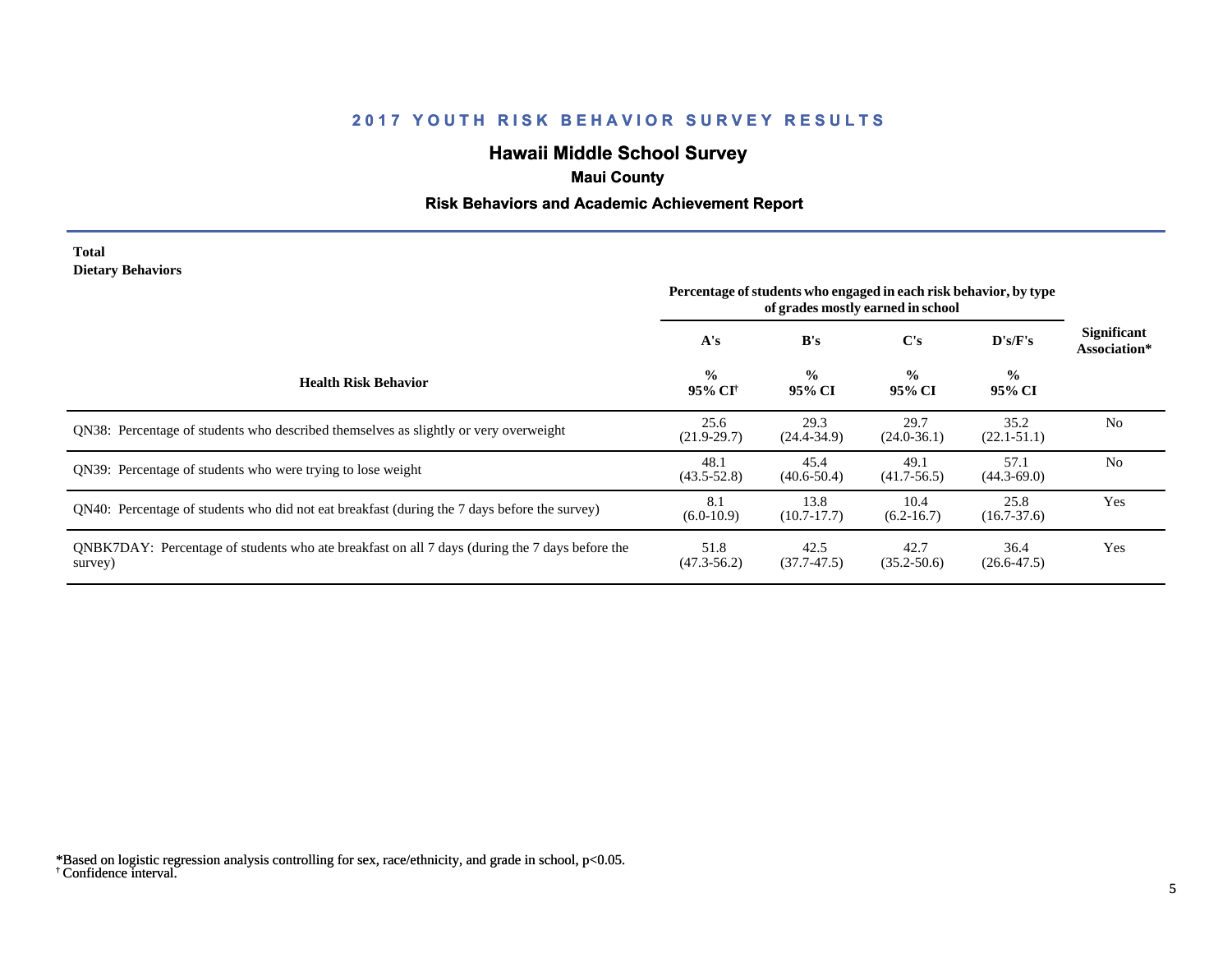# 2017 YOUTH RISK BEHAVIOR SURVEY RESULTS

## Hawaii Middle School Survey

### Maui County

### Risk Behaviors and Academic Achievement Report

**Total**
**Dietary Behaviors**

| Health Risk Behavior | Percentage of students who engaged in each risk behavior, by type of grades mostly earned in school | | | | Significant Association* |
|---|---|---|---|---|---|
| | A's | B's | C's | D's/F's | |
| | % 95% CI[†] | % 95% CI | % 95% CI | % 95% CI | |
| QN38: Percentage of students who described themselves as slightly or very overweight | 25.6 (21.9-29.7) | 29.3 (24.4-34.9) | 29.7 (24.0-36.1) | 35.2 (22.1-51.1) | No |
| QN39: Percentage of students who were trying to lose weight | 48.1 (43.5-52.8) | 45.4 (40.6-50.4) | 49.1 (41.7-56.5) | 57.1 (44.3-69.0) | No |
| QN40: Percentage of students who did not eat breakfast (during the 7 days before the survey) | 8.1 (6.0-10.9) | 13.8 (10.7-17.7) | 10.4 (6.2-16.7) | 25.8 (16.7-37.6) | Yes |
| QNBK7DAY: Percentage of students who ate breakfast on all 7 days (during the 7 days before the survey) | 51.8 (47.3-56.2) | 42.5 (37.7-47.5) | 42.7 (35.2-50.6) | 36.4 (26.6-47.5) | Yes |

*Based on logistic regression analysis controlling for sex, race/ethnicity, and grade in school, $p<0.05$.
[†] Confidence interval.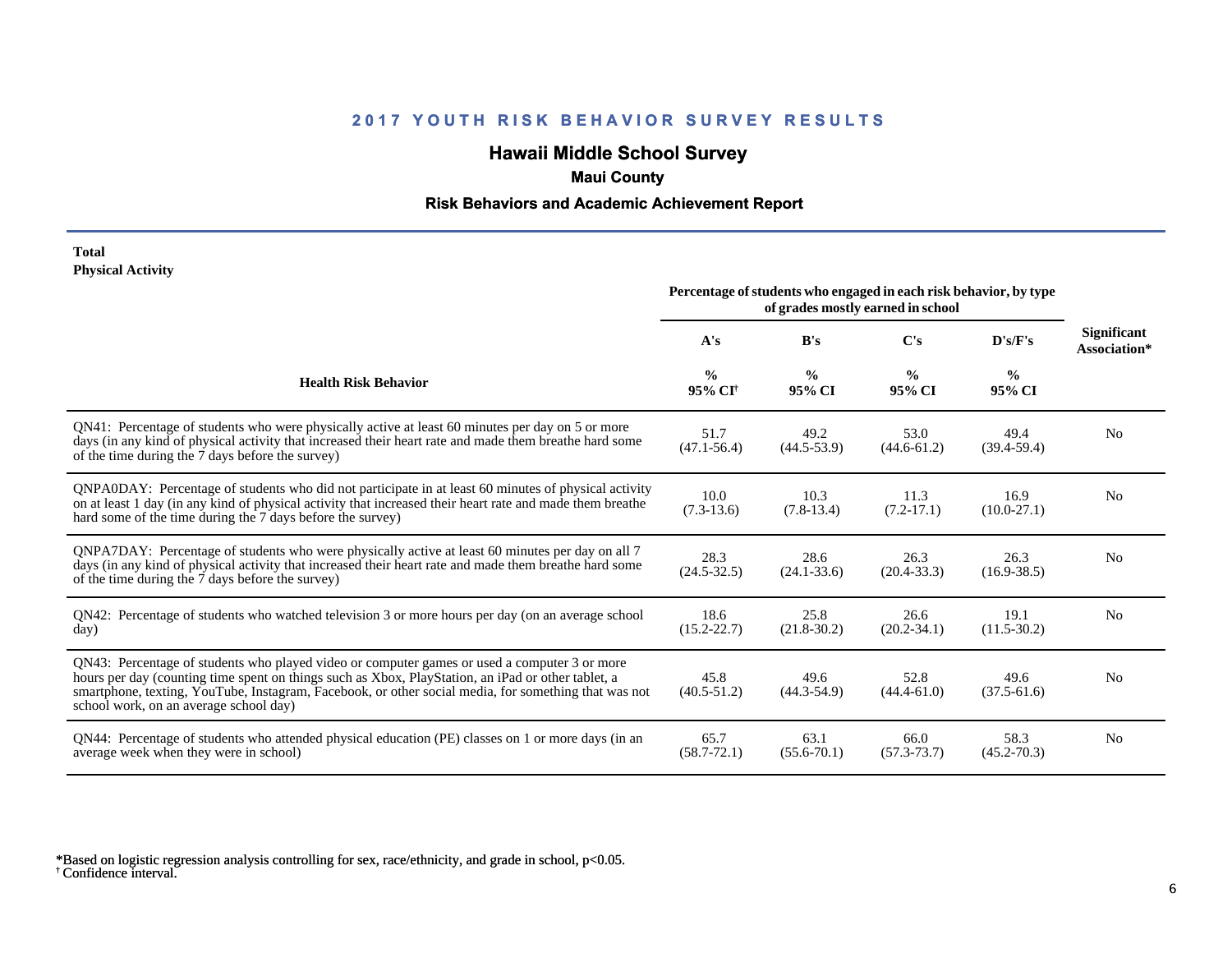# 2017 YOUTH RISK BEHAVIOR SURVEY RESULTS

## Hawaii Middle School Survey

### Maui County

### Risk Behaviors and Academic Achievement Report

**Total**
**Physical Activity**

| Health Risk Behavior | Percentage of students who engaged in each risk behavior, by type of grades mostly earned in school | | | | Significant Association* |
|---|---|---|---|---|---|
| | A's | B's | C's | D's/F's | |
| | % 95% CI[†] | % 95% CI | % 95% CI | % 95% CI | |
| QN41: Percentage of students who were physically active at least 60 minutes per day on 5 or more days (in any kind of physical activity that increased their heart rate and made them breathe hard some of the time during the 7 days before the survey) | 51.7 (47.1-56.4) | 49.2 (44.5-53.9) | 53.0 (44.6-61.2) | 49.4 (39.4-59.4) | No |
| QNPA0DAY: Percentage of students who did not participate in at least 60 minutes of physical activity on at least 1 day (in any kind of physical activity that increased their heart rate and made them breathe hard some of the time during the 7 days before the survey) | 10.0 (7.3-13.6) | 10.3 (7.8-13.4) | 11.3 (7.2-17.1) | 16.9 (10.0-27.1) | No |
| QNPA7DAY: Percentage of students who were physically active at least 60 minutes per day on all 7 days (in any kind of physical activity that increased their heart rate and made them breathe hard some of the time during the 7 days before the survey) | 28.3 (24.5-32.5) | 28.6 (24.1-33.6) | 26.3 (20.4-33.3) | 26.3 (16.9-38.5) | No |
| QN42: Percentage of students who watched television 3 or more hours per day (on an average school day) | 18.6 (15.2-22.7) | 25.8 (21.8-30.2) | 26.6 (20.2-34.1) | 19.1 (11.5-30.2) | No |
| QN43: Percentage of students who played video or computer games or used a computer 3 or more hours per day (counting time spent on things such as Xbox, PlayStation, an iPad or other tablet, a smartphone, texting, YouTube, Instagram, Facebook, or other social media, for something that was not school work, on an average school day) | 45.8 (40.5-51.2) | 49.6 (44.3-54.9) | 52.8 (44.4-61.0) | 49.6 (37.5-61.6) | No |
| QN44: Percentage of students who attended physical education (PE) classes on 1 or more days (in an average week when they were in school) | 65.7 (58.7-72.1) | 63.1 (55.6-70.1) | 66.0 (57.3-73.7) | 58.3 (45.2-70.3) | No |

*Based on logistic regression analysis controlling for sex, race/ethnicity, and grade in school, $p<0.05$.
[†] Confidence interval.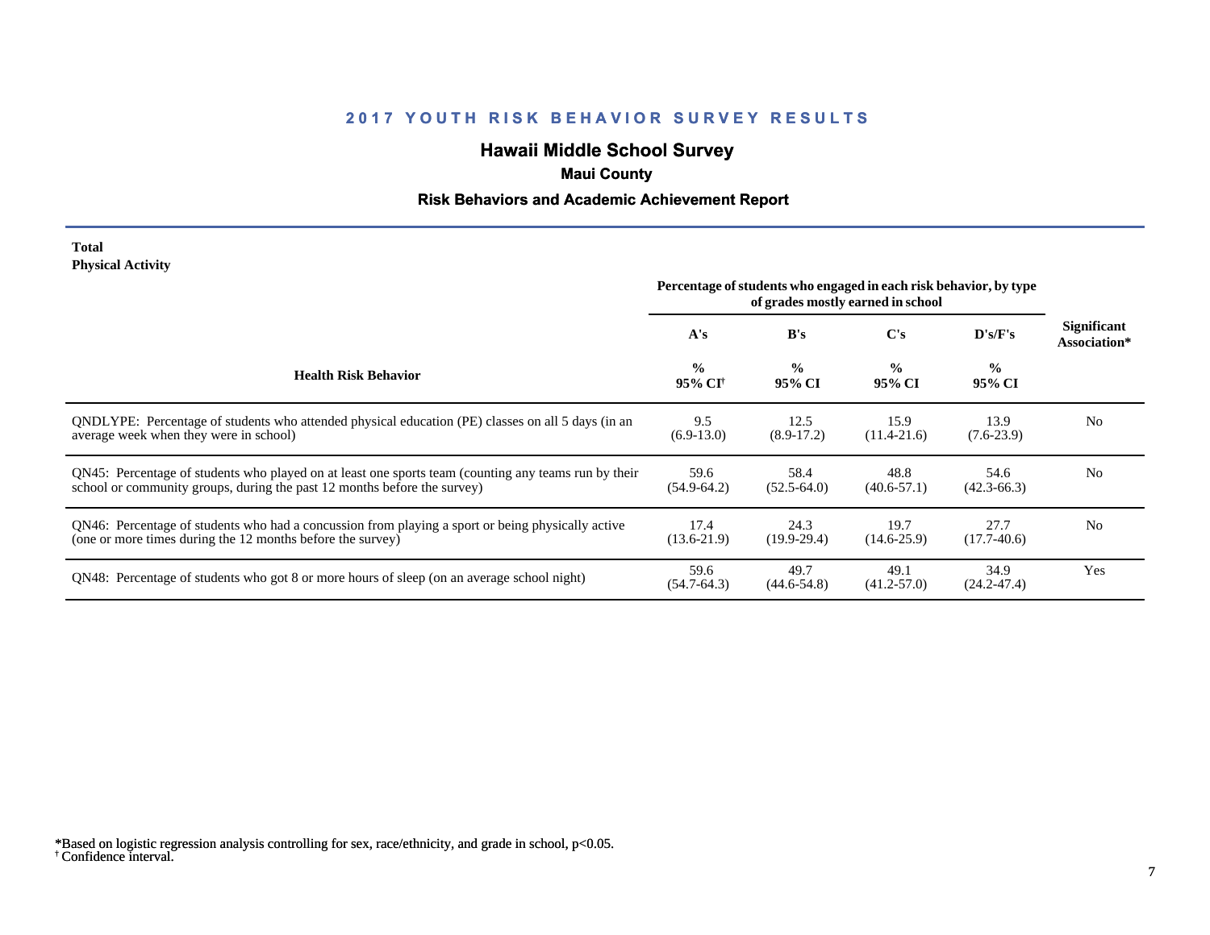## 2017 YOUTH RISK BEHAVIOR SURVEY RESULTS

### Hawaii Middle School Survey

**Maui County**

**Risk Behaviors and Academic Achievement Report**

**Total**
**Physical Activity**

| Health Risk Behavior | Percentage of students who engaged in each risk behavior, by type of grades mostly earned in school | | | | Significant Association* |
|---|---|---|---|---|---|
| | A's<br>%<br>95% CI[†] | B's<br>%<br>95% CI | C's<br>%<br>95% CI | D's/F's<br>%<br>95% CI | |
| QNDLYPE: Percentage of students who attended physical education (PE) classes on all 5 days (in an average week when they were in school) | 9.5<br>(6.9-13.0) | 12.5<br>(8.9-17.2) | 15.9<br>(11.4-21.6) | 13.9<br>(7.6-23.9) | No |
| QN45: Percentage of students who played on at least one sports team (counting any teams run by their school or community groups, during the past 12 months before the survey) | 59.6<br>(54.9-64.2) | 58.4<br>(52.5-64.0) | 48.8<br>(40.6-57.1) | 54.6<br>(42.3-66.3) | No |
| QN46: Percentage of students who had a concussion from playing a sport or being physically active (one or more times during the 12 months before the survey) | 17.4<br>(13.6-21.9) | 24.3<br>(19.9-29.4) | 19.7<br>(14.6-25.9) | 27.7<br>(17.7-40.6) | No |
| QN48: Percentage of students who got 8 or more hours of sleep (on an average school night) | 59.6<br>(54.7-64.3) | 49.7<br>(44.6-54.8) | 49.1<br>(41.2-57.0) | 34.9<br>(24.2-47.4) | Yes |

*Based on logistic regression analysis controlling for sex, race/ethnicity, and grade in school, $p<0.05$.
[†] Confidence interval.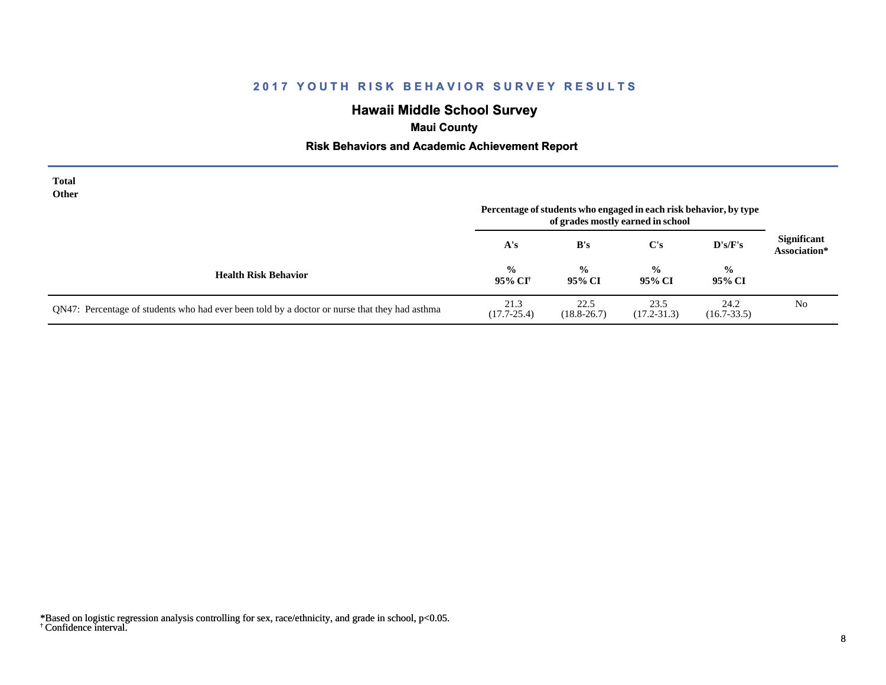## 2017 YOUTH RISK BEHAVIOR SURVEY RESULTS

### Hawaii Middle School Survey

**Maui County**

**Risk Behaviors and Academic Achievement Report**

**Total**
**Other**

| Health Risk Behavior | A's % 95% CI† | B's % 95% CI | C's % 95% CI | D's/F's % 95% CI | Significant Association* |
|---|---|---|---|---|---|
| | Percentage of students who engaged in each risk behavior, by type of grades mostly earned in school | | | | |
| QN47: Percentage of students who had ever been told by a doctor or nurse that they had asthma | 21.3 (17.7-25.4) | 22.5 (18.8-26.7) | 23.5 (17.2-31.3) | 24.2 (16.7-33.5) | No |

*Based on logistic regression analysis controlling for sex, race/ethnicity, and grade in school, $p<0.05$.
† Confidence interval.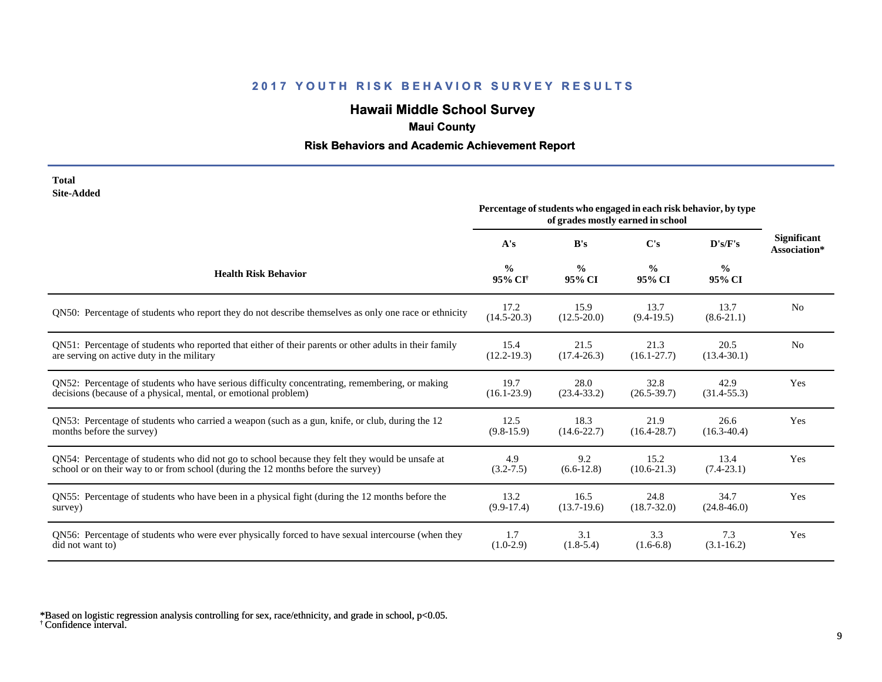# 2017 YOUTH RISK BEHAVIOR SURVEY RESULTS

## Hawaii Middle School Survey

### Maui County

### Risk Behaviors and Academic Achievement Report

**Total**
**Site-Added**

| Health Risk Behavior | Percentage of students who engaged in each risk behavior, by type of grades mostly earned in school | | | | Significant Association* |
|---|---|---|---|---|---|
| | A's | B's | C's | D's/F's | |
| | % 95% CI† | % 95% CI | % 95% CI | % 95% CI | |
| QN50: Percentage of students who report they do not describe themselves as only one race or ethnicity | 17.2 (14.5-20.3) | 15.9 (12.5-20.0) | 13.7 (9.4-19.5) | 13.7 (8.6-21.1) | No |
| QN51: Percentage of students who reported that either of their parents or other adults in their family are serving on active duty in the military | 15.4 (12.2-19.3) | 21.5 (17.4-26.3) | 21.3 (16.1-27.7) | 20.5 (13.4-30.1) | No |
| QN52: Percentage of students who have serious difficulty concentrating, remembering, or making decisions (because of a physical, mental, or emotional problem) | 19.7 (16.1-23.9) | 28.0 (23.4-33.2) | 32.8 (26.5-39.7) | 42.9 (31.4-55.3) | Yes |
| QN53: Percentage of students who carried a weapon (such as a gun, knife, or club, during the 12 months before the survey) | 12.5 (9.8-15.9) | 18.3 (14.6-22.7) | 21.9 (16.4-28.7) | 26.6 (16.3-40.4) | Yes |
| QN54: Percentage of students who did not go to school because they felt they would be unsafe at school or on their way to or from school (during the 12 months before the survey) | 4.9 (3.2-7.5) | 9.2 (6.6-12.8) | 15.2 (10.6-21.3) | 13.4 (7.4-23.1) | Yes |
| QN55: Percentage of students who have been in a physical fight (during the 12 months before the survey) | 13.2 (9.9-17.4) | 16.5 (13.7-19.6) | 24.8 (18.7-32.0) | 34.7 (24.8-46.0) | Yes |
| QN56: Percentage of students who were ever physically forced to have sexual intercourse (when they did not want to) | 1.7 (1.0-2.9) | 3.1 (1.8-5.4) | 3.3 (1.6-6.8) | 7.3 (3.1-16.2) | Yes |

*Based on logistic regression analysis controlling for sex, race/ethnicity, and grade in school, $p<0.05$.
† Confidence interval.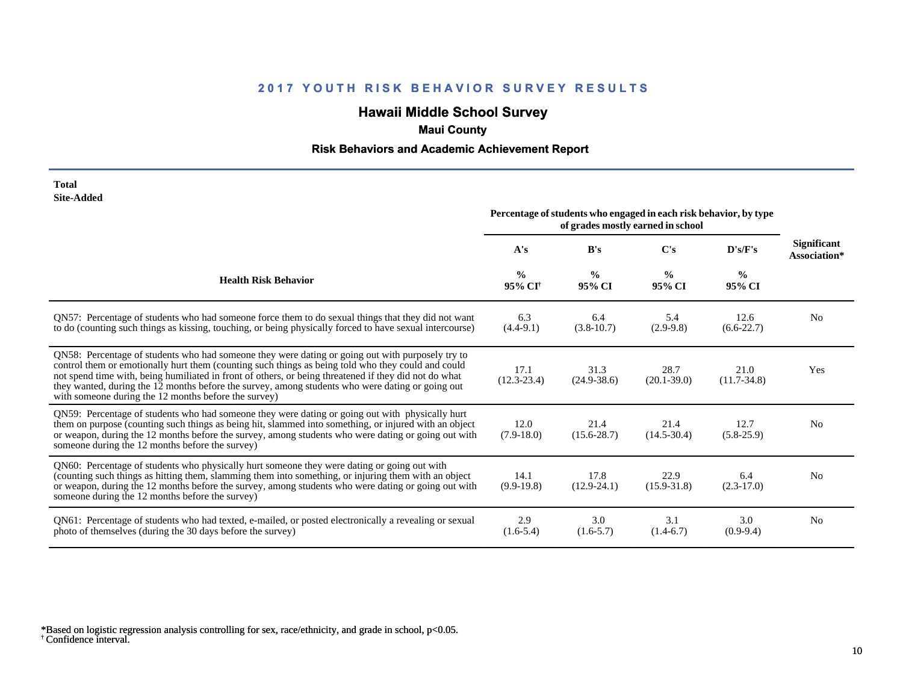## 2017 YOUTH RISK BEHAVIOR SURVEY RESULTS

### Hawaii Middle School Survey

**Maui County**

**Risk Behaviors and Academic Achievement Report**

**Total**
**Site-Added**

| Health Risk Behavior | A's % 95% CI[†] | B's % 95% CI | C's % 95% CI | D's/F's % 95% CI | Significant Association* |
|---|---|---|---|---|---|
| | Percentage of students who engaged in each risk behavior, by type of grades mostly earned in school | | | | |
| QN57: Percentage of students who had someone force them to do sexual things that they did not want to do (counting such things as kissing, touching, or being physically forced to have sexual intercourse) | 6.3 (4.4-9.1) | 6.4 (3.8-10.7) | 5.4 (2.9-9.8) | 12.6 (6.6-22.7) | No |
| QN58: Percentage of students who had someone they were dating or going out with purposely try to control them or emotionally hurt them (counting such things as being told who they could and could not spend time with, being humiliated in front of others, or being threatened if they did not do what they wanted, during the 12 months before the survey, among students who were dating or going out with someone during the 12 months before the survey) | 17.1 (12.3-23.4) | 31.3 (24.9-38.6) | 28.7 (20.1-39.0) | 21.0 (11.7-34.8) | Yes |
| QN59: Percentage of students who had someone they were dating or going out with physically hurt them on purpose (counting such things as being hit, slammed into something, or injured with an object or weapon, during the 12 months before the survey, among students who were dating or going out with someone during the 12 months before the survey) | 12.0 (7.9-18.0) | 21.4 (15.6-28.7) | 21.4 (14.5-30.4) | 12.7 (5.8-25.9) | No |
| QN60: Percentage of students who physically hurt someone they were dating or going out with (counting such things as hitting them, slamming them into something, or injuring them with an object or weapon, during the 12 months before the survey, among students who were dating or going out with someone during the 12 months before the survey) | 14.1 (9.9-19.8) | 17.8 (12.9-24.1) | 22.9 (15.9-31.8) | 6.4 (2.3-17.0) | No |
| QN61: Percentage of students who had texted, e-mailed, or posted electronically a revealing or sexual photo of themselves (during the 30 days before the survey) | 2.9 (1.6-5.4) | 3.0 (1.6-5.7) | 3.1 (1.4-6.7) | 3.0 (0.9-9.4) | No |

*Based on logistic regression analysis controlling for sex, race/ethnicity, and grade in school, $p<0.05$.
[†] Confidence interval.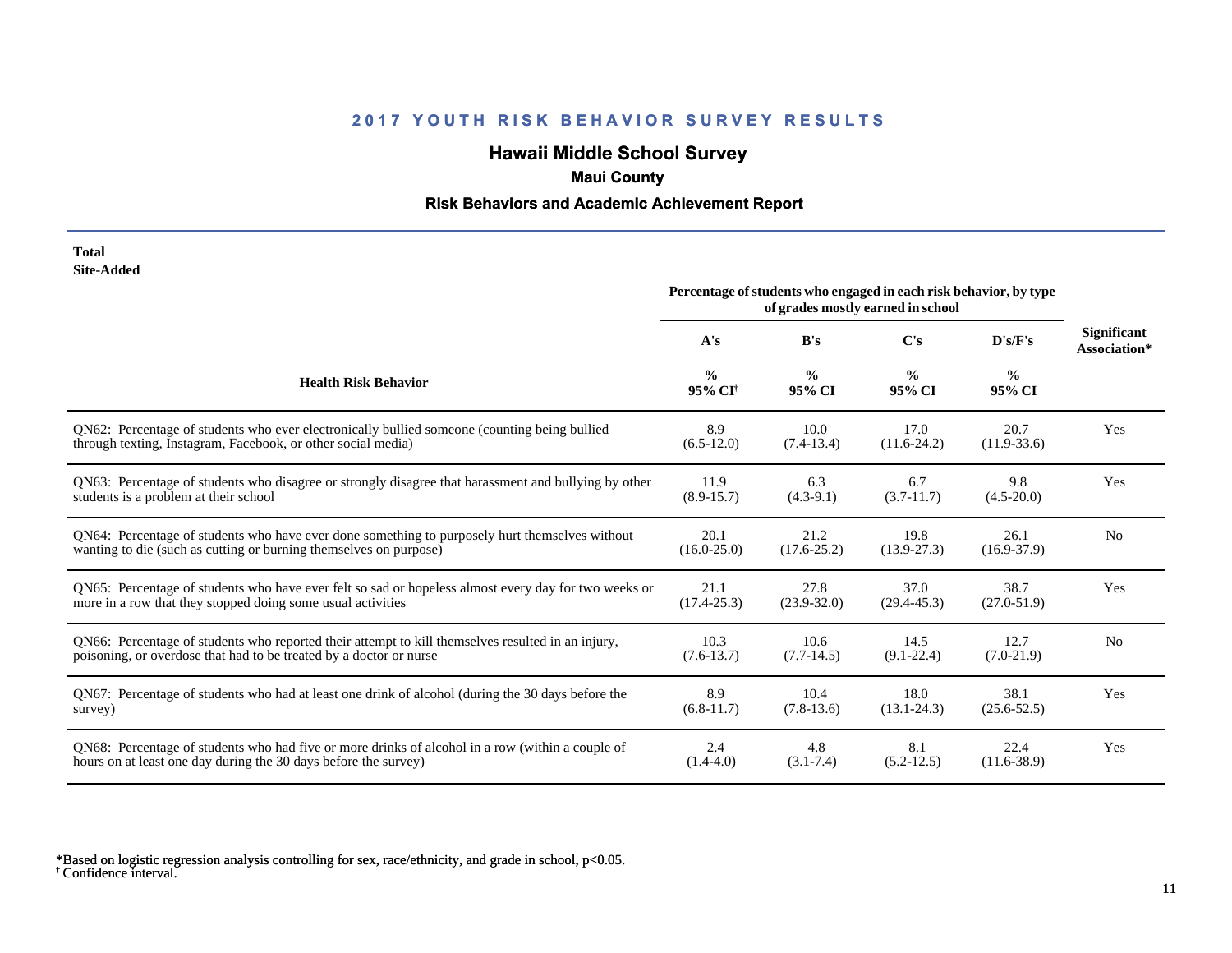## 2017 YOUTH RISK BEHAVIOR SURVEY RESULTS

### Hawaii Middle School Survey

**Maui County**

**Risk Behaviors and Academic Achievement Report**

**Total**
**Site-Added**

| Health Risk Behavior | Percentage of students who engaged in each risk behavior, by type of grades mostly earned in school | | | | Significant Association* |
|---|---|---|---|---|---|
| | A's | B's | C's | D's/F's | |
| | % 95% CI[†] | % 95% CI | % 95% CI | % 95% CI | |
| QN62: Percentage of students who ever electronically bullied someone (counting being bullied through texting, Instagram, Facebook, or other social media) | 8.9 (6.5-12.0) | 10.0 (7.4-13.4) | 17.0 (11.6-24.2) | 20.7 (11.9-33.6) | Yes |
| QN63: Percentage of students who disagree or strongly disagree that harassment and bullying by other students is a problem at their school | 11.9 (8.9-15.7) | 6.3 (4.3-9.1) | 6.7 (3.7-11.7) | 9.8 (4.5-20.0) | Yes |
| QN64: Percentage of students who have ever done something to purposely hurt themselves without wanting to die (such as cutting or burning themselves on purpose) | 20.1 (16.0-25.0) | 21.2 (17.6-25.2) | 19.8 (13.9-27.3) | 26.1 (16.9-37.9) | No |
| QN65: Percentage of students who have ever felt so sad or hopeless almost every day for two weeks or more in a row that they stopped doing some usual activities | 21.1 (17.4-25.3) | 27.8 (23.9-32.0) | 37.0 (29.4-45.3) | 38.7 (27.0-51.9) | Yes |
| QN66: Percentage of students who reported their attempt to kill themselves resulted in an injury, poisoning, or overdose that had to be treated by a doctor or nurse | 10.3 (7.6-13.7) | 10.6 (7.7-14.5) | 14.5 (9.1-22.4) | 12.7 (7.0-21.9) | No |
| QN67: Percentage of students who had at least one drink of alcohol (during the 30 days before the survey) | 8.9 (6.8-11.7) | 10.4 (7.8-13.6) | 18.0 (13.1-24.3) | 38.1 (25.6-52.5) | Yes |
| QN68: Percentage of students who had five or more drinks of alcohol in a row (within a couple of hours on at least one day during the 30 days before the survey) | 2.4 (1.4-4.0) | 4.8 (3.1-7.4) | 8.1 (5.2-12.5) | 22.4 (11.6-38.9) | Yes |

*Based on logistic regression analysis controlling for sex, race/ethnicity, and grade in school, $p<0.05$.
† Confidence interval.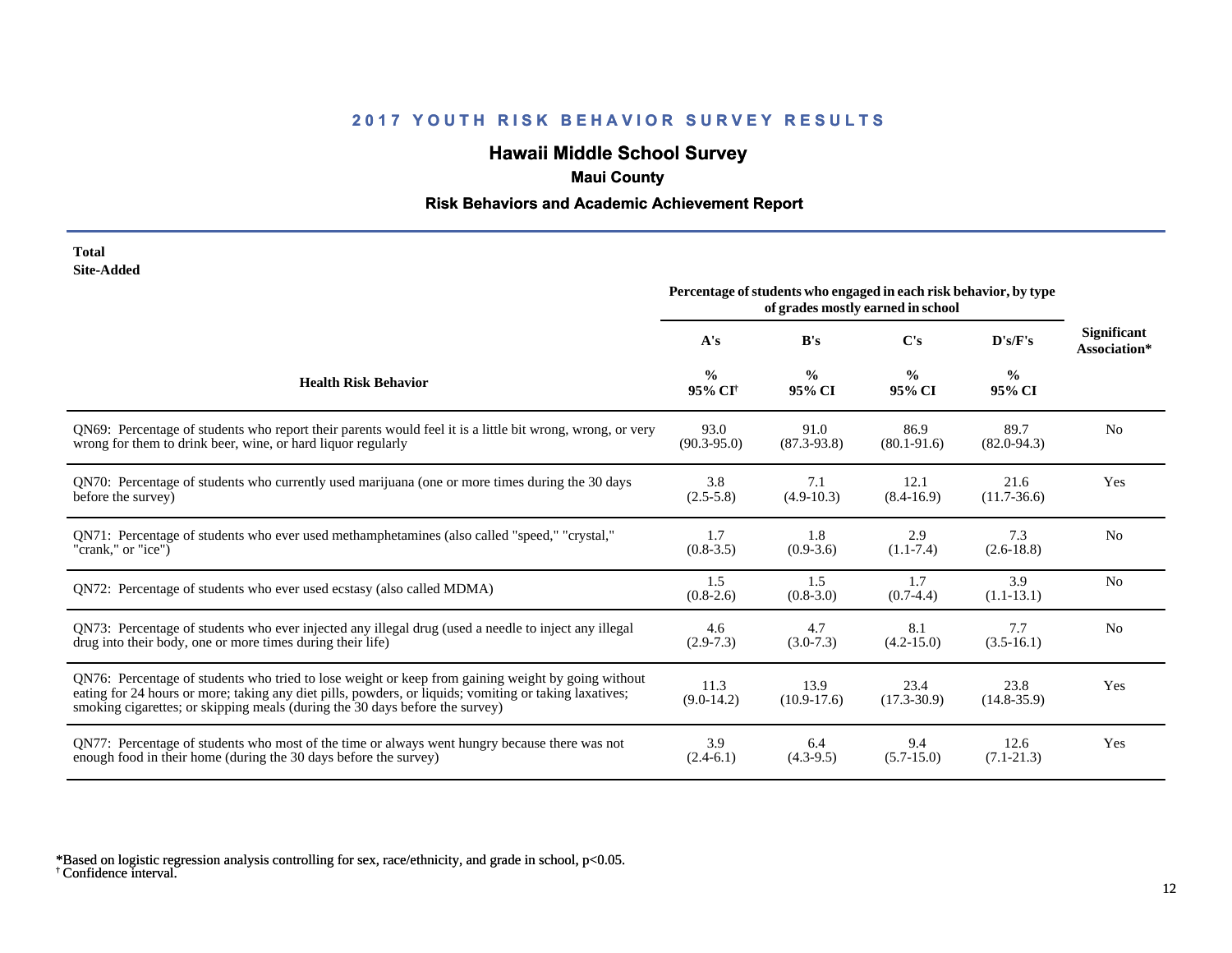## 2017 YOUTH RISK BEHAVIOR SURVEY RESULTS

### Hawaii Middle School Survey

**Maui County**

**Risk Behaviors and Academic Achievement Report**

**Total**
**Site-Added**

| Health Risk Behavior | Percentage of students who engaged in each risk behavior, by type of grades mostly earned in school | | | | Significant Association* |
|---|---|---|---|---|---|
| | A's | B's | C's | D's/F's | |
| | % 95% CI[†] | % 95% CI | % 95% CI | % 95% CI | |
| QN69: Percentage of students who report their parents would feel it is a little bit wrong, wrong, or very wrong for them to drink beer, wine, or hard liquor regularly | 93.0 (90.3-95.0) | 91.0 (87.3-93.8) | 86.9 (80.1-91.6) | 89.7 (82.0-94.3) | No |
| QN70: Percentage of students who currently used marijuana (one or more times during the 30 days before the survey) | 3.8 (2.5-5.8) | 7.1 (4.9-10.3) | 12.1 (8.4-16.9) | 21.6 (11.7-36.6) | Yes |
| QN71: Percentage of students who ever used methamphetamines (also called "speed," "crystal," "crank," or "ice") | 1.7 (0.8-3.5) | 1.8 (0.9-3.6) | 2.9 (1.1-7.4) | 7.3 (2.6-18.8) | No |
| QN72: Percentage of students who ever used ecstasy (also called MDMA) | 1.5 (0.8-2.6) | 1.5 (0.8-3.0) | 1.7 (0.7-4.4) | 3.9 (1.1-13.1) | No |
| QN73: Percentage of students who ever injected any illegal drug (used a needle to inject any illegal drug into their body, one or more times during their life) | 4.6 (2.9-7.3) | 4.7 (3.0-7.3) | 8.1 (4.2-15.0) | 7.7 (3.5-16.1) | No |
| QN76: Percentage of students who tried to lose weight or keep from gaining weight by going without eating for 24 hours or more; taking any diet pills, powders, or liquids; vomiting or taking laxatives; smoking cigarettes; or skipping meals (during the 30 days before the survey) | 11.3 (9.0-14.2) | 13.9 (10.9-17.6) | 23.4 (17.3-30.9) | 23.8 (14.8-35.9) | Yes |
| QN77: Percentage of students who most of the time or always went hungry because there was not enough food in their home (during the 30 days before the survey) | 3.9 (2.4-6.1) | 6.4 (4.3-9.5) | 9.4 (5.7-15.0) | 12.6 (7.1-21.3) | Yes |

*Based on logistic regression analysis controlling for sex, race/ethnicity, and grade in school, $p<0.05$.
[†] Confidence interval.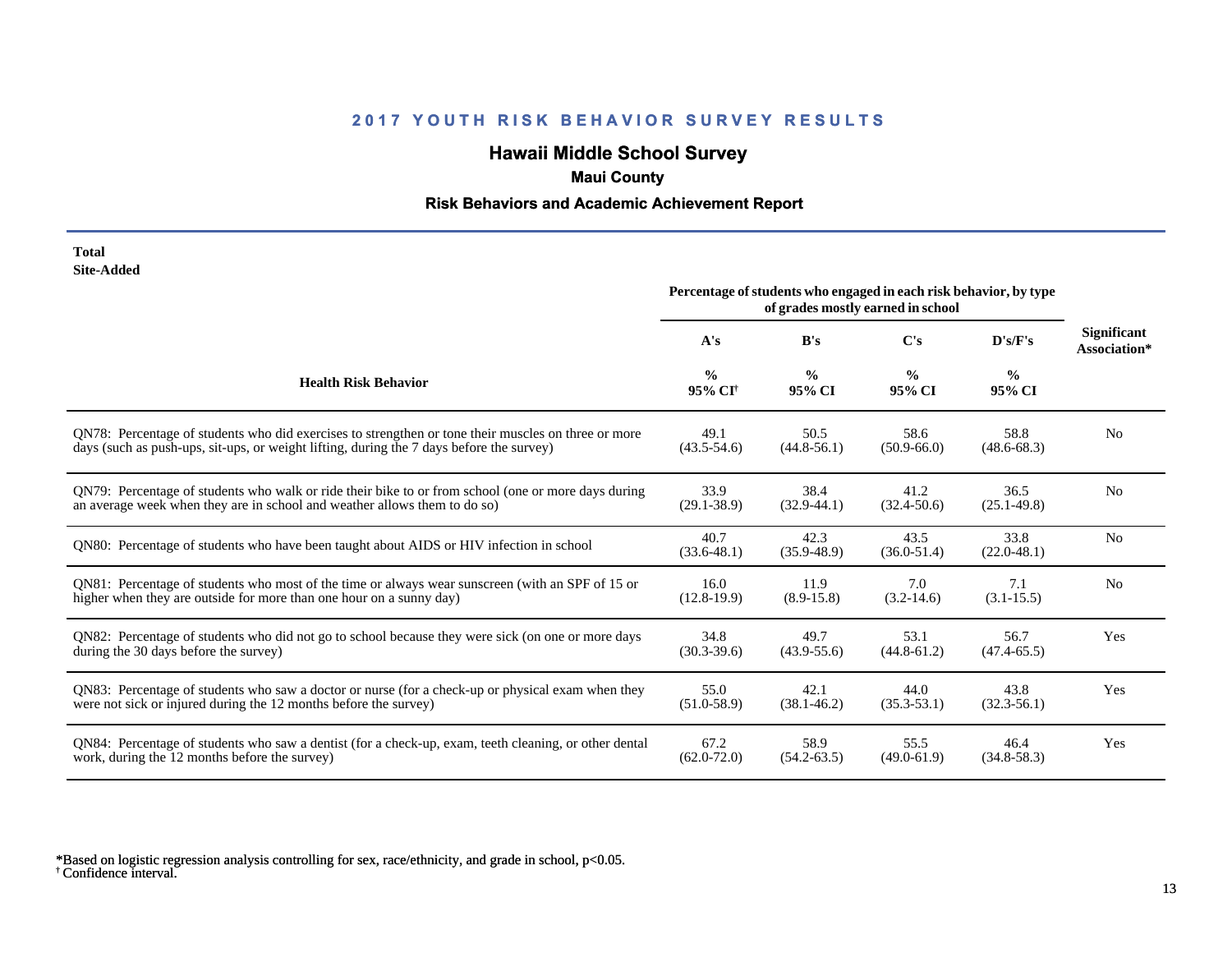## 2017 YOUTH RISK BEHAVIOR SURVEY RESULTS

### Hawaii Middle School Survey

### Maui County

### Risk Behaviors and Academic Achievement Report

**Total**
**Site-Added**

| Health Risk Behavior | Percentage of students who engaged in each risk behavior, by type of grades mostly earned in school | | | | Significant Association* |
|---|---|---|---|---|---|
| | A's | B's | C's | D's/F's | |
| | % 95% CI[†] | % 95% CI | % 95% CI | % 95% CI | |
| QN78: Percentage of students who did exercises to strengthen or tone their muscles on three or more days (such as push-ups, sit-ups, or weight lifting, during the 7 days before the survey) | 49.1 (43.5-54.6) | 50.5 (44.8-56.1) | 58.6 (50.9-66.0) | 58.8 (48.6-68.3) | No |
| QN79: Percentage of students who walk or ride their bike to or from school (one or more days during an average week when they are in school and weather allows them to do so) | 33.9 (29.1-38.9) | 38.4 (32.9-44.1) | 41.2 (32.4-50.6) | 36.5 (25.1-49.8) | No |
| QN80: Percentage of students who have been taught about AIDS or HIV infection in school | 40.7 (33.6-48.1) | 42.3 (35.9-48.9) | 43.5 (36.0-51.4) | 33.8 (22.0-48.1) | No |
| QN81: Percentage of students who most of the time or always wear sunscreen (with an SPF of 15 or higher when they are outside for more than one hour on a sunny day) | 16.0 (12.8-19.9) | 11.9 (8.9-15.8) | 7.0 (3.2-14.6) | 7.1 (3.1-15.5) | No |
| QN82: Percentage of students who did not go to school because they were sick (on one or more days during the 30 days before the survey) | 34.8 (30.3-39.6) | 49.7 (43.9-55.6) | 53.1 (44.8-61.2) | 56.7 (47.4-65.5) | Yes |
| QN83: Percentage of students who saw a doctor or nurse (for a check-up or physical exam when they were not sick or injured during the 12 months before the survey) | 55.0 (51.0-58.9) | 42.1 (38.1-46.2) | 44.0 (35.3-53.1) | 43.8 (32.3-56.1) | Yes |
| QN84: Percentage of students who saw a dentist (for a check-up, exam, teeth cleaning, or other dental work, during the 12 months before the survey) | 67.2 (62.0-72.0) | 58.9 (54.2-63.5) | 55.5 (49.0-61.9) | 46.4 (34.8-58.3) | Yes |

*Based on logistic regression analysis controlling for sex, race/ethnicity, and grade in school, $p<0.05$.
[†] Confidence interval.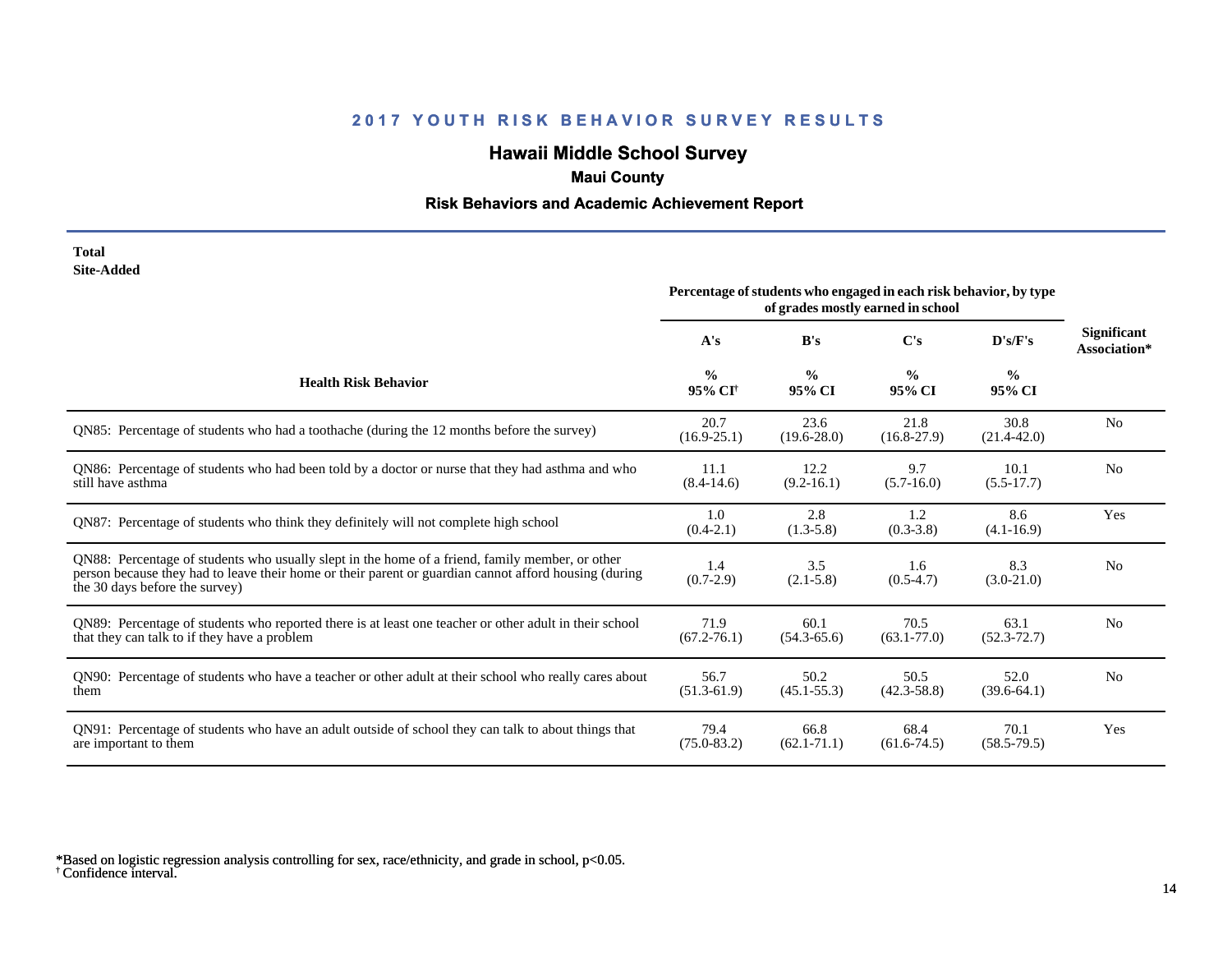## 2017 YOUTH RISK BEHAVIOR SURVEY RESULTS

# Hawaii Middle School Survey

### Maui County

### Risk Behaviors and Academic Achievement Report

**Total**
**Site-Added**

| Health Risk Behavior | Percentage of students who engaged in each risk behavior, by type of grades mostly earned in school | | | | Significant Association* |
|---|---|---|---|---|---|
| | A's | B's | C's | D's/F's | |
| | % 95% CI[†] | % 95% CI | % 95% CI | % 95% CI | |
| QN85: Percentage of students who had a toothache (during the 12 months before the survey) | 20.7 (16.9-25.1) | 23.6 (19.6-28.0) | 21.8 (16.8-27.9) | 30.8 (21.4-42.0) | No |
| QN86: Percentage of students who had been told by a doctor or nurse that they had asthma and who still have asthma | 11.1 (8.4-14.6) | 12.2 (9.2-16.1) | 9.7 (5.7-16.0) | 10.1 (5.5-17.7) | No |
| QN87: Percentage of students who think they definitely will not complete high school | 1.0 (0.4-2.1) | 2.8 (1.3-5.8) | 1.2 (0.3-3.8) | 8.6 (4.1-16.9) | Yes |
| QN88: Percentage of students who usually slept in the home of a friend, family member, or other person because they had to leave their home or their parent or guardian cannot afford housing (during the 30 days before the survey) | 1.4 (0.7-2.9) | 3.5 (2.1-5.8) | 1.6 (0.5-4.7) | 8.3 (3.0-21.0) | No |
| QN89: Percentage of students who reported there is at least one teacher or other adult in their school that they can talk to if they have a problem | 71.9 (67.2-76.1) | 60.1 (54.3-65.6) | 70.5 (63.1-77.0) | 63.1 (52.3-72.7) | No |
| QN90: Percentage of students who have a teacher or other adult at their school who really cares about them | 56.7 (51.3-61.9) | 50.2 (45.1-55.3) | 50.5 (42.3-58.8) | 52.0 (39.6-64.1) | No |
| QN91: Percentage of students who have an adult outside of school they can talk to about things that are important to them | 79.4 (75.0-83.2) | 66.8 (62.1-71.1) | 68.4 (61.6-74.5) | 70.1 (58.5-79.5) | Yes |

*Based on logistic regression analysis controlling for sex, race/ethnicity, and grade in school, $p<0.05$.
[†] Confidence interval.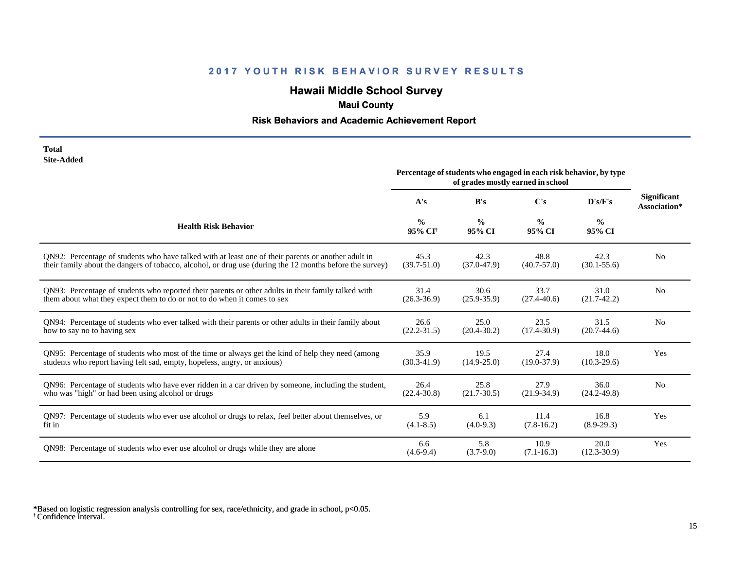## 2017 YOUTH RISK BEHAVIOR SURVEY RESULTS

### Hawaii Middle School Survey

**Maui County**

**Risk Behaviors and Academic Achievement Report**

**Total**
**Site-Added**

| Health Risk Behavior | A's % 95% CI† | B's % 95% CI | C's % 95% CI | D's/F's % 95% CI | Significant Association* |
|---|---|---|---|---|---|
| | *Percentage of students who engaged in each risk behavior, by type of grades mostly earned in school* | | | | |
| QN92: Percentage of students who have talked with at least one of their parents or another adult in their family about the dangers of tobacco, alcohol, or drug use (during the 12 months before the survey) | 45.3 (39.7-51.0) | 42.3 (37.0-47.9) | 48.8 (40.7-57.0) | 42.3 (30.1-55.6) | No |
| QN93: Percentage of students who reported their parents or other adults in their family talked with them about what they expect them to do or not to do when it comes to sex | 31.4 (26.3-36.9) | 30.6 (25.9-35.9) | 33.7 (27.4-40.6) | 31.0 (21.7-42.2) | No |
| QN94: Percentage of students who ever talked with their parents or other adults in their family about how to say no to having sex | 26.6 (22.2-31.5) | 25.0 (20.4-30.2) | 23.5 (17.4-30.9) | 31.5 (20.7-44.6) | No |
| QN95: Percentage of students who most of the time or always get the kind of help they need (among students who report having felt sad, empty, hopeless, angry, or anxious) | 35.9 (30.3-41.9) | 19.5 (14.9-25.0) | 27.4 (19.0-37.9) | 18.0 (10.3-29.6) | Yes |
| QN96: Percentage of students who have ever ridden in a car driven by someone, including the student, who was "high" or had been using alcohol or drugs | 26.4 (22.4-30.8) | 25.8 (21.7-30.5) | 27.9 (21.9-34.9) | 36.0 (24.2-49.8) | No |
| QN97: Percentage of students who ever use alcohol or drugs to relax, feel better about themselves, or fit in | 5.9 (4.1-8.5) | 6.1 (4.0-9.3) | 11.4 (7.8-16.2) | 16.8 (8.9-29.3) | Yes |
| QN98: Percentage of students who ever use alcohol or drugs while they are alone | 6.6 (4.6-9.4) | 5.8 (3.7-9.0) | 10.9 (7.1-16.3) | 20.0 (12.3-30.9) | Yes |

*Based on logistic regression analysis controlling for sex, race/ethnicity, and grade in school, $p<0.05$.
† Confidence interval.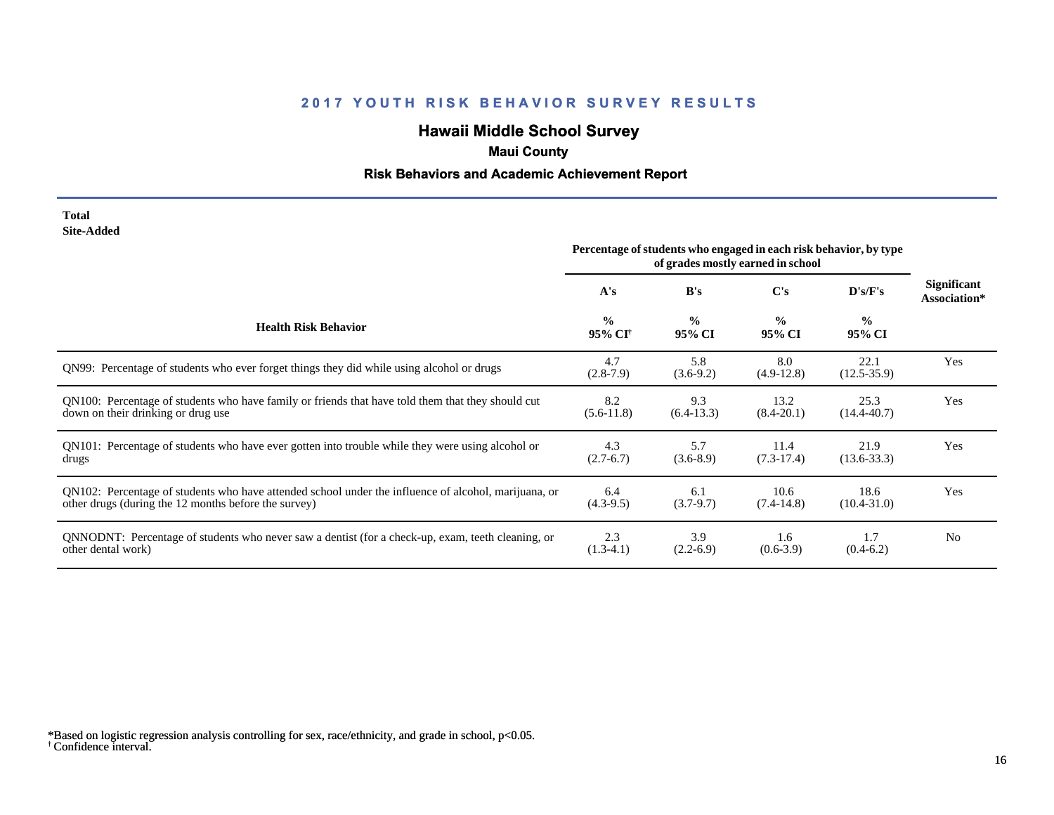## 2017 YOUTH RISK BEHAVIOR SURVEY RESULTS

### Hawaii Middle School Survey

**Maui County**

**Risk Behaviors and Academic Achievement Report**

**Total**
**Site-Added**

| Health Risk Behavior | Percentage of students who engaged in each risk behavior, by type of grades mostly earned in school | | | | Significant Association* |
|---|---|---|---|---|---|
| | A's | B's | C's | D's/F's | |
| | % 95% CI[†] | % 95% CI | % 95% CI | % 95% CI | |
| QN99: Percentage of students who ever forget things they did while using alcohol or drugs | 4.7 (2.8-7.9) | 5.8 (3.6-9.2) | 8.0 (4.9-12.8) | 22.1 (12.5-35.9) | Yes |
| QN100: Percentage of students who have family or friends that have told them that they should cut down on their drinking or drug use | 8.2 (5.6-11.8) | 9.3 (6.4-13.3) | 13.2 (8.4-20.1) | 25.3 (14.4-40.7) | Yes |
| QN101: Percentage of students who have ever gotten into trouble while they were using alcohol or drugs | 4.3 (2.7-6.7) | 5.7 (3.6-8.9) | 11.4 (7.3-17.4) | 21.9 (13.6-33.3) | Yes |
| QN102: Percentage of students who have attended school under the influence of alcohol, marijuana, or other drugs (during the 12 months before the survey) | 6.4 (4.3-9.5) | 6.1 (3.7-9.7) | 10.6 (7.4-14.8) | 18.6 (10.4-31.0) | Yes |
| QNNODNT: Percentage of students who never saw a dentist (for a check-up, exam, teeth cleaning, or other dental work) | 2.3 (1.3-4.1) | 3.9 (2.2-6.9) | 1.6 (0.6-3.9) | 1.7 (0.4-6.2) | No |

*Based on logistic regression analysis controlling for sex, race/ethnicity, and grade in school, $p<0.05$.
[†] Confidence interval.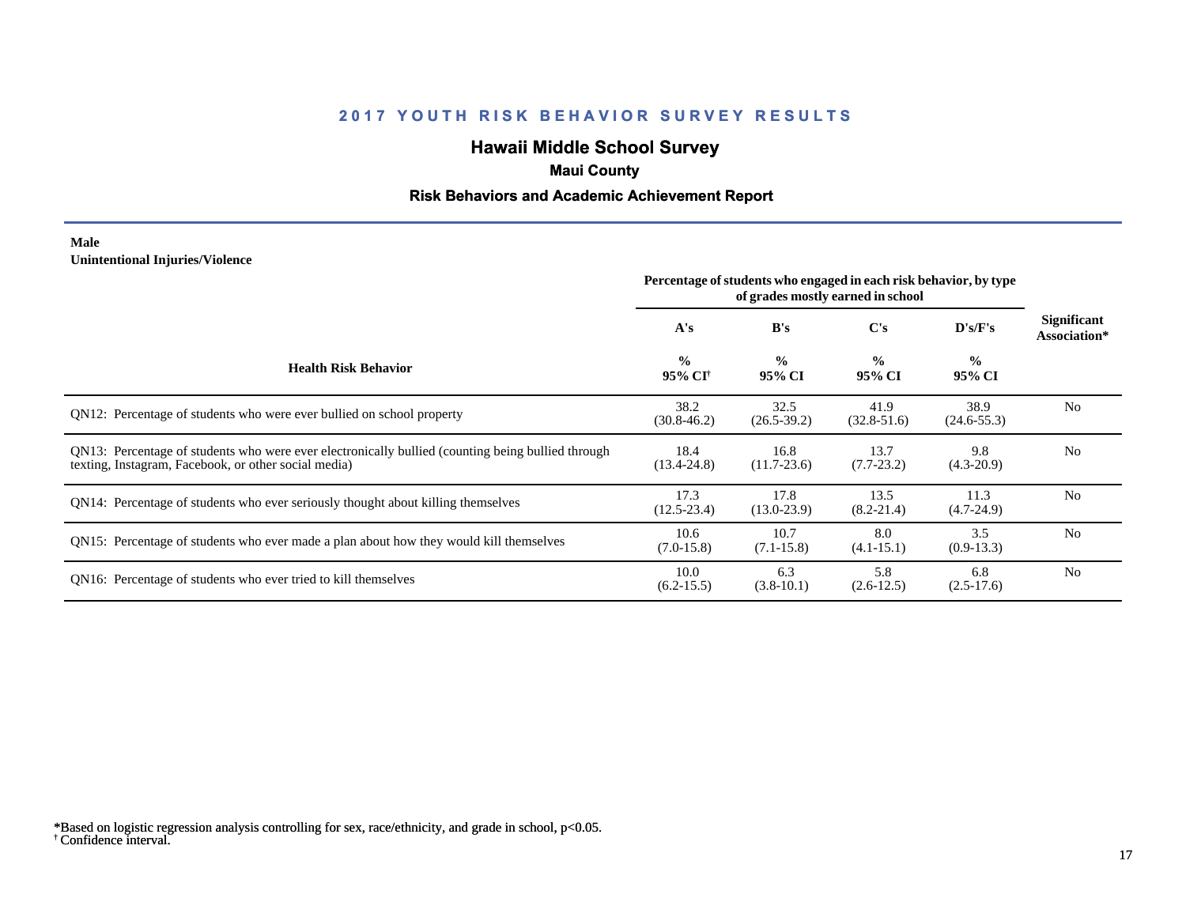## 2017 YOUTH RISK BEHAVIOR SURVEY RESULTS

### Hawaii Middle School Survey

**Maui County**

**Risk Behaviors and Academic Achievement Report**

**Male**
**Unintentional Injuries/Violence**

| Health Risk Behavior | Percentage of students who engaged in each risk behavior, by type of grades mostly earned in school | | | | Significant Association* |
|---|---|---|---|---|---|
| | A's | B's | C's | D's/F's | |
| | % 95% CI[†] | % 95% CI | % 95% CI | % 95% CI | |
| QN12: Percentage of students who were ever bullied on school property | 38.2 (30.8-46.2) | 32.5 (26.5-39.2) | 41.9 (32.8-51.6) | 38.9 (24.6-55.3) | No |
| QN13: Percentage of students who were ever electronically bullied (counting being bullied through texting, Instagram, Facebook, or other social media) | 18.4 (13.4-24.8) | 16.8 (11.7-23.6) | 13.7 (7.7-23.2) | 9.8 (4.3-20.9) | No |
| QN14: Percentage of students who ever seriously thought about killing themselves | 17.3 (12.5-23.4) | 17.8 (13.0-23.9) | 13.5 (8.2-21.4) | 11.3 (4.7-24.9) | No |
| QN15: Percentage of students who ever made a plan about how they would kill themselves | 10.6 (7.0-15.8) | 10.7 (7.1-15.8) | 8.0 (4.1-15.1) | 3.5 (0.9-13.3) | No |
| QN16: Percentage of students who ever tried to kill themselves | 10.0 (6.2-15.5) | 6.3 (3.8-10.1) | 5.8 (2.6-12.5) | 6.8 (2.5-17.6) | No |

*Based on logistic regression analysis controlling for sex, race/ethnicity, and grade in school, $p<0.05$.
[†] Confidence interval.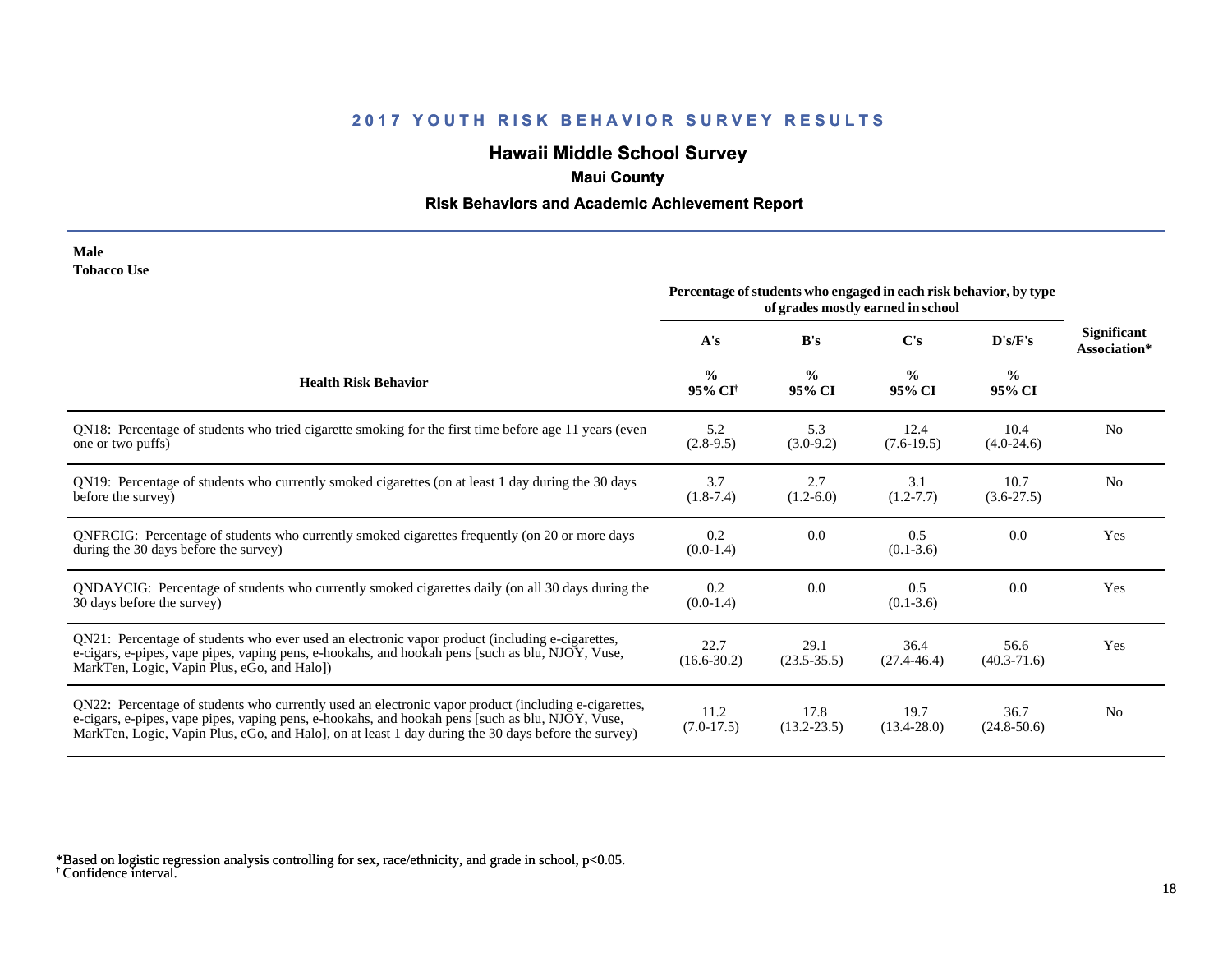## 2017 YOUTH RISK BEHAVIOR SURVEY RESULTS

### Hawaii Middle School Survey

**Maui County**

**Risk Behaviors and Academic Achievement Report**

**Male**
**Tobacco Use**

| Health Risk Behavior | Percentage of students who engaged in each risk behavior, by type of grades mostly earned in school | | | | Significant Association* |
|---|---|---|---|---|---|
| | A's | B's | C's | D's/F's | |
| | % 95% CI[†] | % 95% CI | % 95% CI | % 95% CI | |
| QN18: Percentage of students who tried cigarette smoking for the first time before age 11 years (even one or two puffs) | 5.2 (2.8-9.5) | 5.3 (3.0-9.2) | 12.4 (7.6-19.5) | 10.4 (4.0-24.6) | No |
| QN19: Percentage of students who currently smoked cigarettes (on at least 1 day during the 30 days before the survey) | 3.7 (1.8-7.4) | 2.7 (1.2-6.0) | 3.1 (1.2-7.7) | 10.7 (3.6-27.5) | No |
| QNFRCIG: Percentage of students who currently smoked cigarettes frequently (on 20 or more days during the 30 days before the survey) | 0.2 (0.0-1.4) | 0.0 | 0.5 (0.1-3.6) | 0.0 | Yes |
| QNDAYCIG: Percentage of students who currently smoked cigarettes daily (on all 30 days during the 30 days before the survey) | 0.2 (0.0-1.4) | 0.0 | 0.5 (0.1-3.6) | 0.0 | Yes |
| QN21: Percentage of students who ever used an electronic vapor product (including e-cigarettes, e-cigars, e-pipes, vape pipes, vaping pens, e-hookahs, and hookah pens [such as blu, NJOY, Vuse, MarkTen, Logic, Vapin Plus, eGo, and Halo]) | 22.7 (16.6-30.2) | 29.1 (23.5-35.5) | 36.4 (27.4-46.4) | 56.6 (40.3-71.6) | Yes |
| QN22: Percentage of students who currently used an electronic vapor product (including e-cigarettes, e-cigars, e-pipes, vape pipes, vaping pens, e-hookahs, and hookah pens [such as blu, NJOY, Vuse, MarkTen, Logic, Vapin Plus, eGo, and Halo], on at least 1 day during the 30 days before the survey) | 11.2 (7.0-17.5) | 17.8 (13.2-23.5) | 19.7 (13.4-28.0) | 36.7 (24.8-50.6) | No |

*Based on logistic regression analysis controlling for sex, race/ethnicity, and grade in school, $p<0.05$.
[†] Confidence interval.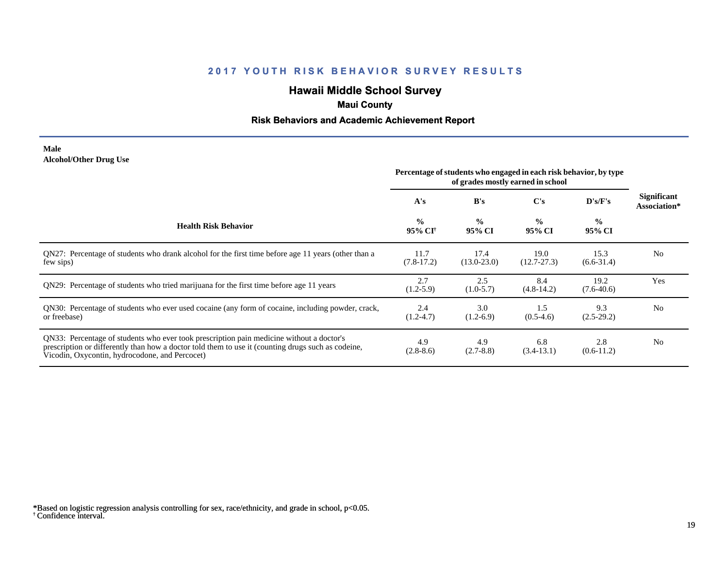## 2017 YOUTH RISK BEHAVIOR SURVEY RESULTS

# Hawaii Middle School Survey

### Maui County

### Risk Behaviors and Academic Achievement Report

**Male**
**Alcohol/Other Drug Use**

| Health Risk Behavior | Percentage of students who engaged in each risk behavior, by type of grades mostly earned in school | | | | Significant Association* |
|---|---|---|---|---|---|
| | A's | B's | C's | D's/F's | |
| | % 95% CI[†] | % 95% CI | % 95% CI | % 95% CI | |
| QN27: Percentage of students who drank alcohol for the first time before age 11 years (other than a few sips) | 11.7 (7.8-17.2) | 17.4 (13.0-23.0) | 19.0 (12.7-27.3) | 15.3 (6.6-31.4) | No |
| QN29: Percentage of students who tried marijuana for the first time before age 11 years | 2.7 (1.2-5.9) | 2.5 (1.0-5.7) | 8.4 (4.8-14.2) | 19.2 (7.6-40.6) | Yes |
| QN30: Percentage of students who ever used cocaine (any form of cocaine, including powder, crack, or freebase) | 2.4 (1.2-4.7) | 3.0 (1.2-6.9) | 1.5 (0.5-4.6) | 9.3 (2.5-29.2) | No |
| QN33: Percentage of students who ever took prescription pain medicine without a doctor's prescription or differently than how a doctor told them to use it (counting drugs such as codeine, Vicodin, Oxycontin, hydrocodone, and Percocet) | 4.9 (2.8-8.6) | 4.9 (2.7-8.8) | 6.8 (3.4-13.1) | 2.8 (0.6-11.2) | No |

*Based on logistic regression analysis controlling for sex, race/ethnicity, and grade in school, $p<0.05$.
[†] Confidence interval.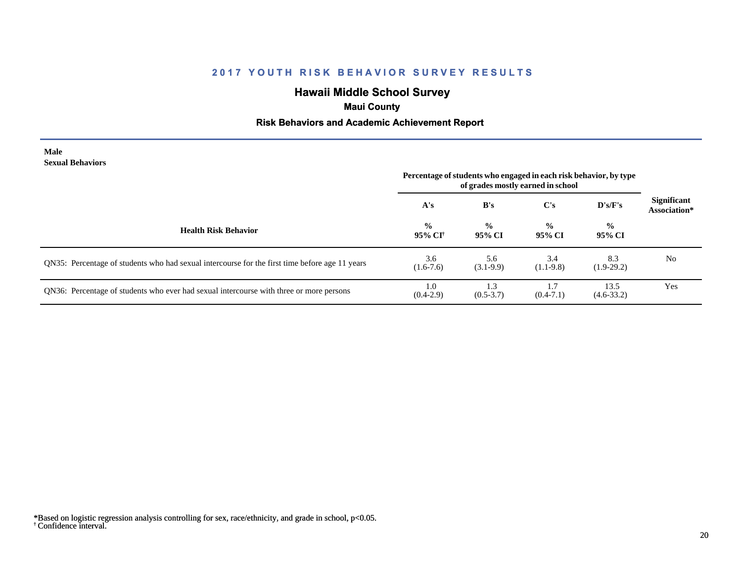# 2017 YOUTH RISK BEHAVIOR SURVEY RESULTS

## Hawaii Middle School Survey

### Maui County

### Risk Behaviors and Academic Achievement Report

**Male**
**Sexual Behaviors**

| Health Risk Behavior | Percentage of students who engaged in each risk behavior, by type of grades mostly earned in school | | | | Significant Association* |
|---|---|---|---|---|---|
| | A's | B's | C's | D's/F's | |
| | % 95% CI† | % 95% CI | % 95% CI | % 95% CI | |
| QN35: Percentage of students who had sexual intercourse for the first time before age 11 years | 3.6 (1.6-7.6) | 5.6 (3.1-9.9) | 3.4 (1.1-9.8) | 8.3 (1.9-29.2) | No |
| QN36: Percentage of students who ever had sexual intercourse with three or more persons | 1.0 (0.4-2.9) | 1.3 (0.5-3.7) | 1.7 (0.4-7.1) | 13.5 (4.6-33.2) | Yes |

*Based on logistic regression analysis controlling for sex, race/ethnicity, and grade in school, $p<0.05$.
† Confidence interval.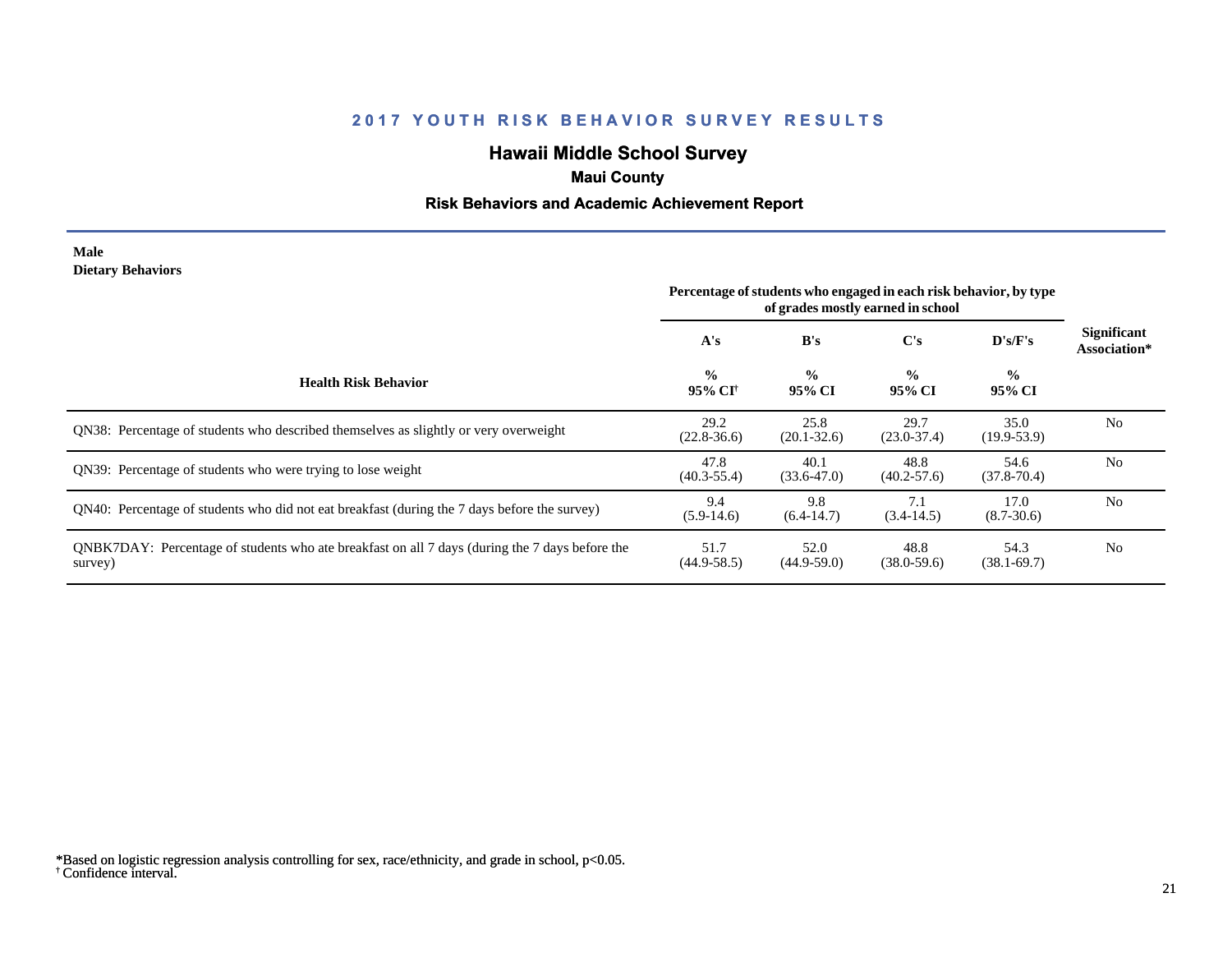## 2017 YOUTH RISK BEHAVIOR SURVEY RESULTS

### Hawaii Middle School Survey

**Maui County**

**Risk Behaviors and Academic Achievement Report**

**Male**
**Dietary Behaviors**

| Health Risk Behavior | Percentage of students who engaged in each risk behavior, by type of grades mostly earned in school | | | | Significant Association* |
|---|---|---|---|---|---|
| | A's | B's | C's | D's/F's | |
| | % 95% CI† | % 95% CI | % 95% CI | % 95% CI | |
| QN38: Percentage of students who described themselves as slightly or very overweight | 29.2 (22.8-36.6) | 25.8 (20.1-32.6) | 29.7 (23.0-37.4) | 35.0 (19.9-53.9) | No |
| QN39: Percentage of students who were trying to lose weight | 47.8 (40.3-55.4) | 40.1 (33.6-47.0) | 48.8 (40.2-57.6) | 54.6 (37.8-70.4) | No |
| QN40: Percentage of students who did not eat breakfast (during the 7 days before the survey) | 9.4 (5.9-14.6) | 9.8 (6.4-14.7) | 7.1 (3.4-14.5) | 17.0 (8.7-30.6) | No |
| QNBK7DAY: Percentage of students who ate breakfast on all 7 days (during the 7 days before the survey) | 51.7 (44.9-58.5) | 52.0 (44.9-59.0) | 48.8 (38.0-59.6) | 54.3 (38.1-69.7) | No |

*Based on logistic regression analysis controlling for sex, race/ethnicity, and grade in school, $p<0.05$.
† Confidence interval.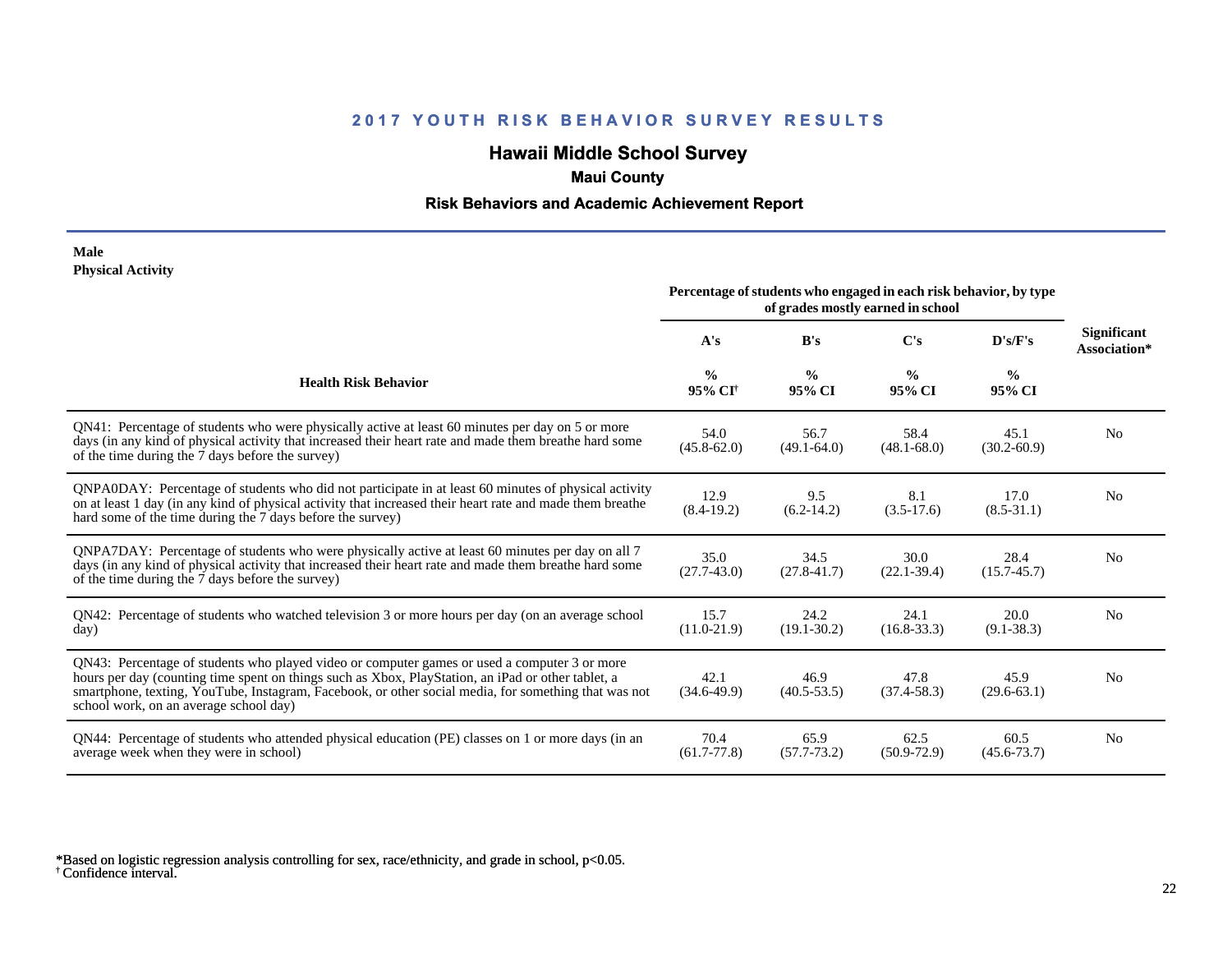## 2017 YOUTH RISK BEHAVIOR SURVEY RESULTS

### Hawaii Middle School Survey

**Maui County**

**Risk Behaviors and Academic Achievement Report**

**Male**
**Physical Activity**

| Health Risk Behavior | Percentage of students who engaged in each risk behavior, by type of grades mostly earned in school | | | | Significant Association* |
|---|---|---|---|---|---|
| | A's | B's | C's | D's/F's | |
| | % 95% CI[†] | % 95% CI | % 95% CI | % 95% CI | |
| QN41: Percentage of students who were physically active at least 60 minutes per day on 5 or more days (in any kind of physical activity that increased their heart rate and made them breathe hard some of the time during the 7 days before the survey) | 54.0 (45.8-62.0) | 56.7 (49.1-64.0) | 58.4 (48.1-68.0) | 45.1 (30.2-60.9) | No |
| QNPA0DAY: Percentage of students who did not participate in at least 60 minutes of physical activity on at least 1 day (in any kind of physical activity that increased their heart rate and made them breathe hard some of the time during the 7 days before the survey) | 12.9 (8.4-19.2) | 9.5 (6.2-14.2) | 8.1 (3.5-17.6) | 17.0 (8.5-31.1) | No |
| QNPA7DAY: Percentage of students who were physically active at least 60 minutes per day on all 7 days (in any kind of physical activity that increased their heart rate and made them breathe hard some of the time during the 7 days before the survey) | 35.0 (27.7-43.0) | 34.5 (27.8-41.7) | 30.0 (22.1-39.4) | 28.4 (15.7-45.7) | No |
| QN42: Percentage of students who watched television 3 or more hours per day (on an average school day) | 15.7 (11.0-21.9) | 24.2 (19.1-30.2) | 24.1 (16.8-33.3) | 20.0 (9.1-38.3) | No |
| QN43: Percentage of students who played video or computer games or used a computer 3 or more hours per day (counting time spent on things such as Xbox, PlayStation, an iPad or other tablet, a smartphone, texting, YouTube, Instagram, Facebook, or other social media, for something that was not school work, on an average school day) | 42.1 (34.6-49.9) | 46.9 (40.5-53.5) | 47.8 (37.4-58.3) | 45.9 (29.6-63.1) | No |
| QN44: Percentage of students who attended physical education (PE) classes on 1 or more days (in an average week when they were in school) | 70.4 (61.7-77.8) | 65.9 (57.7-73.2) | 62.5 (50.9-72.9) | 60.5 (45.6-73.7) | No |

*Based on logistic regression analysis controlling for sex, race/ethnicity, and grade in school, $p<0.05$.
[†] Confidence interval.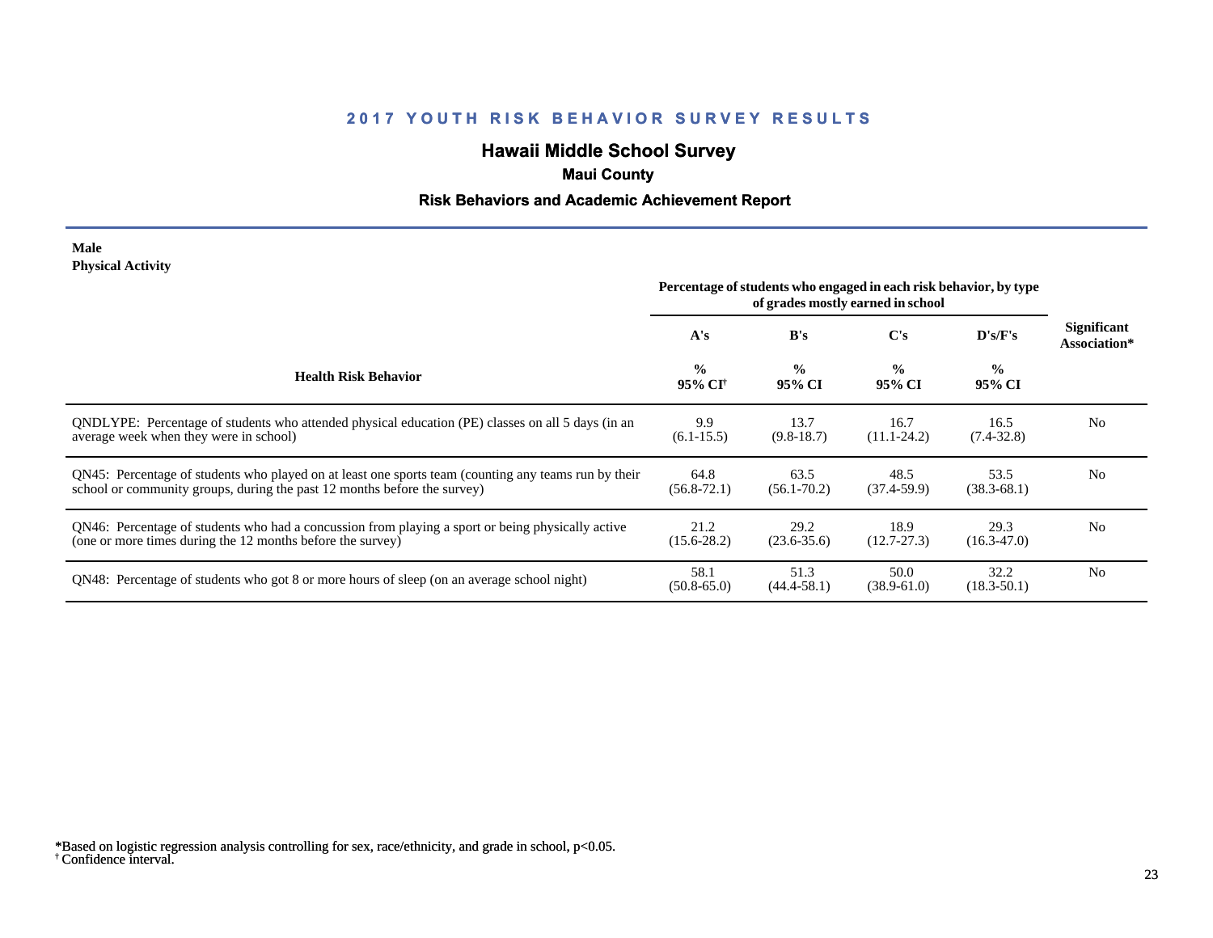# 2017 YOUTH RISK BEHAVIOR SURVEY RESULTS

## Hawaii Middle School Survey

### Maui County

### Risk Behaviors and Academic Achievement Report

**Male**
**Physical Activity**

| Health Risk Behavior | Percentage of students who engaged in each risk behavior, by type of grades mostly earned in school | | | | Significant Association* |
|---|---|---|---|---|---|
| | A's | B's | C's | D's/F's | |
| | % 95% CI[†] | % 95% CI | % 95% CI | % 95% CI | |
| QNDLYPE: Percentage of students who attended physical education (PE) classes on all 5 days (in an average week when they were in school) | 9.9 (6.1-15.5) | 13.7 (9.8-18.7) | 16.7 (11.1-24.2) | 16.5 (7.4-32.8) | No |
| QN45: Percentage of students who played on at least one sports team (counting any teams run by their school or community groups, during the past 12 months before the survey) | 64.8 (56.8-72.1) | 63.5 (56.1-70.2) | 48.5 (37.4-59.9) | 53.5 (38.3-68.1) | No |
| QN46: Percentage of students who had a concussion from playing a sport or being physically active (one or more times during the 12 months before the survey) | 21.2 (15.6-28.2) | 29.2 (23.6-35.6) | 18.9 (12.7-27.3) | 29.3 (16.3-47.0) | No |
| QN48: Percentage of students who got 8 or more hours of sleep (on an average school night) | 58.1 (50.8-65.0) | 51.3 (44.4-58.1) | 50.0 (38.9-61.0) | 32.2 (18.3-50.1) | No |

*Based on logistic regression analysis controlling for sex, race/ethnicity, and grade in school, $p<0.05$.
[†] Confidence interval.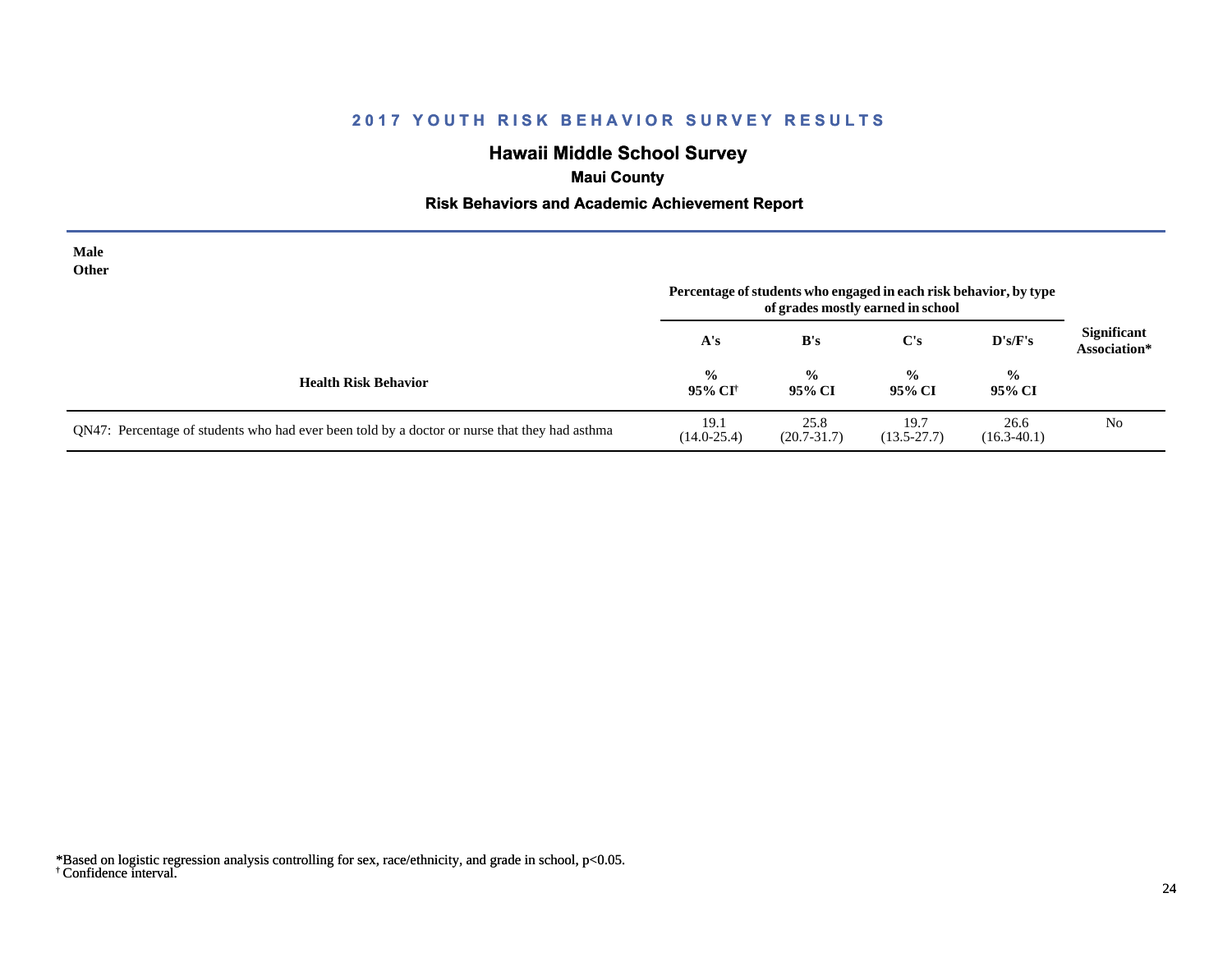# 2017 YOUTH RISK BEHAVIOR SURVEY RESULTS

## Hawaii Middle School Survey

### Maui County

### Risk Behaviors and Academic Achievement Report

**Male**
**Other**

| Health Risk Behavior | Percentage of students who engaged in each risk behavior, by type of grades mostly earned in school | | | | Significant Association* |
|---|---|---|---|---|---|
| | A's | B's | C's | D's/F's | |
| | % 95% CI† | % 95% CI | % 95% CI | % 95% CI | |
| QN47: Percentage of students who had ever been told by a doctor or nurse that they had asthma | 19.1 (14.0-25.4) | 25.8 (20.7-31.7) | 19.7 (13.5-27.7) | 26.6 (16.3-40.1) | No |

*Based on logistic regression analysis controlling for sex, race/ethnicity, and grade in school, $p<0.05$.
† Confidence interval.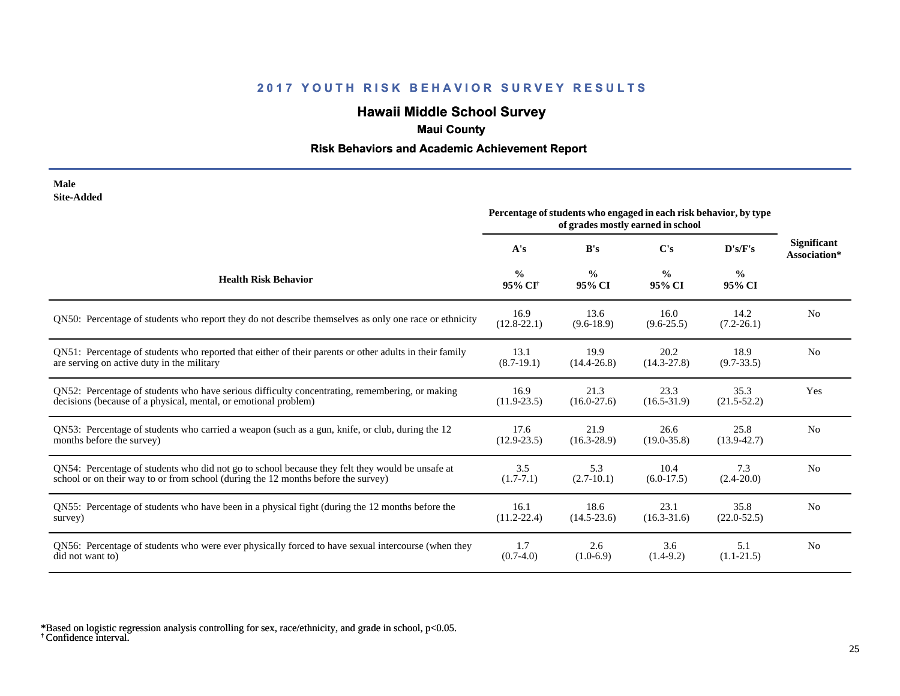## 2017 YOUTH RISK BEHAVIOR SURVEY RESULTS

# Hawaii Middle School Survey

### Maui County

### Risk Behaviors and Academic Achievement Report

**Male**
**Site-Added**

| Health Risk Behavior | Percentage of students who engaged in each risk behavior, by type of grades mostly earned in school | | | | Significant Association* |
|---|---|---|---|---|---|
| | A's | B's | C's | D's/F's | |
| | % 95% CI[†] | % 95% CI | % 95% CI | % 95% CI | |
| QN50: Percentage of students who report they do not describe themselves as only one race or ethnicity | 16.9 (12.8-22.1) | 13.6 (9.6-18.9) | 16.0 (9.6-25.5) | 14.2 (7.2-26.1) | No |
| QN51: Percentage of students who reported that either of their parents or other adults in their family are serving on active duty in the military | 13.1 (8.7-19.1) | 19.9 (14.4-26.8) | 20.2 (14.3-27.8) | 18.9 (9.7-33.5) | No |
| QN52: Percentage of students who have serious difficulty concentrating, remembering, or making decisions (because of a physical, mental, or emotional problem) | 16.9 (11.9-23.5) | 21.3 (16.0-27.6) | 23.3 (16.5-31.9) | 35.3 (21.5-52.2) | Yes |
| QN53: Percentage of students who carried a weapon (such as a gun, knife, or club, during the 12 months before the survey) | 17.6 (12.9-23.5) | 21.9 (16.3-28.9) | 26.6 (19.0-35.8) | 25.8 (13.9-42.7) | No |
| QN54: Percentage of students who did not go to school because they felt they would be unsafe at school or on their way to or from school (during the 12 months before the survey) | 3.5 (1.7-7.1) | 5.3 (2.7-10.1) | 10.4 (6.0-17.5) | 7.3 (2.4-20.0) | No |
| QN55: Percentage of students who have been in a physical fight (during the 12 months before the survey) | 16.1 (11.2-22.4) | 18.6 (14.5-23.6) | 23.1 (16.3-31.6) | 35.8 (22.0-52.5) | No |
| QN56: Percentage of students who were ever physically forced to have sexual intercourse (when they did not want to) | 1.7 (0.7-4.0) | 2.6 (1.0-6.9) | 3.6 (1.4-9.2) | 5.1 (1.1-21.5) | No |

*Based on logistic regression analysis controlling for sex, race/ethnicity, and grade in school, $p<0.05$.
[†] Confidence interval.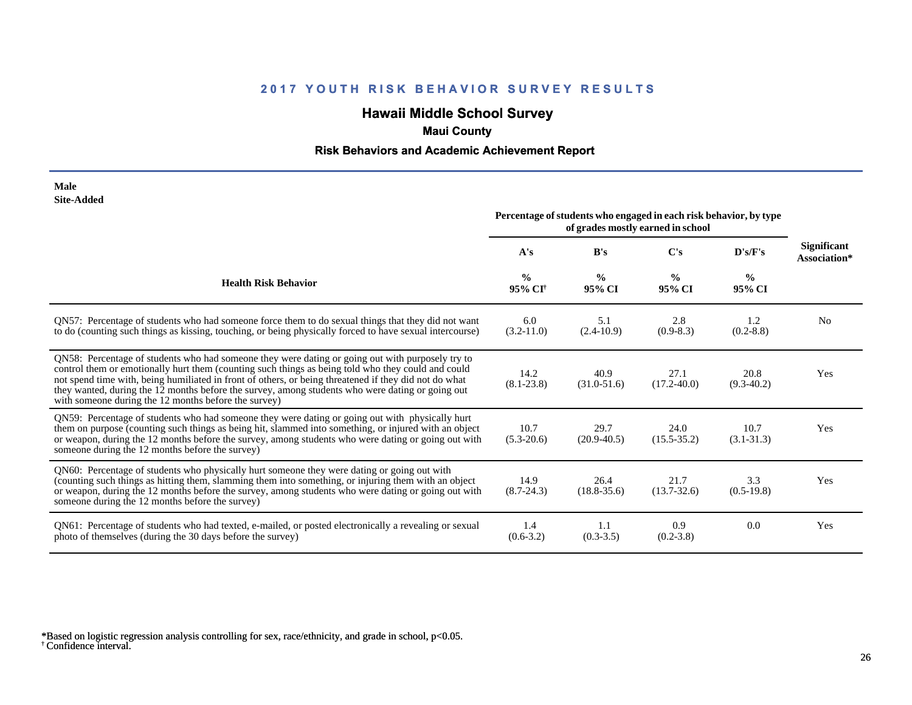## 2017 YOUTH RISK BEHAVIOR SURVEY RESULTS

# Hawaii Middle School Survey

### Maui County

### Risk Behaviors and Academic Achievement Report

**Male**
**Site-Added**

| Health Risk Behavior | Percentage of students who engaged in each risk behavior, by type of grades mostly earned in school | | | | Significant Association* |
|---|---|---|---|---|---|
| | A's | B's | C's | D's/F's | |
| | % 95% CI[†] | % 95% CI | % 95% CI | % 95% CI | |
| QN57: Percentage of students who had someone force them to do sexual things that they did not want to do (counting such things as kissing, touching, or being physically forced to have sexual intercourse) | 6.0 (3.2-11.0) | 5.1 (2.4-10.9) | 2.8 (0.9-8.3) | 1.2 (0.2-8.8) | No |
| QN58: Percentage of students who had someone they were dating or going out with purposely try to control them or emotionally hurt them (counting such things as being told who they could and could not spend time with, being humiliated in front of others, or being threatened if they did not do what they wanted, during the 12 months before the survey, among students who were dating or going out with someone during the 12 months before the survey) | 14.2 (8.1-23.8) | 40.9 (31.0-51.6) | 27.1 (17.2-40.0) | 20.8 (9.3-40.2) | Yes |
| QN59: Percentage of students who had someone they were dating or going out with physically hurt them on purpose (counting such things as being hit, slammed into something, or injured with an object or weapon, during the 12 months before the survey, among students who were dating or going out with someone during the 12 months before the survey) | 10.7 (5.3-20.6) | 29.7 (20.9-40.5) | 24.0 (15.5-35.2) | 10.7 (3.1-31.3) | Yes |
| QN60: Percentage of students who physically hurt someone they were dating or going out with (counting such things as hitting them, slamming them into something, or injuring them with an object or weapon, during the 12 months before the survey, among students who were dating or going out with someone during the 12 months before the survey) | 14.9 (8.7-24.3) | 26.4 (18.8-35.6) | 21.7 (13.7-32.6) | 3.3 (0.5-19.8) | Yes |
| QN61: Percentage of students who had texted, e-mailed, or posted electronically a revealing or sexual photo of themselves (during the 30 days before the survey) | 1.4 (0.6-3.2) | 1.1 (0.3-3.5) | 0.9 (0.2-3.8) | 0.0 | Yes |

*Based on logistic regression analysis controlling for sex, race/ethnicity, and grade in school, $p<0.05$.
[†] Confidence interval.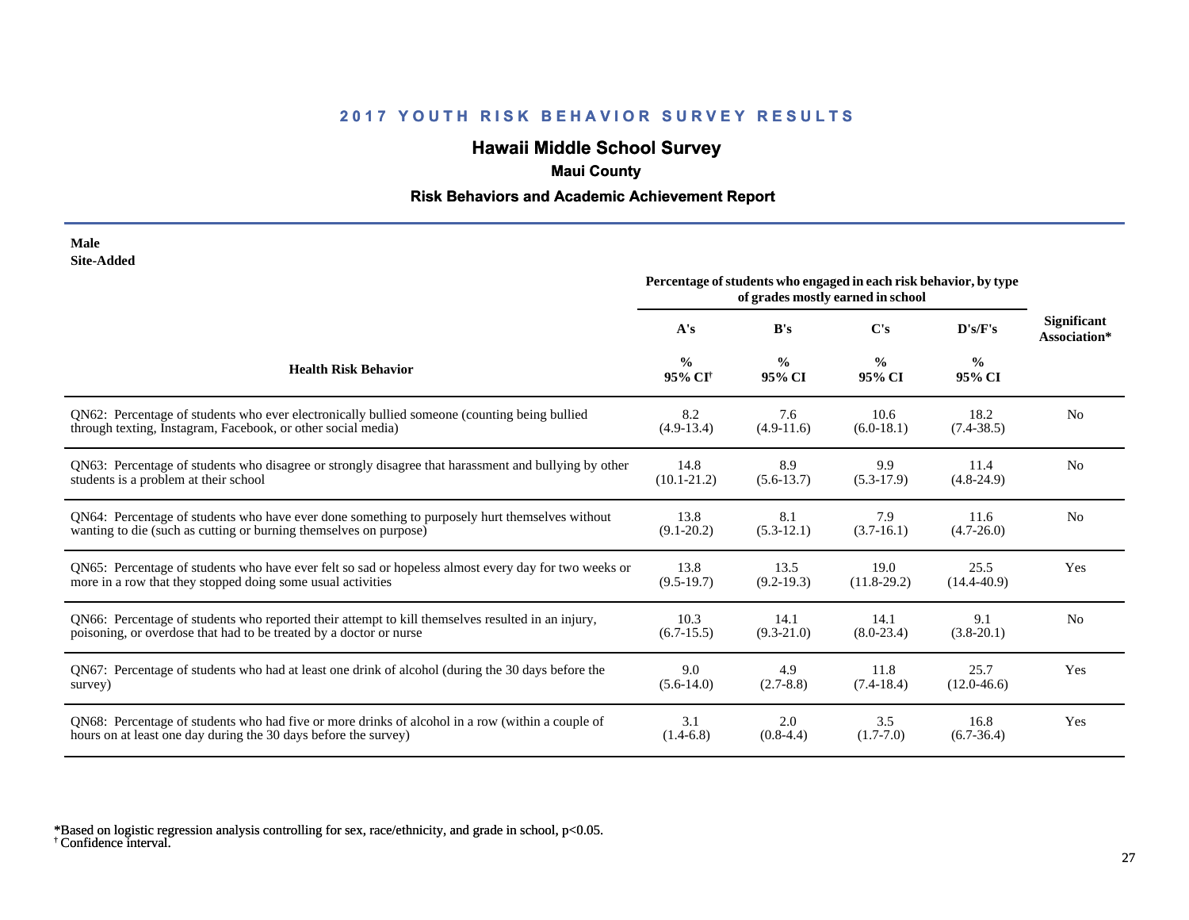## 2017 YOUTH RISK BEHAVIOR SURVEY RESULTS

# Hawaii Middle School Survey

### Maui County

### Risk Behaviors and Academic Achievement Report

**Male**
**Site-Added**

| Health Risk Behavior | Percentage of students who engaged in each risk behavior, by type of grades mostly earned in school | | | | Significant Association* |
|---|---|---|---|---|---|
| | A's | B's | C's | D's/F's | |
| | % 95% CI† | % 95% CI | % 95% CI | % 95% CI | |
| QN62: Percentage of students who ever electronically bullied someone (counting being bullied through texting, Instagram, Facebook, or other social media) | 8.2 (4.9-13.4) | 7.6 (4.9-11.6) | 10.6 (6.0-18.1) | 18.2 (7.4-38.5) | No |
| QN63: Percentage of students who disagree or strongly disagree that harassment and bullying by other students is a problem at their school | 14.8 (10.1-21.2) | 8.9 (5.6-13.7) | 9.9 (5.3-17.9) | 11.4 (4.8-24.9) | No |
| QN64: Percentage of students who have ever done something to purposely hurt themselves without wanting to die (such as cutting or burning themselves on purpose) | 13.8 (9.1-20.2) | 8.1 (5.3-12.1) | 7.9 (3.7-16.1) | 11.6 (4.7-26.0) | No |
| QN65: Percentage of students who have ever felt so sad or hopeless almost every day for two weeks or more in a row that they stopped doing some usual activities | 13.8 (9.5-19.7) | 13.5 (9.2-19.3) | 19.0 (11.8-29.2) | 25.5 (14.4-40.9) | Yes |
| QN66: Percentage of students who reported their attempt to kill themselves resulted in an injury, poisoning, or overdose that had to be treated by a doctor or nurse | 10.3 (6.7-15.5) | 14.1 (9.3-21.0) | 14.1 (8.0-23.4) | 9.1 (3.8-20.1) | No |
| QN67: Percentage of students who had at least one drink of alcohol (during the 30 days before the survey) | 9.0 (5.6-14.0) | 4.9 (2.7-8.8) | 11.8 (7.4-18.4) | 25.7 (12.0-46.6) | Yes |
| QN68: Percentage of students who had five or more drinks of alcohol in a row (within a couple of hours on at least one day during the 30 days before the survey) | 3.1 (1.4-6.8) | 2.0 (0.8-4.4) | 3.5 (1.7-7.0) | 16.8 (6.7-36.4) | Yes |

*Based on logistic regression analysis controlling for sex, race/ethnicity, and grade in school, $p<0.05$.
† Confidence interval.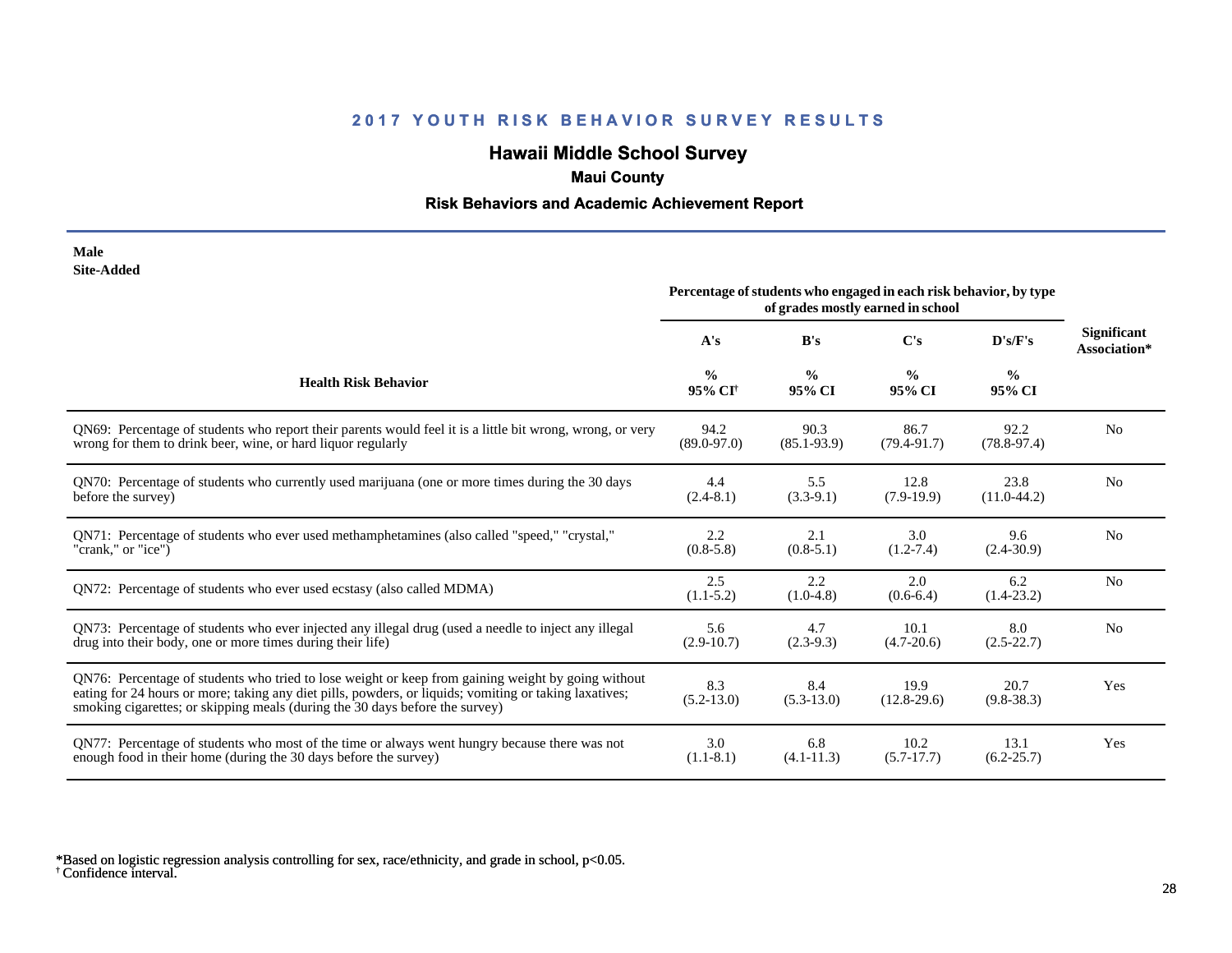## 2017 YOUTH RISK BEHAVIOR SURVEY RESULTS

### Hawaii Middle School Survey

**Maui County**

**Risk Behaviors and Academic Achievement Report**

**Male**
**Site-Added**

| Health Risk Behavior | A's % 95% CI[†] | B's % 95% CI | C's % 95% CI | D's/F's % 95% CI | Significant Association* |
|---|---|---|---|---|---|
| | Percentage of students who engaged in each risk behavior, by type of grades mostly earned in school | | | | |
| QN69: Percentage of students who report their parents would feel it is a little bit wrong, wrong, or very wrong for them to drink beer, wine, or hard liquor regularly | 94.2 (89.0-97.0) | 90.3 (85.1-93.9) | 86.7 (79.4-91.7) | 92.2 (78.8-97.4) | No |
| QN70: Percentage of students who currently used marijuana (one or more times during the 30 days before the survey) | 4.4 (2.4-8.1) | 5.5 (3.3-9.1) | 12.8 (7.9-19.9) | 23.8 (11.0-44.2) | No |
| QN71: Percentage of students who ever used methamphetamines (also called "speed," "crystal," "crank," or "ice") | 2.2 (0.8-5.8) | 2.1 (0.8-5.1) | 3.0 (1.2-7.4) | 9.6 (2.4-30.9) | No |
| QN72: Percentage of students who ever used ecstasy (also called MDMA) | 2.5 (1.1-5.2) | 2.2 (1.0-4.8) | 2.0 (0.6-6.4) | 6.2 (1.4-23.2) | No |
| QN73: Percentage of students who ever injected any illegal drug (used a needle to inject any illegal drug into their body, one or more times during their life) | 5.6 (2.9-10.7) | 4.7 (2.3-9.3) | 10.1 (4.7-20.6) | 8.0 (2.5-22.7) | No |
| QN76: Percentage of students who tried to lose weight or keep from gaining weight by going without eating for 24 hours or more; taking any diet pills, powders, or liquids; vomiting or taking laxatives; smoking cigarettes; or skipping meals (during the 30 days before the survey) | 8.3 (5.2-13.0) | 8.4 (5.3-13.0) | 19.9 (12.8-29.6) | 20.7 (9.8-38.3) | Yes |
| QN77: Percentage of students who most of the time or always went hungry because there was not enough food in their home (during the 30 days before the survey) | 3.0 (1.1-8.1) | 6.8 (4.1-11.3) | 10.2 (5.7-17.7) | 13.1 (6.2-25.7) | Yes |

*Based on logistic regression analysis controlling for sex, race/ethnicity, and grade in school, $p<0.05$.
[†] Confidence interval.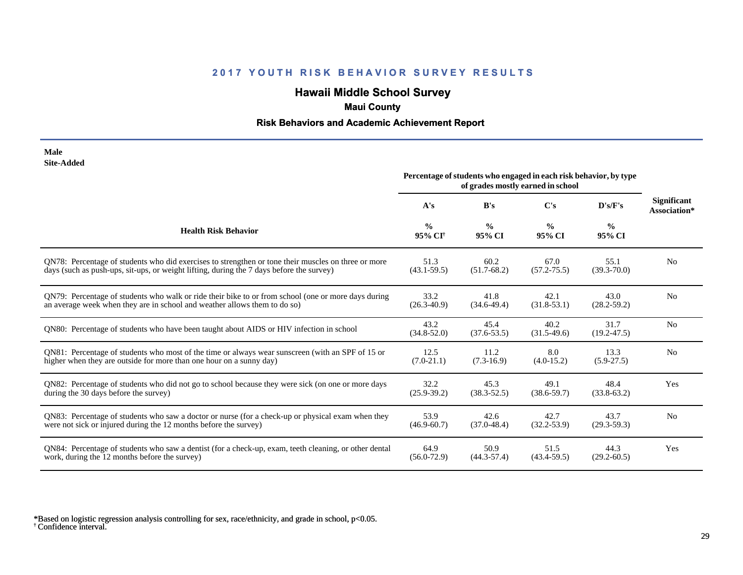## 2017 YOUTH RISK BEHAVIOR SURVEY RESULTS

### Hawaii Middle School Survey

**Maui County**

**Risk Behaviors and Academic Achievement Report**

**Male**
**Site-Added**

| Health Risk Behavior | Percentage of students who engaged in each risk behavior, by type of grades mostly earned in school | | | | Significant Association* |
|---|---|---|---|---|---|
| | A's | B's | C's | D's/F's | |
| | % 95% CI[†] | % 95% CI | % 95% CI | % 95% CI | |
| QN78: Percentage of students who did exercises to strengthen or tone their muscles on three or more days (such as push-ups, sit-ups, or weight lifting, during the 7 days before the survey) | 51.3 (43.1-59.5) | 60.2 (51.7-68.2) | 67.0 (57.2-75.5) | 55.1 (39.3-70.0) | No |
| QN79: Percentage of students who walk or ride their bike to or from school (one or more days during an average week when they are in school and weather allows them to do so) | 33.2 (26.3-40.9) | 41.8 (34.6-49.4) | 42.1 (31.8-53.1) | 43.0 (28.2-59.2) | No |
| QN80: Percentage of students who have been taught about AIDS or HIV infection in school | 43.2 (34.8-52.0) | 45.4 (37.6-53.5) | 40.2 (31.5-49.6) | 31.7 (19.2-47.5) | No |
| QN81: Percentage of students who most of the time or always wear sunscreen (with an SPF of 15 or higher when they are outside for more than one hour on a sunny day) | 12.5 (7.0-21.1) | 11.2 (7.3-16.9) | 8.0 (4.0-15.2) | 13.3 (5.9-27.5) | No |
| QN82: Percentage of students who did not go to school because they were sick (on one or more days during the 30 days before the survey) | 32.2 (25.9-39.2) | 45.3 (38.3-52.5) | 49.1 (38.6-59.7) | 48.4 (33.8-63.2) | Yes |
| QN83: Percentage of students who saw a doctor or nurse (for a check-up or physical exam when they were not sick or injured during the 12 months before the survey) | 53.9 (46.9-60.7) | 42.6 (37.0-48.4) | 42.7 (32.2-53.9) | 43.7 (29.3-59.3) | No |
| QN84: Percentage of students who saw a dentist (for a check-up, exam, teeth cleaning, or other dental work, during the 12 months before the survey) | 64.9 (56.0-72.9) | 50.9 (44.3-57.4) | 51.5 (43.4-59.5) | 44.3 (29.2-60.5) | Yes |

*Based on logistic regression analysis controlling for sex, race/ethnicity, and grade in school, $p<0.05$.
[†] Confidence interval.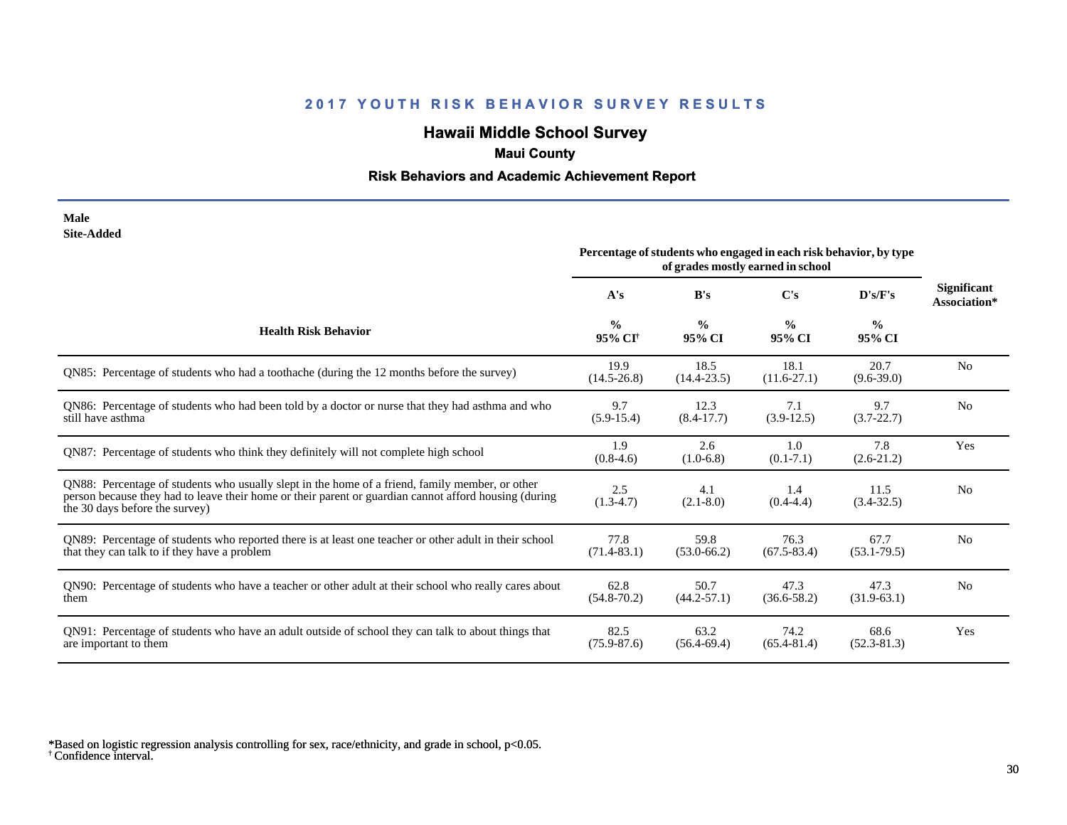## 2017 YOUTH RISK BEHAVIOR SURVEY RESULTS

### Hawaii Middle School Survey

**Maui County**

**Risk Behaviors and Academic Achievement Report**

**Male**
**Site-Added**

| Health Risk Behavior | Percentage of students who engaged in each risk behavior, by type of grades mostly earned in school | | | | Significant Association* |
|---|---|---|---|---|---|
| | A's | B's | C's | D's/F's | |
| | % 95% CI[†] | % 95% CI | % 95% CI | % 95% CI | |
| QN85: Percentage of students who had a toothache (during the 12 months before the survey) | 19.9 (14.5-26.8) | 18.5 (14.4-23.5) | 18.1 (11.6-27.1) | 20.7 (9.6-39.0) | No |
| QN86: Percentage of students who had been told by a doctor or nurse that they had asthma and who still have asthma | 9.7 (5.9-15.4) | 12.3 (8.4-17.7) | 7.1 (3.9-12.5) | 9.7 (3.7-22.7) | No |
| QN87: Percentage of students who think they definitely will not complete high school | 1.9 (0.8-4.6) | 2.6 (1.0-6.8) | 1.0 (0.1-7.1) | 7.8 (2.6-21.2) | Yes |
| QN88: Percentage of students who usually slept in the home of a friend, family member, or other person because they had to leave their home or their parent or guardian cannot afford housing (during the 30 days before the survey) | 2.5 (1.3-4.7) | 4.1 (2.1-8.0) | 1.4 (0.4-4.4) | 11.5 (3.4-32.5) | No |
| QN89: Percentage of students who reported there is at least one teacher or other adult in their school that they can talk to if they have a problem | 77.8 (71.4-83.1) | 59.8 (53.0-66.2) | 76.3 (67.5-83.4) | 67.7 (53.1-79.5) | No |
| QN90: Percentage of students who have a teacher or other adult at their school who really cares about them | 62.8 (54.8-70.2) | 50.7 (44.2-57.1) | 47.3 (36.6-58.2) | 47.3 (31.9-63.1) | No |
| QN91: Percentage of students who have an adult outside of school they can talk to about things that are important to them | 82.5 (75.9-87.6) | 63.2 (56.4-69.4) | 74.2 (65.4-81.4) | 68.6 (52.3-81.3) | Yes |

*Based on logistic regression analysis controlling for sex, race/ethnicity, and grade in school, $p<0.05$.
[†] Confidence interval.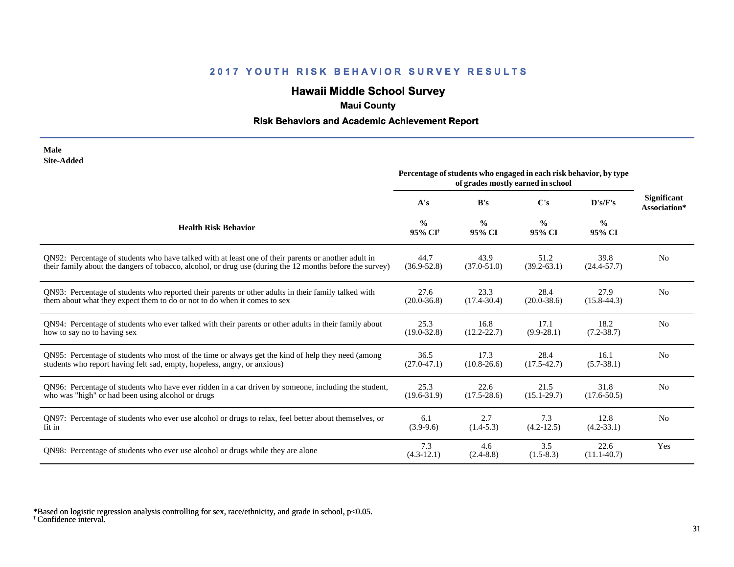## 2017 YOUTH RISK BEHAVIOR SURVEY RESULTS

# Hawaii Middle School Survey

### Maui County

### Risk Behaviors and Academic Achievement Report

**Male**
**Site-Added**

| Health Risk Behavior | A's % 95% CI[†] | B's % 95% CI | C's % 95% CI | D's/F's % 95% CI | Significant Association* |
|---|---|---|---|---|---|
| | Percentage of students who engaged in each risk behavior, by type of grades mostly earned in school | | | | |
| QN92: Percentage of students who have talked with at least one of their parents or another adult in their family about the dangers of tobacco, alcohol, or drug use (during the 12 months before the survey) | 44.7 (36.9-52.8) | 43.9 (37.0-51.0) | 51.2 (39.2-63.1) | 39.8 (24.4-57.7) | No |
| QN93: Percentage of students who reported their parents or other adults in their family talked with them about what they expect them to do or not to do when it comes to sex | 27.6 (20.0-36.8) | 23.3 (17.4-30.4) | 28.4 (20.0-38.6) | 27.9 (15.8-44.3) | No |
| QN94: Percentage of students who ever talked with their parents or other adults in their family about how to say no to having sex | 25.3 (19.0-32.8) | 16.8 (12.2-22.7) | 17.1 (9.9-28.1) | 18.2 (7.2-38.7) | No |
| QN95: Percentage of students who most of the time or always get the kind of help they need (among students who report having felt sad, empty, hopeless, angry, or anxious) | 36.5 (27.0-47.1) | 17.3 (10.8-26.6) | 28.4 (17.5-42.7) | 16.1 (5.7-38.1) | No |
| QN96: Percentage of students who have ever ridden in a car driven by someone, including the student, who was "high" or had been using alcohol or drugs | 25.3 (19.6-31.9) | 22.6 (17.5-28.6) | 21.5 (15.1-29.7) | 31.8 (17.6-50.5) | No |
| QN97: Percentage of students who ever use alcohol or drugs to relax, feel better about themselves, or fit in | 6.1 (3.9-9.6) | 2.7 (1.4-5.3) | 7.3 (4.2-12.5) | 12.8 (4.2-33.1) | No |
| QN98: Percentage of students who ever use alcohol or drugs while they are alone | 7.3 (4.3-12.1) | 4.6 (2.4-8.8) | 3.5 (1.5-8.3) | 22.6 (11.1-40.7) | Yes |

*Based on logistic regression analysis controlling for sex, race/ethnicity, and grade in school, $p<0.05$.
[†] Confidence interval.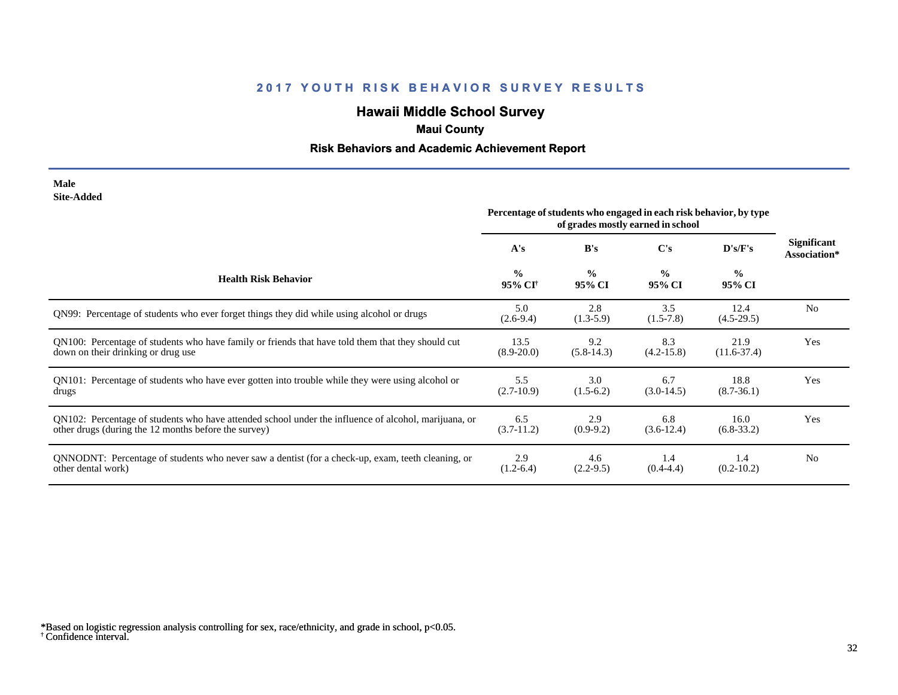## 2017 YOUTH RISK BEHAVIOR SURVEY RESULTS

# Hawaii Middle School Survey

### Maui County

### Risk Behaviors and Academic Achievement Report

**Male**
**Site-Added**

| Health Risk Behavior | A's % 95% CI† | B's % 95% CI | C's % 95% CI | D's/F's % 95% CI | Significant Association* |
|---|---|---|---|---|---|
| | Percentage of students who engaged in each risk behavior, by type of grades mostly earned in school | | | | |
| QN99: Percentage of students who ever forget things they did while using alcohol or drugs | 5.0 (2.6-9.4) | 2.8 (1.3-5.9) | 3.5 (1.5-7.8) | 12.4 (4.5-29.5) | No |
| QN100: Percentage of students who have family or friends that have told them that they should cut down on their drinking or drug use | 13.5 (8.9-20.0) | 9.2 (5.8-14.3) | 8.3 (4.2-15.8) | 21.9 (11.6-37.4) | Yes |
| QN101: Percentage of students who have ever gotten into trouble while they were using alcohol or drugs | 5.5 (2.7-10.9) | 3.0 (1.5-6.2) | 6.7 (3.0-14.5) | 18.8 (8.7-36.1) | Yes |
| QN102: Percentage of students who have attended school under the influence of alcohol, marijuana, or other drugs (during the 12 months before the survey) | 6.5 (3.7-11.2) | 2.9 (0.9-9.2) | 6.8 (3.6-12.4) | 16.0 (6.8-33.2) | Yes |
| QNNODNT: Percentage of students who never saw a dentist (for a check-up, exam, teeth cleaning, or other dental work) | 2.9 (1.2-6.4) | 4.6 (2.2-9.5) | 1.4 (0.4-4.4) | 1.4 (0.2-10.2) | No |

*Based on logistic regression analysis controlling for sex, race/ethnicity, and grade in school, $p<0.05$.
† Confidence interval.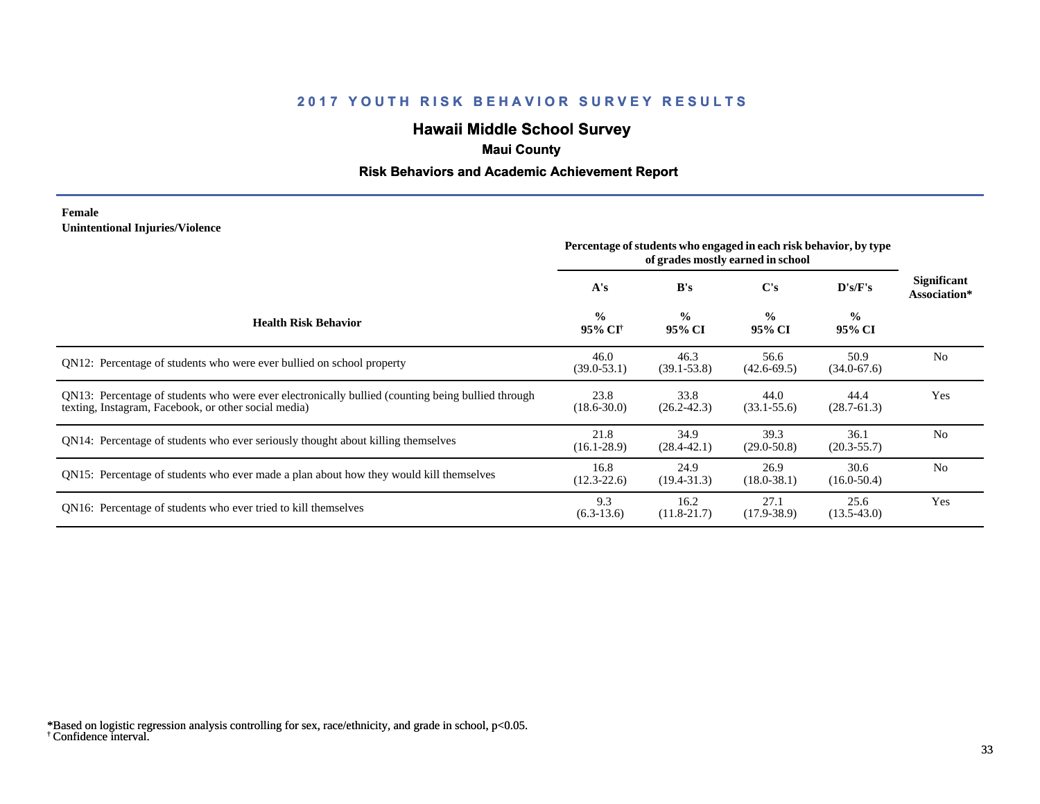# 2017 YOUTH RISK BEHAVIOR SURVEY RESULTS

## Hawaii Middle School Survey

### Maui County

### Risk Behaviors and Academic Achievement Report

**Female**
**Unintentional Injuries/Violence**

| Health Risk Behavior | Percentage of students who engaged in each risk behavior, by type of grades mostly earned in school | | | | Significant Association* |
|---|---|---|---|---|---|
| | A's | B's | C's | D's/F's | |
| | % 95% CI[†] | % 95% CI | % 95% CI | % 95% CI | |
| QN12: Percentage of students who were ever bullied on school property | 46.0 (39.0-53.1) | 46.3 (39.1-53.8) | 56.6 (42.6-69.5) | 50.9 (34.0-67.6) | No |
| QN13: Percentage of students who were ever electronically bullied (counting being bullied through texting, Instagram, Facebook, or other social media) | 23.8 (18.6-30.0) | 33.8 (26.2-42.3) | 44.0 (33.1-55.6) | 44.4 (28.7-61.3) | Yes |
| QN14: Percentage of students who ever seriously thought about killing themselves | 21.8 (16.1-28.9) | 34.9 (28.4-42.1) | 39.3 (29.0-50.8) | 36.1 (20.3-55.7) | No |
| QN15: Percentage of students who ever made a plan about how they would kill themselves | 16.8 (12.3-22.6) | 24.9 (19.4-31.3) | 26.9 (18.0-38.1) | 30.6 (16.0-50.4) | No |
| QN16: Percentage of students who ever tried to kill themselves | 9.3 (6.3-13.6) | 16.2 (11.8-21.7) | 27.1 (17.9-38.9) | 25.6 (13.5-43.0) | Yes |

*Based on logistic regression analysis controlling for sex, race/ethnicity, and grade in school, $p<0.05$.
† Confidence interval.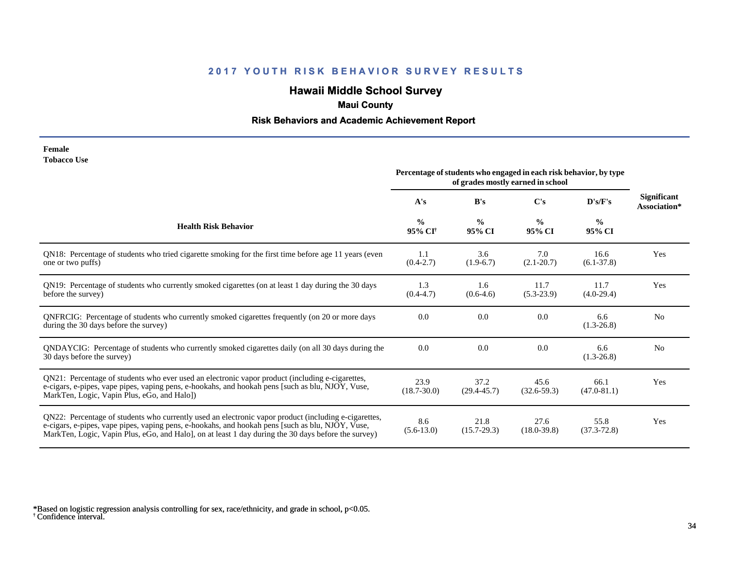## 2017 YOUTH RISK BEHAVIOR SURVEY RESULTS

### Hawaii Middle School Survey

**Maui County**

**Risk Behaviors and Academic Achievement Report**

**Female**

**Tobacco Use**

| Health Risk Behavior | A's | B's | C's | D's/F's | Significant Association* |
|---|---|---|---|---|---|
| | Percentage of students who engaged in each risk behavior, by type of grades mostly earned in school | | | | |
| | % 95% CI† | % 95% CI | % 95% CI | % 95% CI | |
| QN18: Percentage of students who tried cigarette smoking for the first time before age 11 years (even one or two puffs) | 1.1 (0.4-2.7) | 3.6 (1.9-6.7) | 7.0 (2.1-20.7) | 16.6 (6.1-37.8) | Yes |
| QN19: Percentage of students who currently smoked cigarettes (on at least 1 day during the 30 days before the survey) | 1.3 (0.4-4.7) | 1.6 (0.6-4.6) | 11.7 (5.3-23.9) | 11.7 (4.0-29.4) | Yes |
| QNFRCIG: Percentage of students who currently smoked cigarettes frequently (on 20 or more days during the 30 days before the survey) | 0.0 | 0.0 | 0.0 | 6.6 (1.3-26.8) | No |
| QNDAYCIG: Percentage of students who currently smoked cigarettes daily (on all 30 days during the 30 days before the survey) | 0.0 | 0.0 | 0.0 | 6.6 (1.3-26.8) | No |
| QN21: Percentage of students who ever used an electronic vapor product (including e-cigarettes, e-cigars, e-pipes, vape pipes, vaping pens, e-hookahs, and hookah pens [such as blu, NJOY, Vuse, MarkTen, Logic, Vapin Plus, eGo, and Halo]) | 23.9 (18.7-30.0) | 37.2 (29.4-45.7) | 45.6 (32.6-59.3) | 66.1 (47.0-81.1) | Yes |
| QN22: Percentage of students who currently used an electronic vapor product (including e-cigarettes, e-cigars, e-pipes, vape pipes, vaping pens, e-hookahs, and hookah pens [such as blu, NJOY, Vuse, MarkTen, Logic, Vapin Plus, eGo, and Halo], on at least 1 day during the 30 days before the survey) | 8.6 (5.6-13.0) | 21.8 (15.7-29.3) | 27.6 (18.0-39.8) | 55.8 (37.3-72.8) | Yes |

*Based on logistic regression analysis controlling for sex, race/ethnicity, and grade in school, $p<0.05$.
† Confidence interval.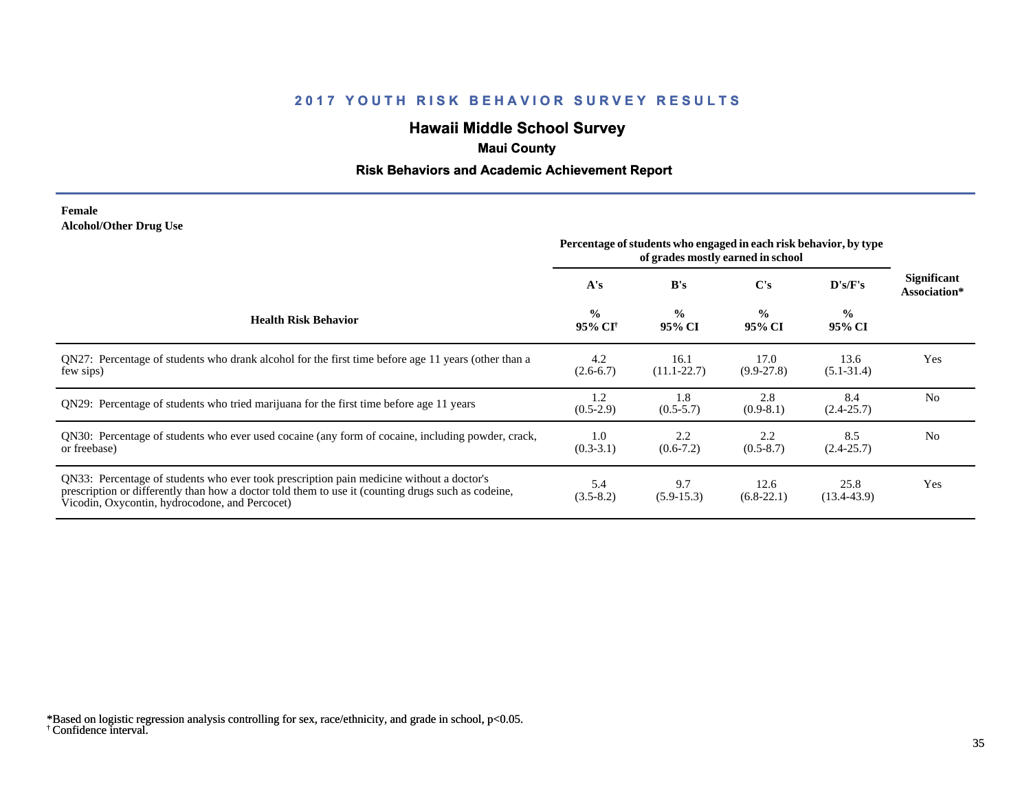## 2017 YOUTH RISK BEHAVIOR SURVEY RESULTS

### Hawaii Middle School Survey

**Maui County**

**Risk Behaviors and Academic Achievement Report**

**Female**
**Alcohol/Other Drug Use**

| Health Risk Behavior | Percentage of students who engaged in each risk behavior, by type of grades mostly earned in school | | | | Significant Association* |
|---|---|---|---|---|---|
| | A's | B's | C's | D's/F's | |
| | % 95% CI[†] | % 95% CI | % 95% CI | % 95% CI | |
| QN27: Percentage of students who drank alcohol for the first time before age 11 years (other than a few sips) | 4.2 (2.6-6.7) | 16.1 (11.1-22.7) | 17.0 (9.9-27.8) | 13.6 (5.1-31.4) | Yes |
| QN29: Percentage of students who tried marijuana for the first time before age 11 years | 1.2 (0.5-2.9) | 1.8 (0.5-5.7) | 2.8 (0.9-8.1) | 8.4 (2.4-25.7) | No |
| QN30: Percentage of students who ever used cocaine (any form of cocaine, including powder, crack, or freebase) | 1.0 (0.3-3.1) | 2.2 (0.6-7.2) | 2.2 (0.5-8.7) | 8.5 (2.4-25.7) | No |
| QN33: Percentage of students who ever took prescription pain medicine without a doctor's prescription or differently than how a doctor told them to use it (counting drugs such as codeine, Vicodin, Oxycontin, hydrocodone, and Percocet) | 5.4 (3.5-8.2) | 9.7 (5.9-15.3) | 12.6 (6.8-22.1) | 25.8 (13.4-43.9) | Yes |

*Based on logistic regression analysis controlling for sex, race/ethnicity, and grade in school, $p<0.05$.
[†] Confidence interval.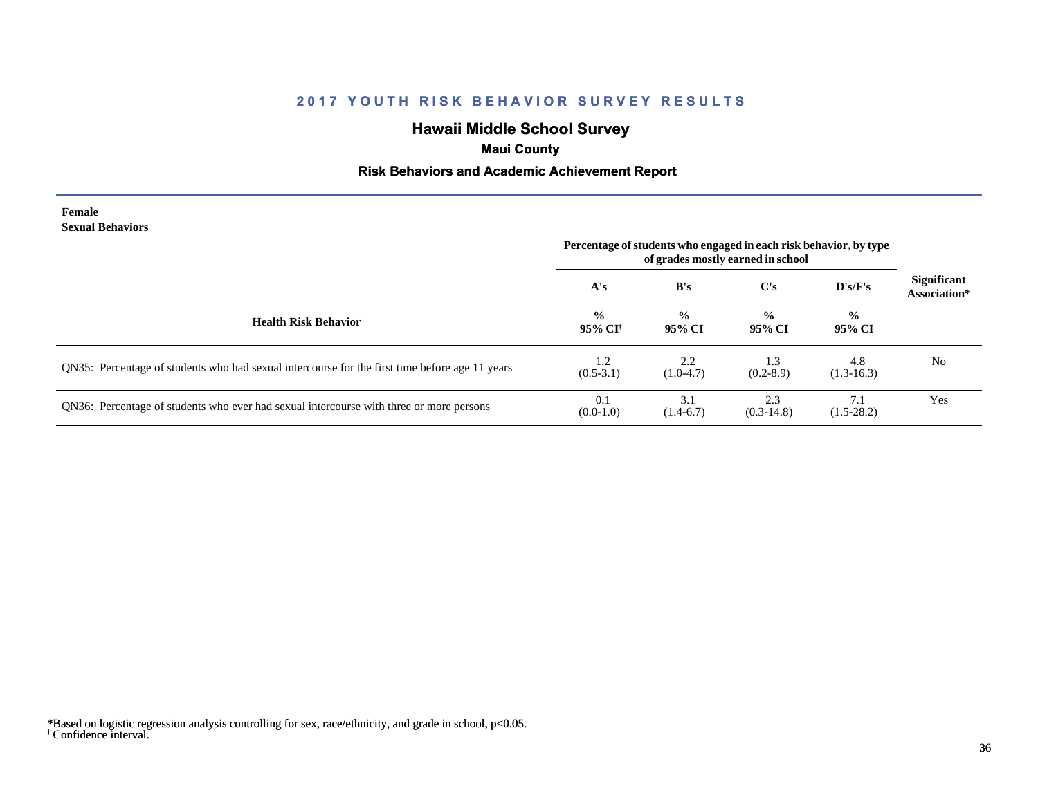# 2017 YOUTH RISK BEHAVIOR SURVEY RESULTS

## Hawaii Middle School Survey

### Maui County

### Risk Behaviors and Academic Achievement Report

**Female**
**Sexual Behaviors**

| Health Risk Behavior | A's % 95% CI[†] | B's % 95% CI | C's % 95% CI | D's/F's % 95% CI | Significant Association* |
|---|---|---|---|---|---|
| | Percentage of students who engaged in each risk behavior, by type of grades mostly earned in school | | | | |
| QN35: Percentage of students who had sexual intercourse for the first time before age 11 years | 1.2 (0.5-3.1) | 2.2 (1.0-4.7) | 1.3 (0.2-8.9) | 4.8 (1.3-16.3) | No |
| QN36: Percentage of students who ever had sexual intercourse with three or more persons | 0.1 (0.0-1.0) | 3.1 (1.4-6.7) | 2.3 (0.3-14.8) | 7.1 (1.5-28.2) | Yes |

*Based on logistic regression analysis controlling for sex, race/ethnicity, and grade in school, $p<0.05$.
[†] Confidence interval.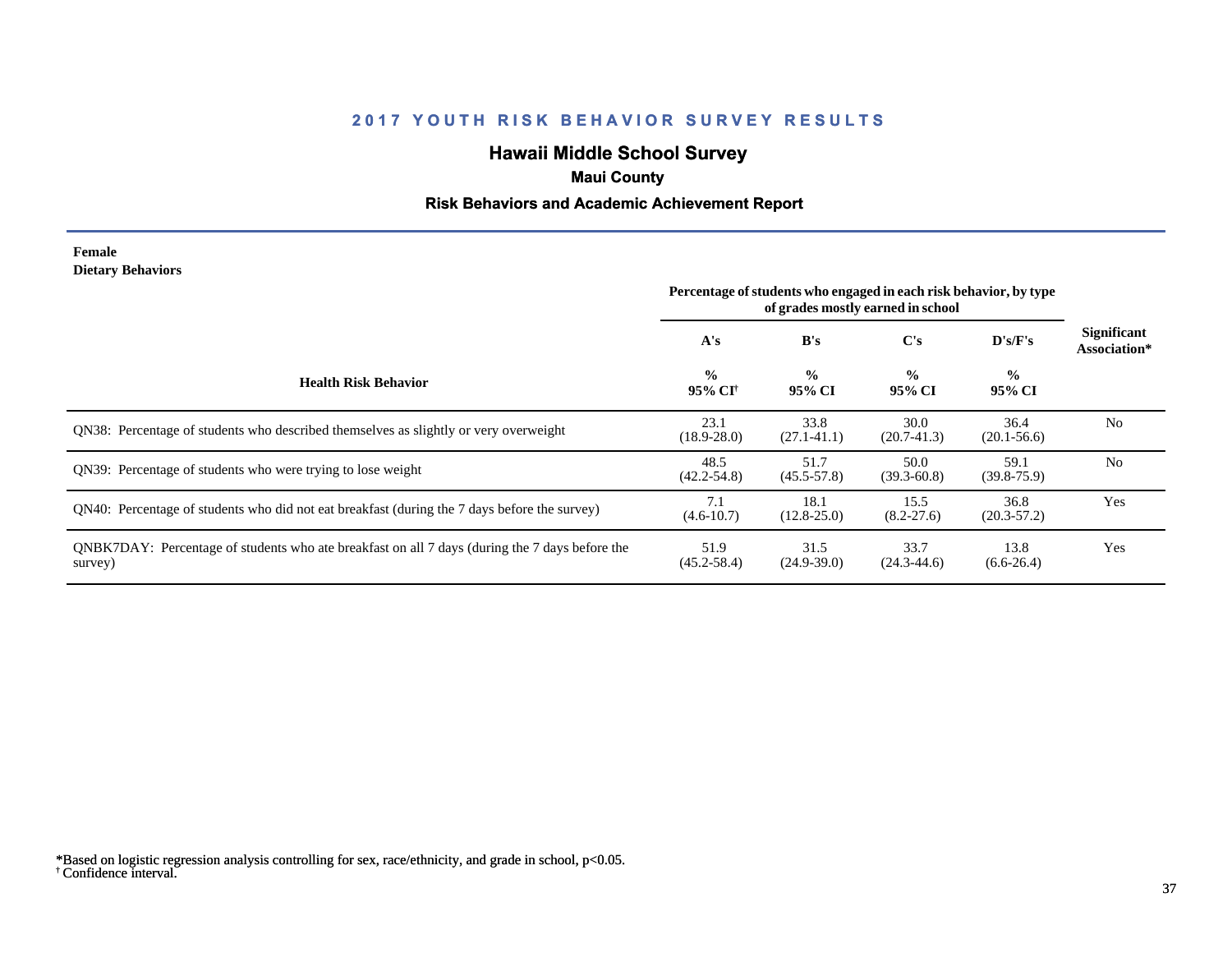# 2017 YOUTH RISK BEHAVIOR SURVEY RESULTS

## Hawaii Middle School Survey

### Maui County

### Risk Behaviors and Academic Achievement Report

**Female**
**Dietary Behaviors**

| Health Risk Behavior | Percentage of students who engaged in each risk behavior, by type of grades mostly earned in school | | | | Significant Association* |
|---|---|---|---|---|---|
| | A's | B's | C's | D's/F's | |
| | % 95% CI[†] | % 95% CI | % 95% CI | % 95% CI | |
| QN38: Percentage of students who described themselves as slightly or very overweight | 23.1 (18.9-28.0) | 33.8 (27.1-41.1) | 30.0 (20.7-41.3) | 36.4 (20.1-56.6) | No |
| QN39: Percentage of students who were trying to lose weight | 48.5 (42.2-54.8) | 51.7 (45.5-57.8) | 50.0 (39.3-60.8) | 59.1 (39.8-75.9) | No |
| QN40: Percentage of students who did not eat breakfast (during the 7 days before the survey) | 7.1 (4.6-10.7) | 18.1 (12.8-25.0) | 15.5 (8.2-27.6) | 36.8 (20.3-57.2) | Yes |
| QNBK7DAY: Percentage of students who ate breakfast on all 7 days (during the 7 days before the survey) | 51.9 (45.2-58.4) | 31.5 (24.9-39.0) | 33.7 (24.3-44.6) | 13.8 (6.6-26.4) | Yes |

*Based on logistic regression analysis controlling for sex, race/ethnicity, and grade in school, p<0.05.
[†] Confidence interval.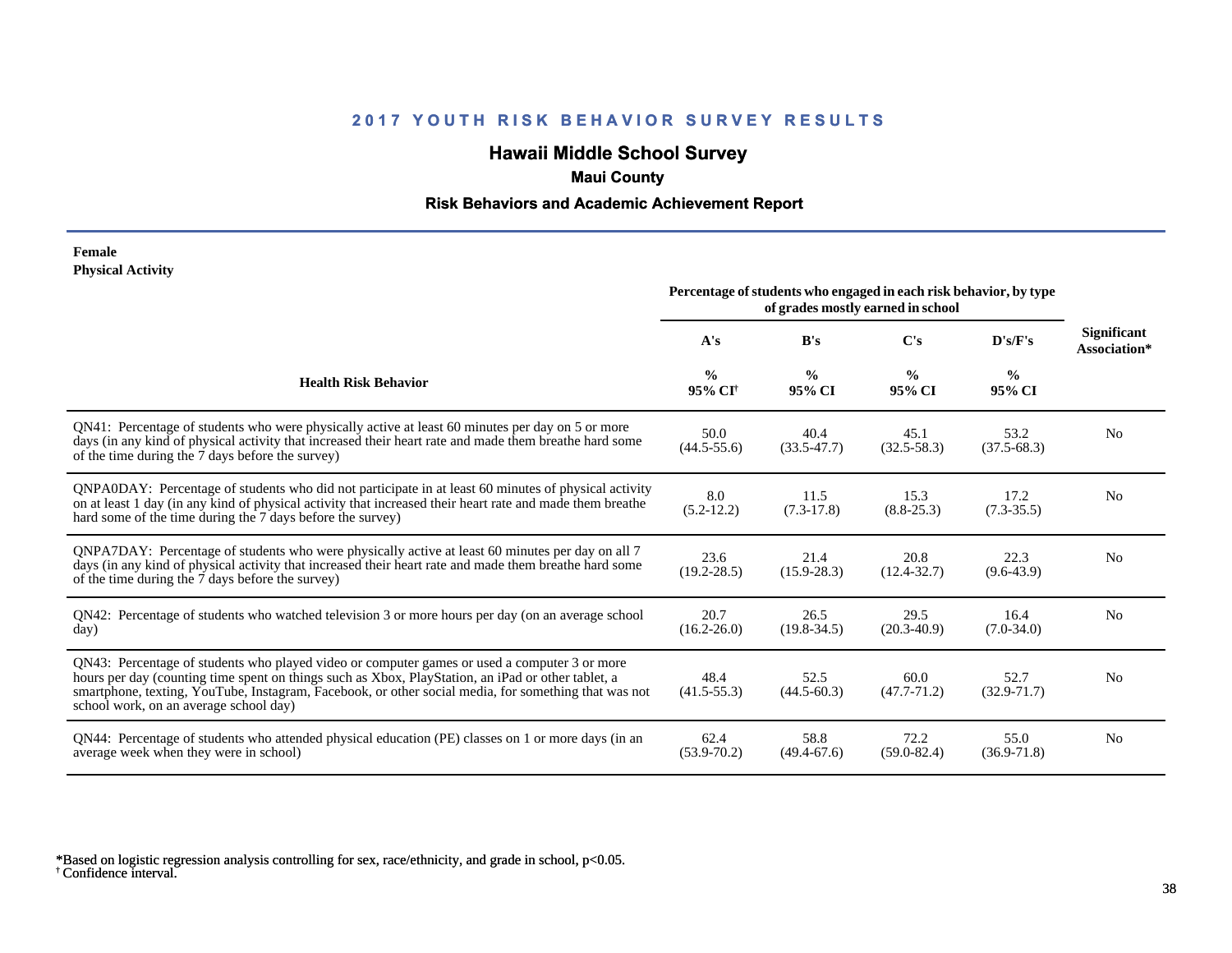## 2017 YOUTH RISK BEHAVIOR SURVEY RESULTS

# Hawaii Middle School Survey

### Maui County

### Risk Behaviors and Academic Achievement Report

**Female**
**Physical Activity**

| Health Risk Behavior | Percentage of students who engaged in each risk behavior, by type of grades mostly earned in school | | | | Significant Association* |
|---|---|---|---|---|---|
| | A's | B's | C's | D's/F's | |
| | % 95% CI[†] | % 95% CI | % 95% CI | % 95% CI | |
| QN41: Percentage of students who were physically active at least 60 minutes per day on 5 or more days (in any kind of physical activity that increased their heart rate and made them breathe hard some of the time during the 7 days before the survey) | 50.0 (44.5-55.6) | 40.4 (33.5-47.7) | 45.1 (32.5-58.3) | 53.2 (37.5-68.3) | No |
| QNPA0DAY: Percentage of students who did not participate in at least 60 minutes of physical activity on at least 1 day (in any kind of physical activity that increased their heart rate and made them breathe hard some of the time during the 7 days before the survey) | 8.0 (5.2-12.2) | 11.5 (7.3-17.8) | 15.3 (8.8-25.3) | 17.2 (7.3-35.5) | No |
| QNPA7DAY: Percentage of students who were physically active at least 60 minutes per day on all 7 days (in any kind of physical activity that increased their heart rate and made them breathe hard some of the time during the 7 days before the survey) | 23.6 (19.2-28.5) | 21.4 (15.9-28.3) | 20.8 (12.4-32.7) | 22.3 (9.6-43.9) | No |
| QN42: Percentage of students who watched television 3 or more hours per day (on an average school day) | 20.7 (16.2-26.0) | 26.5 (19.8-34.5) | 29.5 (20.3-40.9) | 16.4 (7.0-34.0) | No |
| QN43: Percentage of students who played video or computer games or used a computer 3 or more hours per day (counting time spent on things such as Xbox, PlayStation, an iPad or other tablet, a smartphone, texting, YouTube, Instagram, Facebook, or other social media, for something that was not school work, on an average school day) | 48.4 (41.5-55.3) | 52.5 (44.5-60.3) | 60.0 (47.7-71.2) | 52.7 (32.9-71.7) | No |
| QN44: Percentage of students who attended physical education (PE) classes on 1 or more days (in an average week when they were in school) | 62.4 (53.9-70.2) | 58.8 (49.4-67.6) | 72.2 (59.0-82.4) | 55.0 (36.9-71.8) | No |

*Based on logistic regression analysis controlling for sex, race/ethnicity, and grade in school, $p<0.05$.
[†] Confidence interval.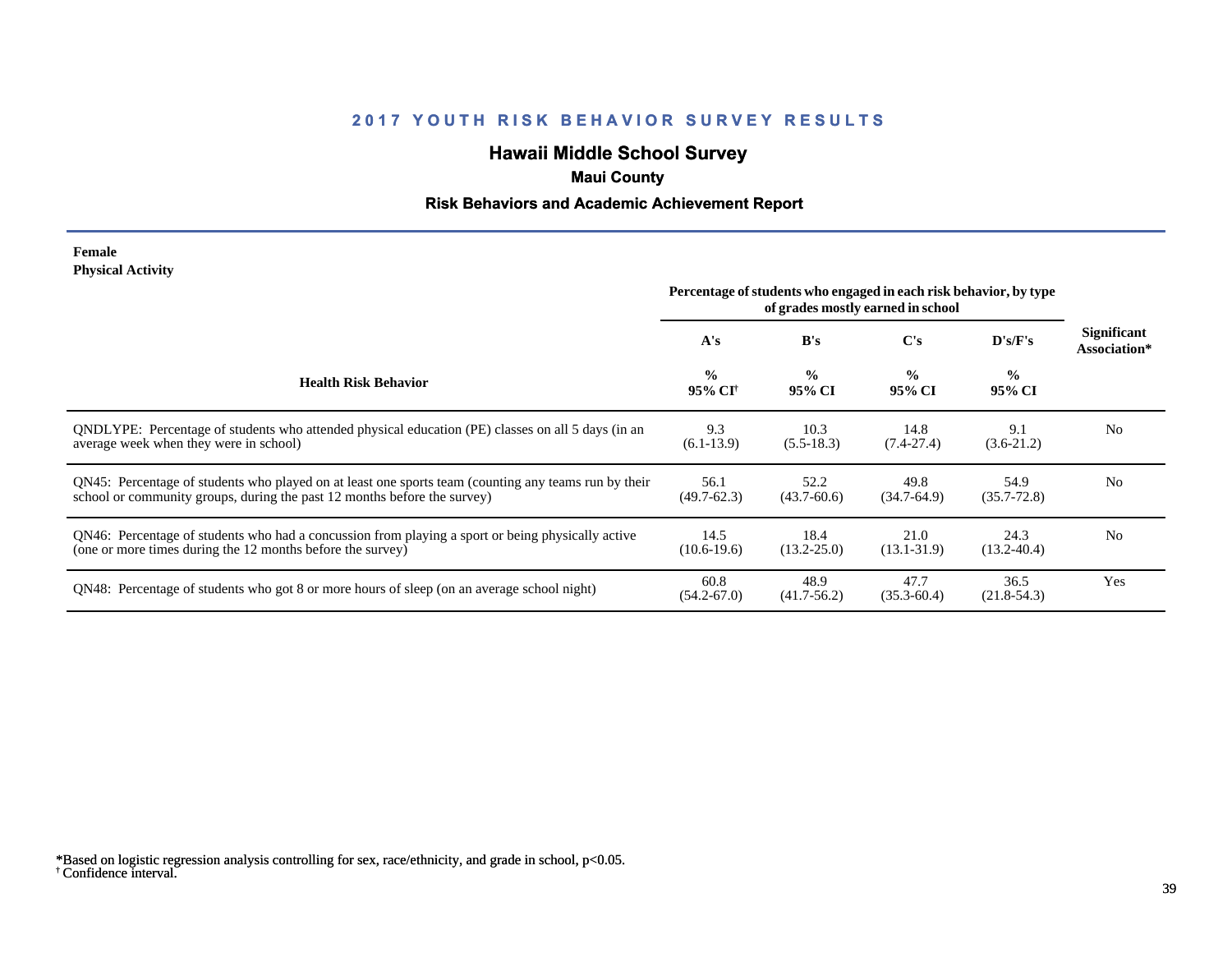## 2017 YOUTH RISK BEHAVIOR SURVEY RESULTS

### Hawaii Middle School Survey

**Maui County**

**Risk Behaviors and Academic Achievement Report**

**Female**
**Physical Activity**

| Health Risk Behavior | Percentage of students who engaged in each risk behavior, by type of grades mostly earned in school | | | | Significant Association* |
|---|---|---|---|---|---|
| | A's | B's | C's | D's/F's | |
| | % 95% CI[†] | % 95% CI | % 95% CI | % 95% CI | |
| QNDLYPE: Percentage of students who attended physical education (PE) classes on all 5 days (in an average week when they were in school) | 9.3 (6.1-13.9) | 10.3 (5.5-18.3) | 14.8 (7.4-27.4) | 9.1 (3.6-21.2) | No |
| QN45: Percentage of students who played on at least one sports team (counting any teams run by their school or community groups, during the past 12 months before the survey) | 56.1 (49.7-62.3) | 52.2 (43.7-60.6) | 49.8 (34.7-64.9) | 54.9 (35.7-72.8) | No |
| QN46: Percentage of students who had a concussion from playing a sport or being physically active (one or more times during the 12 months before the survey) | 14.5 (10.6-19.6) | 18.4 (13.2-25.0) | 21.0 (13.1-31.9) | 24.3 (13.2-40.4) | No |
| QN48: Percentage of students who got 8 or more hours of sleep (on an average school night) | 60.8 (54.2-67.0) | 48.9 (41.7-56.2) | 47.7 (35.3-60.4) | 36.5 (21.8-54.3) | Yes |

*Based on logistic regression analysis controlling for sex, race/ethnicity, and grade in school, $p<0.05$.
† Confidence interval.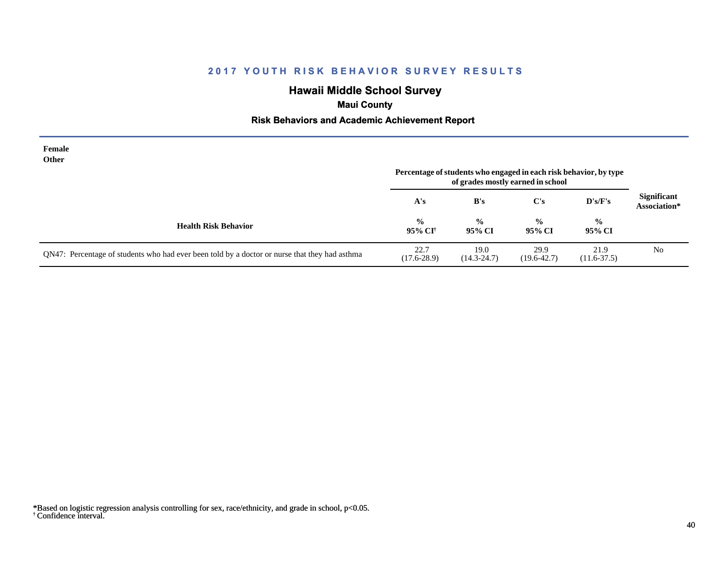## 2017 YOUTH RISK BEHAVIOR SURVEY RESULTS

### Hawaii Middle School Survey

**Maui County**

**Risk Behaviors and Academic Achievement Report**

**Female**
**Other**

| Health Risk Behavior | Percentage of students who engaged in each risk behavior, by type of grades mostly earned in school | | | | Significant Association* |
|---|---|---|---|---|---|
| | A's | B's | C's | D's/F's | |
| | % 95% CI[†] | % 95% CI | % 95% CI | % 95% CI | |
| QN47: Percentage of students who had ever been told by a doctor or nurse that they had asthma | 22.7 (17.6-28.9) | 19.0 (14.3-24.7) | 29.9 (19.6-42.7) | 21.9 (11.6-37.5) | No |

*Based on logistic regression analysis controlling for sex, race/ethnicity, and grade in school, $p<0.05$.
[†] Confidence interval.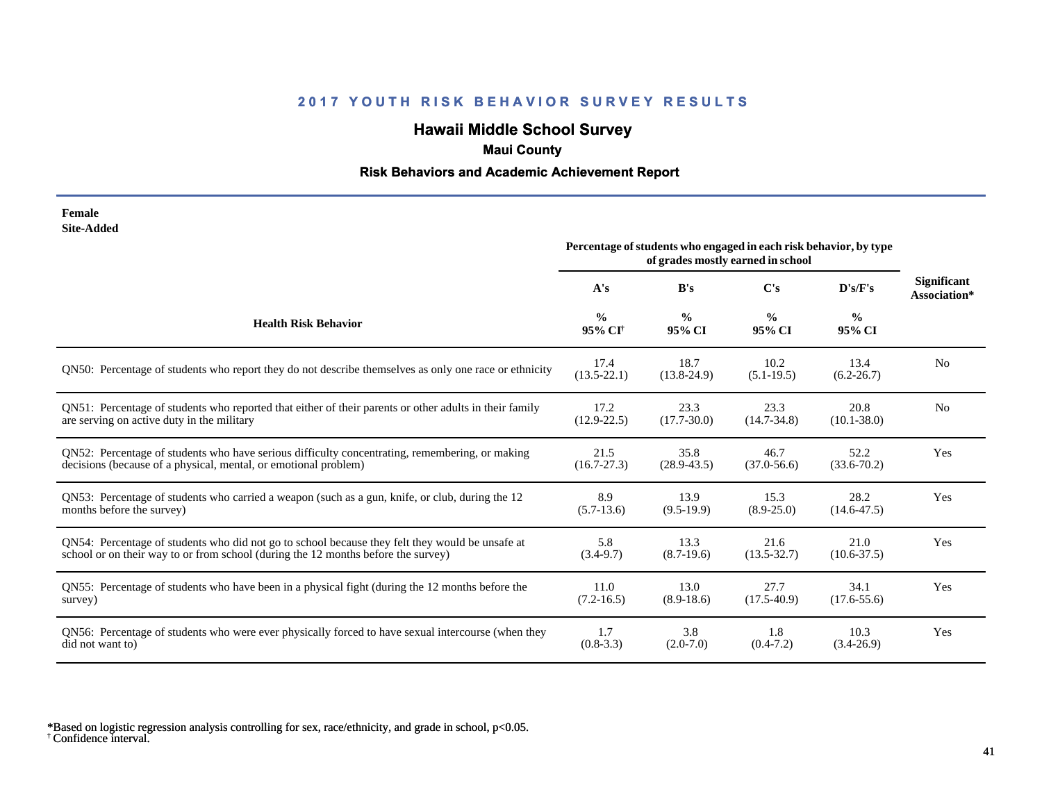## 2017 YOUTH RISK BEHAVIOR SURVEY RESULTS

# Hawaii Middle School Survey

### Maui County

### Risk Behaviors and Academic Achievement Report

**Female**
**Site-Added**

| Health Risk Behavior | Percentage of students who engaged in each risk behavior, by type of grades mostly earned in school | | | | Significant Association* |
|---|---|---|---|---|---|
| | A's | B's | C's | D's/F's | |
| | % 95% CI† | % 95% CI | % 95% CI | % 95% CI | |
| QN50: Percentage of students who report they do not describe themselves as only one race or ethnicity | 17.4 (13.5-22.1) | 18.7 (13.8-24.9) | 10.2 (5.1-19.5) | 13.4 (6.2-26.7) | No |
| QN51: Percentage of students who reported that either of their parents or other adults in their family are serving on active duty in the military | 17.2 (12.9-22.5) | 23.3 (17.7-30.0) | 23.3 (14.7-34.8) | 20.8 (10.1-38.0) | No |
| QN52: Percentage of students who have serious difficulty concentrating, remembering, or making decisions (because of a physical, mental, or emotional problem) | 21.5 (16.7-27.3) | 35.8 (28.9-43.5) | 46.7 (37.0-56.6) | 52.2 (33.6-70.2) | Yes |
| QN53: Percentage of students who carried a weapon (such as a gun, knife, or club, during the 12 months before the survey) | 8.9 (5.7-13.6) | 13.9 (9.5-19.9) | 15.3 (8.9-25.0) | 28.2 (14.6-47.5) | Yes |
| QN54: Percentage of students who did not go to school because they felt they would be unsafe at school or on their way to or from school (during the 12 months before the survey) | 5.8 (3.4-9.7) | 13.3 (8.7-19.6) | 21.6 (13.5-32.7) | 21.0 (10.6-37.5) | Yes |
| QN55: Percentage of students who have been in a physical fight (during the 12 months before the survey) | 11.0 (7.2-16.5) | 13.0 (8.9-18.6) | 27.7 (17.5-40.9) | 34.1 (17.6-55.6) | Yes |
| QN56: Percentage of students who were ever physically forced to have sexual intercourse (when they did not want to) | 1.7 (0.8-3.3) | 3.8 (2.0-7.0) | 1.8 (0.4-7.2) | 10.3 (3.4-26.9) | Yes |

*Based on logistic regression analysis controlling for sex, race/ethnicity, and grade in school, $p<0.05$.
† Confidence interval.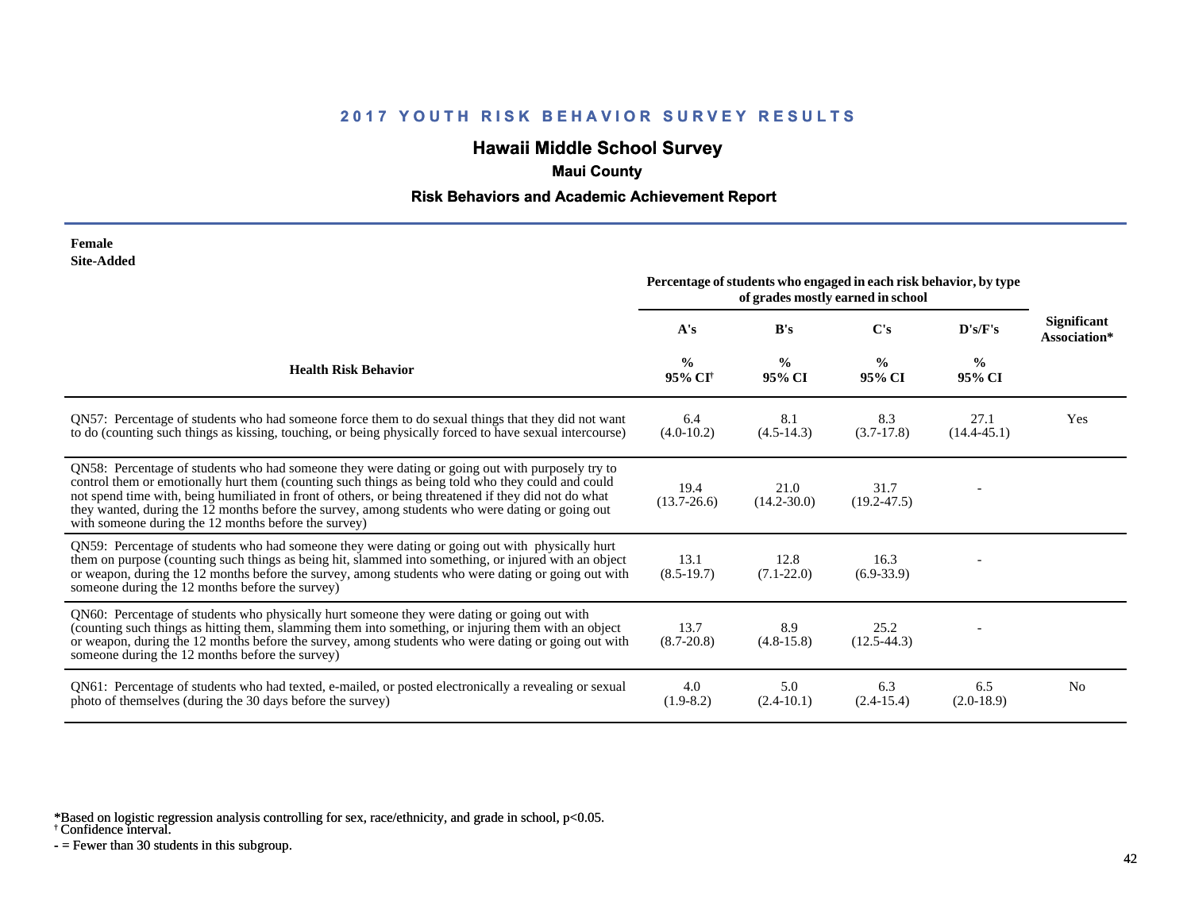## 2017 YOUTH RISK BEHAVIOR SURVEY RESULTS

# Hawaii Middle School Survey

### Maui County

### Risk Behaviors and Academic Achievement Report

**Female**
**Site-Added**

| Health Risk Behavior | A's % 95% CI[†] | B's % 95% CI | C's % 95% CI | D's/F's % 95% CI | Significant Association* |
|---|---|---|---|---|---|
| | Percentage of students who engaged in each risk behavior, by type of grades mostly earned in school | | | | |
| QN57: Percentage of students who had someone force them to do sexual things that they did not want to do (counting such things as kissing, touching, or being physically forced to have sexual intercourse) | 6.4 (4.0-10.2) | 8.1 (4.5-14.3) | 8.3 (3.7-17.8) | 27.1 (14.4-45.1) | Yes |
| QN58: Percentage of students who had someone they were dating or going out with purposely try to control them or emotionally hurt them (counting such things as being told who they could and could not spend time with, being humiliated in front of others, or being threatened if they did not do what they wanted, during the 12 months before the survey, among students who were dating or going out with someone during the 12 months before the survey) | 19.4 (13.7-26.6) | 21.0 (14.2-30.0) | 31.7 (19.2-47.5) | - | |
| QN59: Percentage of students who had someone they were dating or going out with physically hurt them on purpose (counting such things as being hit, slammed into something, or injured with an object or weapon, during the 12 months before the survey, among students who were dating or going out with someone during the 12 months before the survey) | 13.1 (8.5-19.7) | 12.8 (7.1-22.0) | 16.3 (6.9-33.9) | - | |
| QN60: Percentage of students who physically hurt someone they were dating or going out with (counting such things as hitting them, slamming them into something, or injuring them with an object or weapon, during the 12 months before the survey, among students who were dating or going out with someone during the 12 months before the survey) | 13.7 (8.7-20.8) | 8.9 (4.8-15.8) | 25.2 (12.5-44.3) | - | |
| QN61: Percentage of students who had texted, e-mailed, or posted electronically a revealing or sexual photo of themselves (during the 30 days before the survey) | 4.0 (1.9-8.2) | 5.0 (2.4-10.1) | 6.3 (2.4-15.4) | 6.5 (2.0-18.9) | No |

*Based on logistic regression analysis controlling for sex, race/ethnicity, and grade in school, p<0.05.
[†] Confidence interval.
- = Fewer than 30 students in this subgroup.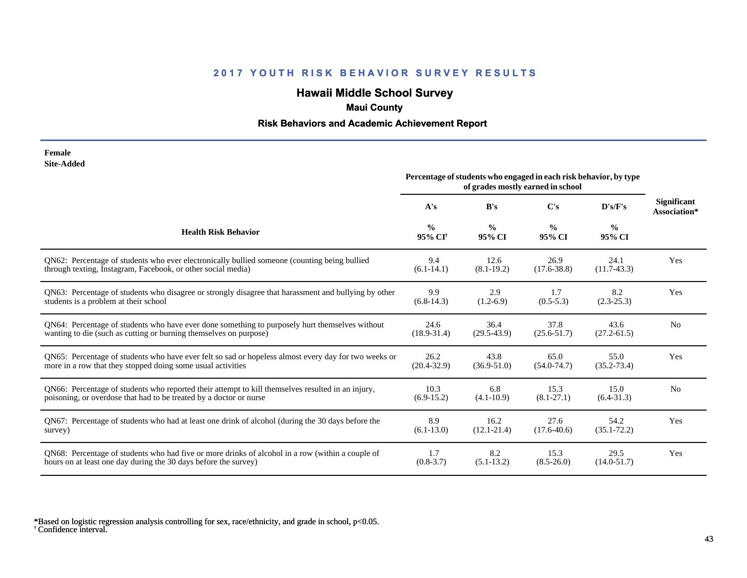## 2017 YOUTH RISK BEHAVIOR SURVEY RESULTS

### Hawaii Middle School Survey

**Maui County**

**Risk Behaviors and Academic Achievement Report**

**Female**
**Site-Added**

| Health Risk Behavior | Percentage of students who engaged in each risk behavior, by type of grades mostly earned in school | | | | Significant Association* |
|---|---|---|---|---|---|
| | A's<br>%<br>95% CI† | B's<br>%<br>95% CI | C's<br>%<br>95% CI | D's/F's<br>%<br>95% CI | |
| QN62: Percentage of students who ever electronically bullied someone (counting being bullied through texting, Instagram, Facebook, or other social media) | 9.4<br>(6.1-14.1) | 12.6<br>(8.1-19.2) | 26.9<br>(17.6-38.8) | 24.1<br>(11.7-43.3) | Yes |
| QN63: Percentage of students who disagree or strongly disagree that harassment and bullying by other students is a problem at their school | 9.9<br>(6.8-14.3) | 2.9<br>(1.2-6.9) | 1.7<br>(0.5-5.3) | 8.2<br>(2.3-25.3) | Yes |
| QN64: Percentage of students who have ever done something to purposely hurt themselves without wanting to die (such as cutting or burning themselves on purpose) | 24.6<br>(18.9-31.4) | 36.4<br>(29.5-43.9) | 37.8<br>(25.6-51.7) | 43.6<br>(27.2-61.5) | No |
| QN65: Percentage of students who have ever felt so sad or hopeless almost every day for two weeks or more in a row that they stopped doing some usual activities | 26.2<br>(20.4-32.9) | 43.8<br>(36.9-51.0) | 65.0<br>(54.0-74.7) | 55.0<br>(35.2-73.4) | Yes |
| QN66: Percentage of students who reported their attempt to kill themselves resulted in an injury, poisoning, or overdose that had to be treated by a doctor or nurse | 10.3<br>(6.9-15.2) | 6.8<br>(4.1-10.9) | 15.3<br>(8.1-27.1) | 15.0<br>(6.4-31.3) | No |
| QN67: Percentage of students who had at least one drink of alcohol (during the 30 days before the survey) | 8.9<br>(6.1-13.0) | 16.2<br>(12.1-21.4) | 27.6<br>(17.6-40.6) | 54.2<br>(35.1-72.2) | Yes |
| QN68: Percentage of students who had five or more drinks of alcohol in a row (within a couple of hours on at least one day during the 30 days before the survey) | 1.7<br>(0.8-3.7) | 8.2<br>(5.1-13.2) | 15.3<br>(8.5-26.0) | 29.5<br>(14.0-51.7) | Yes |

*Based on logistic regression analysis controlling for sex, race/ethnicity, and grade in school, $p<0.05$.
† Confidence interval.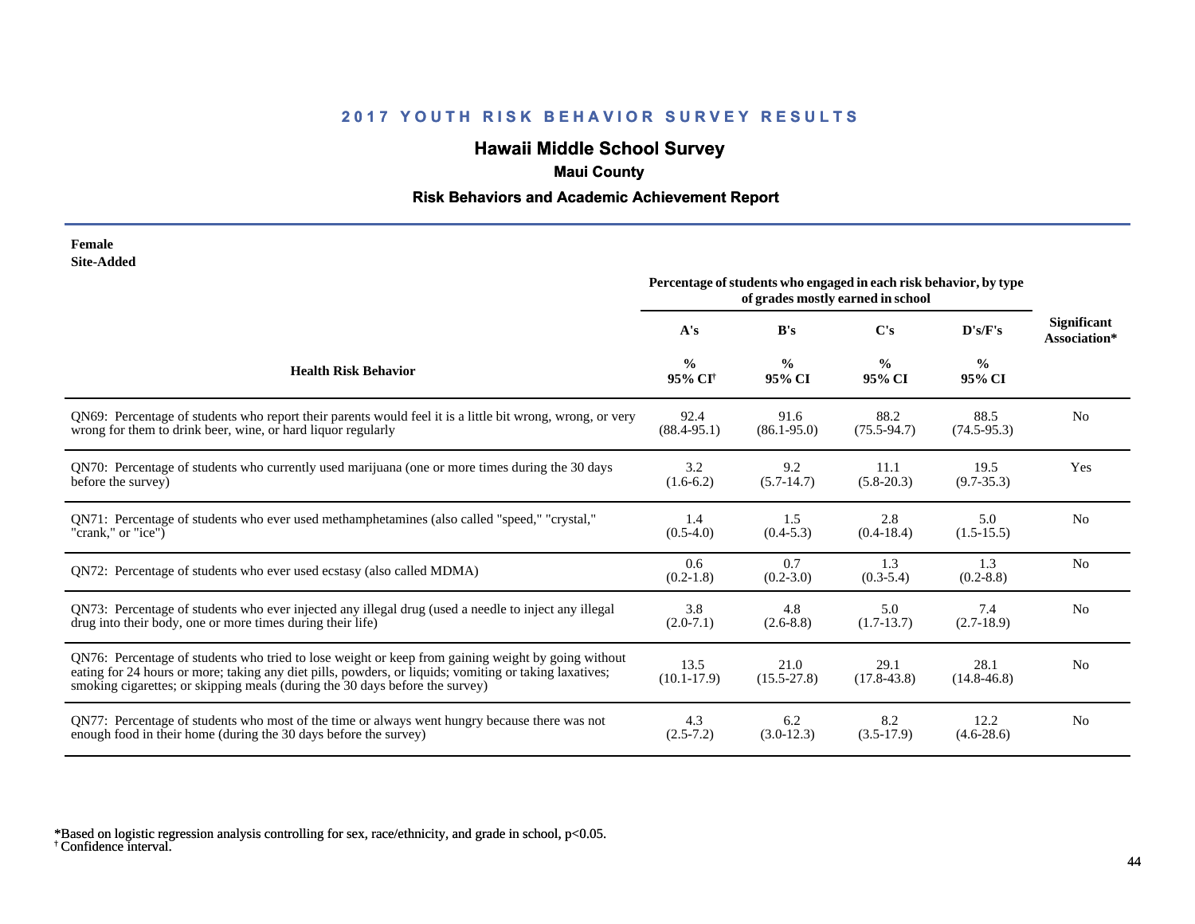## 2017 YOUTH RISK BEHAVIOR SURVEY RESULTS

# Hawaii Middle School Survey

### Maui County

### Risk Behaviors and Academic Achievement Report

**Female**
**Site-Added**

| Health Risk Behavior | Percentage of students who engaged in each risk behavior, by type of grades mostly earned in school | | | | Significant Association* |
|---|---|---|---|---|---|
| | A's | B's | C's | D's/F's | |
| | % 95% CI[†] | % 95% CI | % 95% CI | % 95% CI | |
| QN69: Percentage of students who report their parents would feel it is a little bit wrong, wrong, or very wrong for them to drink beer, wine, or hard liquor regularly | 92.4 (88.4-95.1) | 91.6 (86.1-95.0) | 88.2 (75.5-94.7) | 88.5 (74.5-95.3) | No |
| QN70: Percentage of students who currently used marijuana (one or more times during the 30 days before the survey) | 3.2 (1.6-6.2) | 9.2 (5.7-14.7) | 11.1 (5.8-20.3) | 19.5 (9.7-35.3) | Yes |
| QN71: Percentage of students who ever used methamphetamines (also called "speed," "crystal," "crank," or "ice") | 1.4 (0.5-4.0) | 1.5 (0.4-5.3) | 2.8 (0.4-18.4) | 5.0 (1.5-15.5) | No |
| QN72: Percentage of students who ever used ecstasy (also called MDMA) | 0.6 (0.2-1.8) | 0.7 (0.2-3.0) | 1.3 (0.3-5.4) | 1.3 (0.2-8.8) | No |
| QN73: Percentage of students who ever injected any illegal drug (used a needle to inject any illegal drug into their body, one or more times during their life) | 3.8 (2.0-7.1) | 4.8 (2.6-8.8) | 5.0 (1.7-13.7) | 7.4 (2.7-18.9) | No |
| QN76: Percentage of students who tried to lose weight or keep from gaining weight by going without eating for 24 hours or more; taking any diet pills, powders, or liquids; vomiting or taking laxatives; smoking cigarettes; or skipping meals (during the 30 days before the survey) | 13.5 (10.1-17.9) | 21.0 (15.5-27.8) | 29.1 (17.8-43.8) | 28.1 (14.8-46.8) | No |
| QN77: Percentage of students who most of the time or always went hungry because there was not enough food in their home (during the 30 days before the survey) | 4.3 (2.5-7.2) | 6.2 (3.0-12.3) | 8.2 (3.5-17.9) | 12.2 (4.6-28.6) | No |

*Based on logistic regression analysis controlling for sex, race/ethnicity, and grade in school, $p<0.05$.
[†] Confidence interval.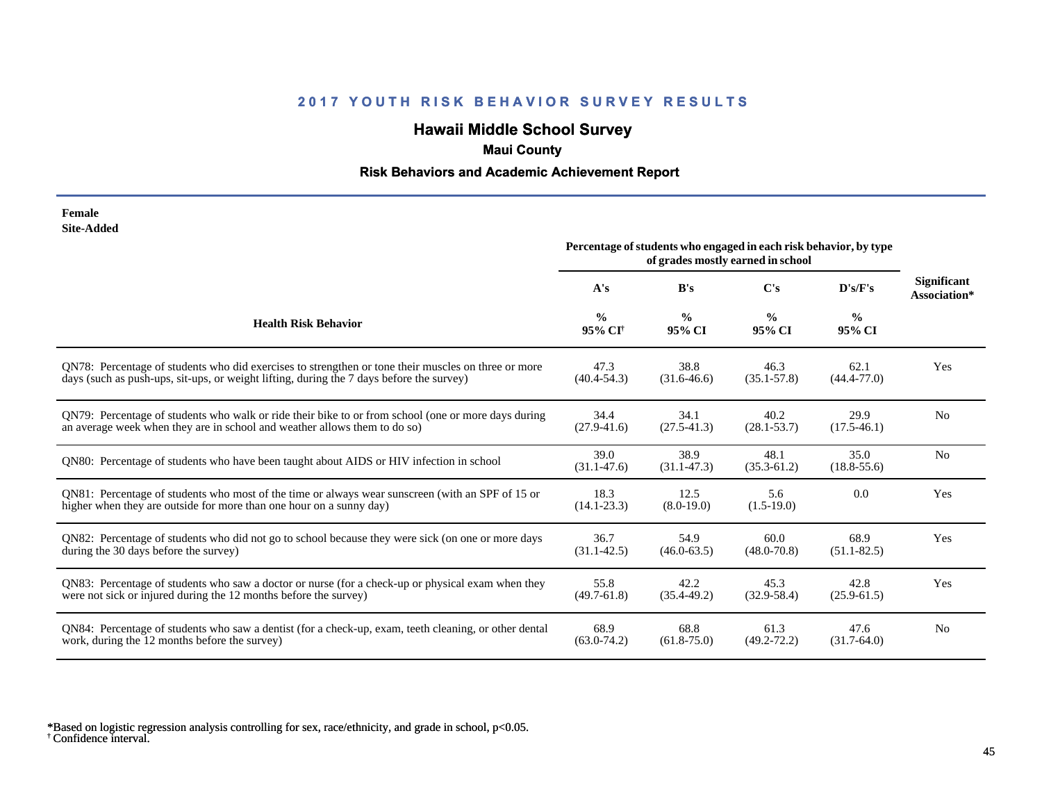## 2017 YOUTH RISK BEHAVIOR SURVEY RESULTS

## Hawaii Middle School Survey

### Maui County

### Risk Behaviors and Academic Achievement Report

**Female**
**Site-Added**

| Health Risk Behavior | Percentage of students who engaged in each risk behavior, by type of grades mostly earned in school | | | | Significant Association* |
|---|---|---|---|---|---|
| | A's<br>%<br>95% CI[†] | B's<br>%<br>95% CI | C's<br>%<br>95% CI | D's/F's<br>%<br>95% CI | |
| QN78: Percentage of students who did exercises to strengthen or tone their muscles on three or more days (such as push-ups, sit-ups, or weight lifting, during the 7 days before the survey) | 47.3<br>(40.4-54.3) | 38.8<br>(31.6-46.6) | 46.3<br>(35.1-57.8) | 62.1<br>(44.4-77.0) | Yes |
| QN79: Percentage of students who walk or ride their bike to or from school (one or more days during an average week when they are in school and weather allows them to do so) | 34.4<br>(27.9-41.6) | 34.1<br>(27.5-41.3) | 40.2<br>(28.1-53.7) | 29.9<br>(17.5-46.1) | No |
| QN80: Percentage of students who have been taught about AIDS or HIV infection in school | 39.0<br>(31.1-47.6) | 38.9<br>(31.1-47.3) | 48.1<br>(35.3-61.2) | 35.0<br>(18.8-55.6) | No |
| QN81: Percentage of students who most of the time or always wear sunscreen (with an SPF of 15 or higher when they are outside for more than one hour on a sunny day) | 18.3<br>(14.1-23.3) | 12.5<br>(8.0-19.0) | 5.6<br>(1.5-19.0) | 0.0 | Yes |
| QN82: Percentage of students who did not go to school because they were sick (on one or more days during the 30 days before the survey) | 36.7<br>(31.1-42.5) | 54.9<br>(46.0-63.5) | 60.0<br>(48.0-70.8) | 68.9<br>(51.1-82.5) | Yes |
| QN83: Percentage of students who saw a doctor or nurse (for a check-up or physical exam when they were not sick or injured during the 12 months before the survey) | 55.8<br>(49.7-61.8) | 42.2<br>(35.4-49.2) | 45.3<br>(32.9-58.4) | 42.8<br>(25.9-61.5) | Yes |
| QN84: Percentage of students who saw a dentist (for a check-up, exam, teeth cleaning, or other dental work, during the 12 months before the survey) | 68.9<br>(63.0-74.2) | 68.8<br>(61.8-75.0) | 61.3<br>(49.2-72.2) | 47.6<br>(31.7-64.0) | No |

*Based on logistic regression analysis controlling for sex, race/ethnicity, and grade in school, $p<0.05$.
[†] Confidence interval.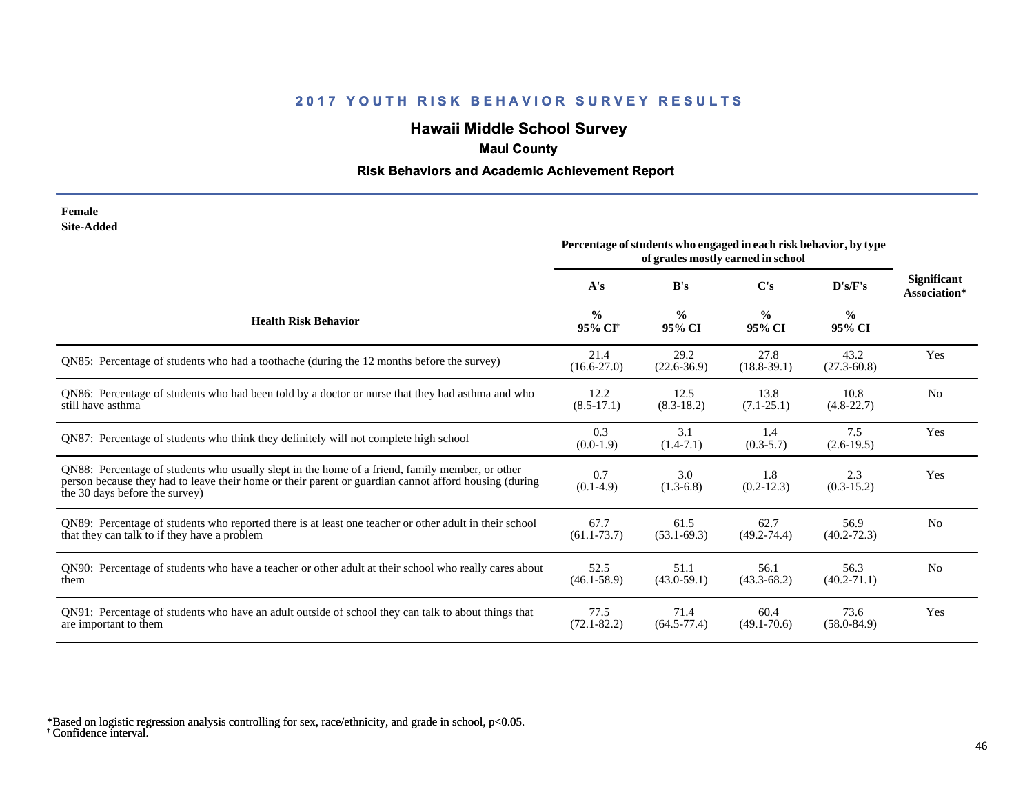## 2017 YOUTH RISK BEHAVIOR SURVEY RESULTS

### Hawaii Middle School Survey

**Maui County**

**Risk Behaviors and Academic Achievement Report**

**Female**
**Site-Added**

| Health Risk Behavior | Percentage of students who engaged in each risk behavior, by type of grades mostly earned in school | | | | Significant Association* |
|---|---|---|---|---|---|
| | A's | B's | C's | D's/F's | |
| | % 95% CI[†] | % 95% CI | % 95% CI | % 95% CI | |
| QN85: Percentage of students who had a toothache (during the 12 months before the survey) | 21.4 (16.6-27.0) | 29.2 (22.6-36.9) | 27.8 (18.8-39.1) | 43.2 (27.3-60.8) | Yes |
| QN86: Percentage of students who had been told by a doctor or nurse that they had asthma and who still have asthma | 12.2 (8.5-17.1) | 12.5 (8.3-18.2) | 13.8 (7.1-25.1) | 10.8 (4.8-22.7) | No |
| QN87: Percentage of students who think they definitely will not complete high school | 0.3 (0.0-1.9) | 3.1 (1.4-7.1) | 1.4 (0.3-5.7) | 7.5 (2.6-19.5) | Yes |
| QN88: Percentage of students who usually slept in the home of a friend, family member, or other person because they had to leave their home or their parent or guardian cannot afford housing (during the 30 days before the survey) | 0.7 (0.1-4.9) | 3.0 (1.3-6.8) | 1.8 (0.2-12.3) | 2.3 (0.3-15.2) | Yes |
| QN89: Percentage of students who reported there is at least one teacher or other adult in their school that they can talk to if they have a problem | 67.7 (61.1-73.7) | 61.5 (53.1-69.3) | 62.7 (49.2-74.4) | 56.9 (40.2-72.3) | No |
| QN90: Percentage of students who have a teacher or other adult at their school who really cares about them | 52.5 (46.1-58.9) | 51.1 (43.0-59.1) | 56.1 (43.3-68.2) | 56.3 (40.2-71.1) | No |
| QN91: Percentage of students who have an adult outside of school they can talk to about things that are important to them | 77.5 (72.1-82.2) | 71.4 (64.5-77.4) | 60.4 (49.1-70.6) | 73.6 (58.0-84.9) | Yes |

*Based on logistic regression analysis controlling for sex, race/ethnicity, and grade in school, $p<0.05$.
[†] Confidence interval.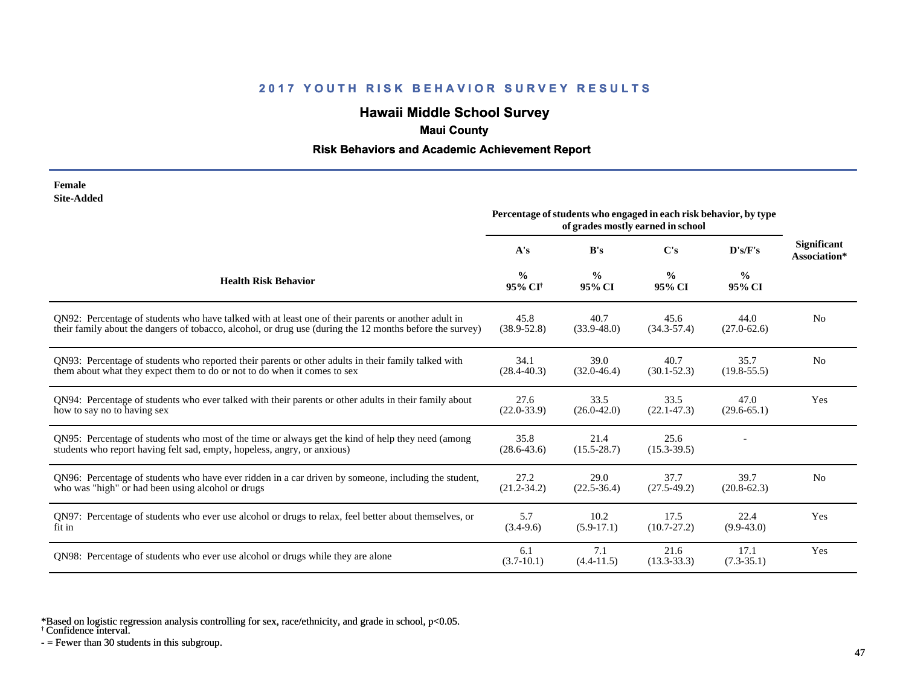## 2017 YOUTH RISK BEHAVIOR SURVEY RESULTS

# Hawaii Middle School Survey

### Maui County

### Risk Behaviors and Academic Achievement Report

**Female**
**Site-Added**

| Health Risk Behavior | A's % 95% CI† | B's % 95% CI | C's % 95% CI | D's/F's % 95% CI | Significant Association* |
|---|---|---|---|---|---|
| | Percentage of students who engaged in each risk behavior, by type of grades mostly earned in school | | | | |
| QN92: Percentage of students who have talked with at least one of their parents or another adult in their family about the dangers of tobacco, alcohol, or drug use (during the 12 months before the survey) | 45.8 (38.9-52.8) | 40.7 (33.9-48.0) | 45.6 (34.3-57.4) | 44.0 (27.0-62.6) | No |
| QN93: Percentage of students who reported their parents or other adults in their family talked with them about what they expect them to do or not to do when it comes to sex | 34.1 (28.4-40.3) | 39.0 (32.0-46.4) | 40.7 (30.1-52.3) | 35.7 (19.8-55.5) | No |
| QN94: Percentage of students who ever talked with their parents or other adults in their family about how to say no to having sex | 27.6 (22.0-33.9) | 33.5 (26.0-42.0) | 33.5 (22.1-47.3) | 47.0 (29.6-65.1) | Yes |
| QN95: Percentage of students who most of the time or always get the kind of help they need (among students who report having felt sad, empty, hopeless, angry, or anxious) | 35.8 (28.6-43.6) | 21.4 (15.5-28.7) | 25.6 (15.3-39.5) | - | |
| QN96: Percentage of students who have ever ridden in a car driven by someone, including the student, who was "high" or had been using alcohol or drugs | 27.2 (21.2-34.2) | 29.0 (22.5-36.4) | 37.7 (27.5-49.2) | 39.7 (20.8-62.3) | No |
| QN97: Percentage of students who ever use alcohol or drugs to relax, feel better about themselves, or fit in | 5.7 (3.4-9.6) | 10.2 (5.9-17.1) | 17.5 (10.7-27.2) | 22.4 (9.9-43.0) | Yes |
| QN98: Percentage of students who ever use alcohol or drugs while they are alone | 6.1 (3.7-10.1) | 7.1 (4.4-11.5) | 21.6 (13.3-33.3) | 17.1 (7.3-35.1) | Yes |

*Based on logistic regression analysis controlling for sex, race/ethnicity, and grade in school, p<0.05.
† Confidence interval.
- = Fewer than 30 students in this subgroup.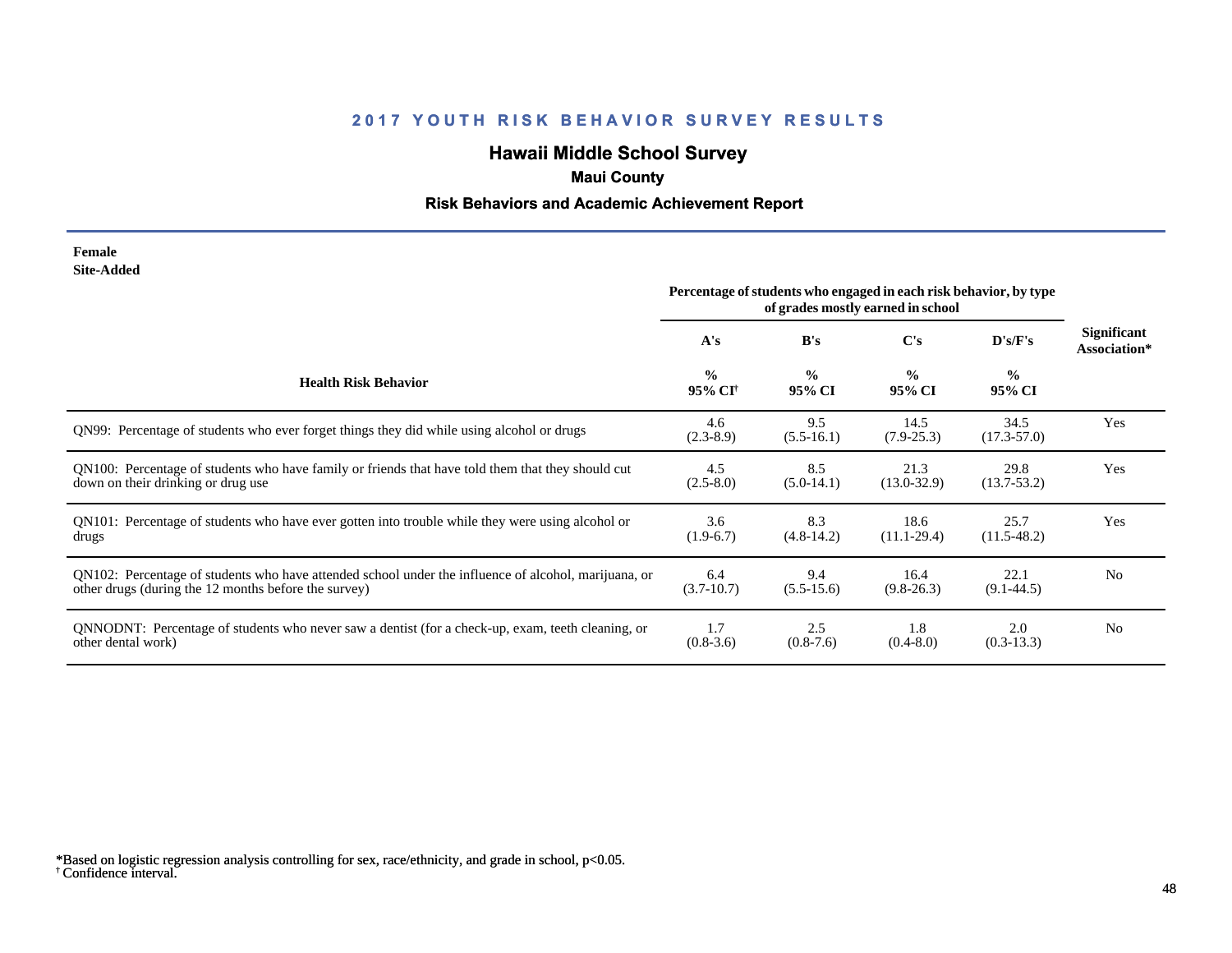## 2017 YOUTH RISK BEHAVIOR SURVEY RESULTS

# Hawaii Middle School Survey

### Maui County

### Risk Behaviors and Academic Achievement Report

**Female**
**Site-Added**

| Health Risk Behavior | Percentage of students who engaged in each risk behavior, by type of grades mostly earned in school | | | | Significant Association* |
|---|---|---|---|---|---|
| | A's | B's | C's | D's/F's | |
| | % 95% CI[†] | % 95% CI | % 95% CI | % 95% CI | |
| QN99: Percentage of students who ever forget things they did while using alcohol or drugs | 4.6 (2.3-8.9) | 9.5 (5.5-16.1) | 14.5 (7.9-25.3) | 34.5 (17.3-57.0) | Yes |
| QN100: Percentage of students who have family or friends that have told them that they should cut down on their drinking or drug use | 4.5 (2.5-8.0) | 8.5 (5.0-14.1) | 21.3 (13.0-32.9) | 29.8 (13.7-53.2) | Yes |
| QN101: Percentage of students who have ever gotten into trouble while they were using alcohol or drugs | 3.6 (1.9-6.7) | 8.3 (4.8-14.2) | 18.6 (11.1-29.4) | 25.7 (11.5-48.2) | Yes |
| QN102: Percentage of students who have attended school under the influence of alcohol, marijuana, or other drugs (during the 12 months before the survey) | 6.4 (3.7-10.7) | 9.4 (5.5-15.6) | 16.4 (9.8-26.3) | 22.1 (9.1-44.5) | No |
| QNNODNT: Percentage of students who never saw a dentist (for a check-up, exam, teeth cleaning, or other dental work) | 1.7 (0.8-3.6) | 2.5 (0.8-7.6) | 1.8 (0.4-8.0) | 2.0 (0.3-13.3) | No |

*Based on logistic regression analysis controlling for sex, race/ethnicity, and grade in school, $p<0.05$.
[†] Confidence interval.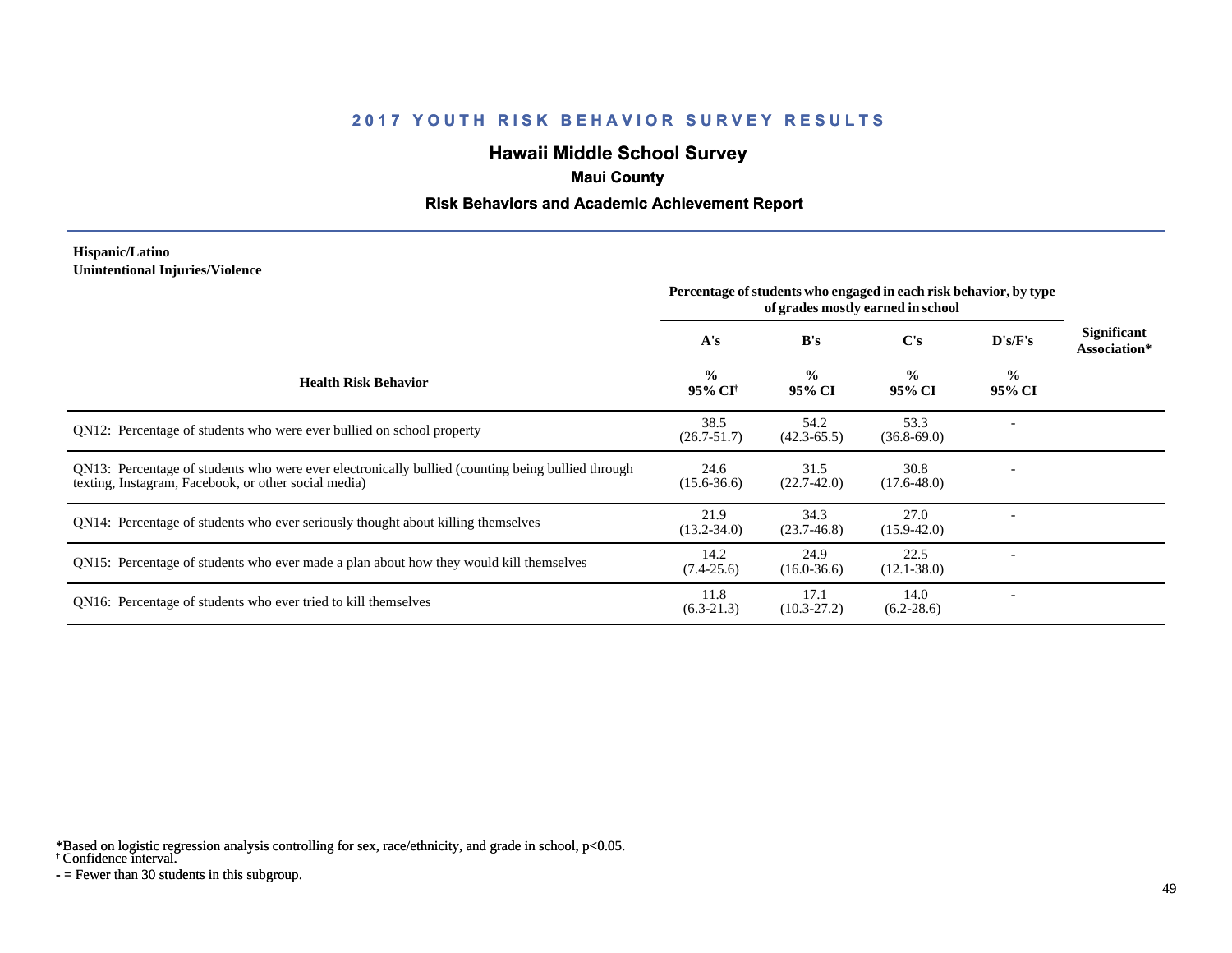## 2017 YOUTH RISK BEHAVIOR SURVEY RESULTS

### Hawaii Middle School Survey

**Maui County**

**Risk Behaviors and Academic Achievement Report**

**Hispanic/Latino**
**Unintentional Injuries/Violence**

| Health Risk Behavior | Percentage of students who engaged in each risk behavior, by type of grades mostly earned in school | | | | Significant Association* |
|---|---|---|---|---|---|
| | A's | B's | C's | D's/F's | |
| | % 95% CI[†] | % 95% CI | % 95% CI | % 95% CI | |
| QN12: Percentage of students who were ever bullied on school property | 38.5 (26.7-51.7) | 54.2 (42.3-65.5) | 53.3 (36.8-69.0) | - | |
| QN13: Percentage of students who were ever electronically bullied (counting being bullied through texting, Instagram, Facebook, or other social media) | 24.6 (15.6-36.6) | 31.5 (22.7-42.0) | 30.8 (17.6-48.0) | - | |
| QN14: Percentage of students who ever seriously thought about killing themselves | 21.9 (13.2-34.0) | 34.3 (23.7-46.8) | 27.0 (15.9-42.0) | - | |
| QN15: Percentage of students who ever made a plan about how they would kill themselves | 14.2 (7.4-25.6) | 24.9 (16.0-36.6) | 22.5 (12.1-38.0) | - | |
| QN16: Percentage of students who ever tried to kill themselves | 11.8 (6.3-21.3) | 17.1 (10.3-27.2) | 14.0 (6.2-28.6) | - | |

*Based on logistic regression analysis controlling for sex, race/ethnicity, and grade in school, p<0.05.
[†] Confidence interval.
- = Fewer than 30 students in this subgroup.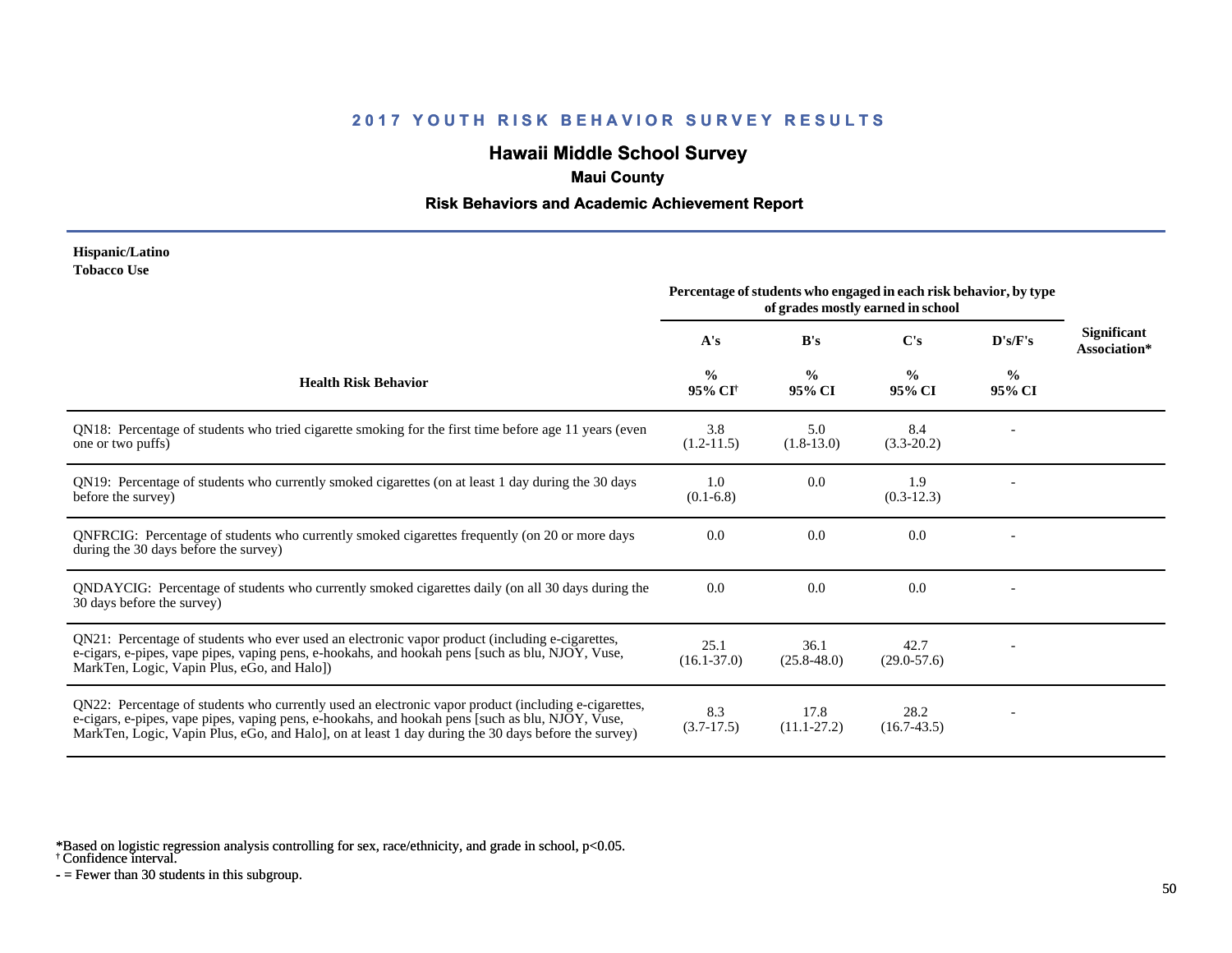## 2017 YOUTH RISK BEHAVIOR SURVEY RESULTS

## Hawaii Middle School Survey

### Maui County

### Risk Behaviors and Academic Achievement Report

**Hispanic/Latino**
**Tobacco Use**

| Health Risk Behavior | A's % 95% CI† | B's % 95% CI | C's % 95% CI | D's/F's % 95% CI | Significant Association* |
|---|---|---|---|---|---|
| | Percentage of students who engaged in each risk behavior, by type of grades mostly earned in school | | | | |
| QN18: Percentage of students who tried cigarette smoking for the first time before age 11 years (even one or two puffs) | 3.8 (1.2-11.5) | 5.0 (1.8-13.0) | 8.4 (3.3-20.2) | - | |
| QN19: Percentage of students who currently smoked cigarettes (on at least 1 day during the 30 days before the survey) | 1.0 (0.1-6.8) | 0.0 | 1.9 (0.3-12.3) | - | |
| QNFRCIG: Percentage of students who currently smoked cigarettes frequently (on 20 or more days during the 30 days before the survey) | 0.0 | 0.0 | 0.0 | - | |
| QNDAYCIG: Percentage of students who currently smoked cigarettes daily (on all 30 days during the 30 days before the survey) | 0.0 | 0.0 | 0.0 | - | |
| QN21: Percentage of students who ever used an electronic vapor product (including e-cigarettes, e-cigars, e-pipes, vape pipes, vaping pens, e-hookahs, and hookah pens [such as blu, NJOY, Vuse, MarkTen, Logic, Vapin Plus, eGo, and Halo]) | 25.1 (16.1-37.0) | 36.1 (25.8-48.0) | 42.7 (29.0-57.6) | - | |
| QN22: Percentage of students who currently used an electronic vapor product (including e-cigarettes, e-cigars, e-pipes, vape pipes, vaping pens, e-hookahs, and hookah pens [such as blu, NJOY, Vuse, MarkTen, Logic, Vapin Plus, eGo, and Halo], on at least 1 day during the 30 days before the survey) | 8.3 (3.7-17.5) | 17.8 (11.1-27.2) | 28.2 (16.7-43.5) | - | |

*Based on logistic regression analysis controlling for sex, race/ethnicity, and grade in school, p<0.05.
† Confidence interval.
- = Fewer than 30 students in this subgroup.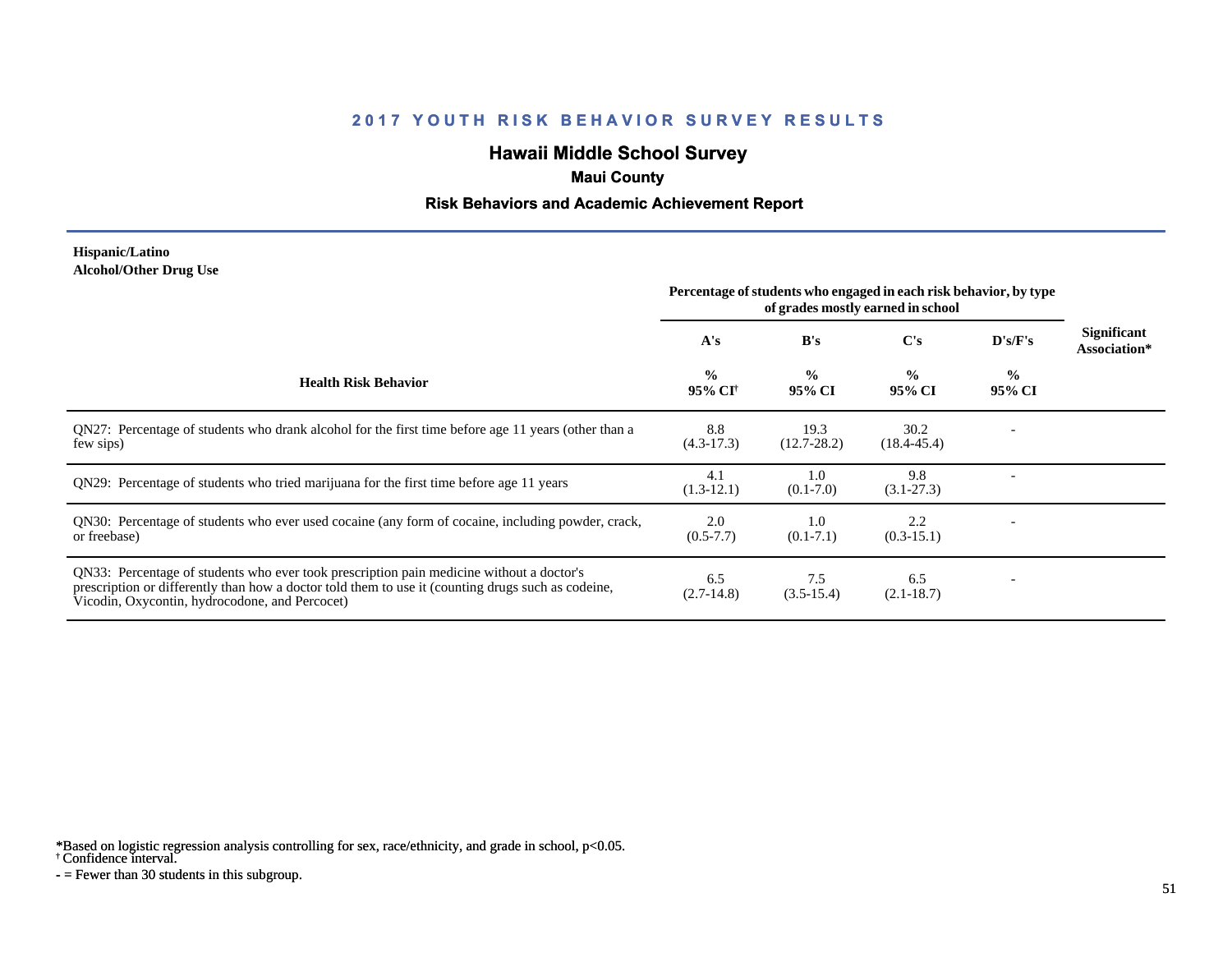# 2017 YOUTH RISK BEHAVIOR SURVEY RESULTS

## Hawaii Middle School Survey

### Maui County

### Risk Behaviors and Academic Achievement Report

**Hispanic/Latino**
**Alcohol/Other Drug Use**

| Health Risk Behavior | Percentage of students who engaged in each risk behavior, by type of grades mostly earned in school | | | | Significant Association* |
|---|---|---|---|---|---|
| | A's | B's | C's | D's/F's | |
| | % 95% CI† | % 95% CI | % 95% CI | % 95% CI | |
| QN27: Percentage of students who drank alcohol for the first time before age 11 years (other than a few sips) | 8.8 (4.3-17.3) | 19.3 (12.7-28.2) | 30.2 (18.4-45.4) | - | |
| QN29: Percentage of students who tried marijuana for the first time before age 11 years | 4.1 (1.3-12.1) | 1.0 (0.1-7.0) | 9.8 (3.1-27.3) | - | |
| QN30: Percentage of students who ever used cocaine (any form of cocaine, including powder, crack, or freebase) | 2.0 (0.5-7.7) | 1.0 (0.1-7.1) | 2.2 (0.3-15.1) | - | |
| QN33: Percentage of students who ever took prescription pain medicine without a doctor's prescription or differently than how a doctor told them to use it (counting drugs such as codeine, Vicodin, Oxycontin, hydrocodone, and Percocet) | 6.5 (2.7-14.8) | 7.5 (3.5-15.4) | 6.5 (2.1-18.7) | - | |

*Based on logistic regression analysis controlling for sex, race/ethnicity, and grade in school, $p<0.05$.
† Confidence interval.
- = Fewer than 30 students in this subgroup.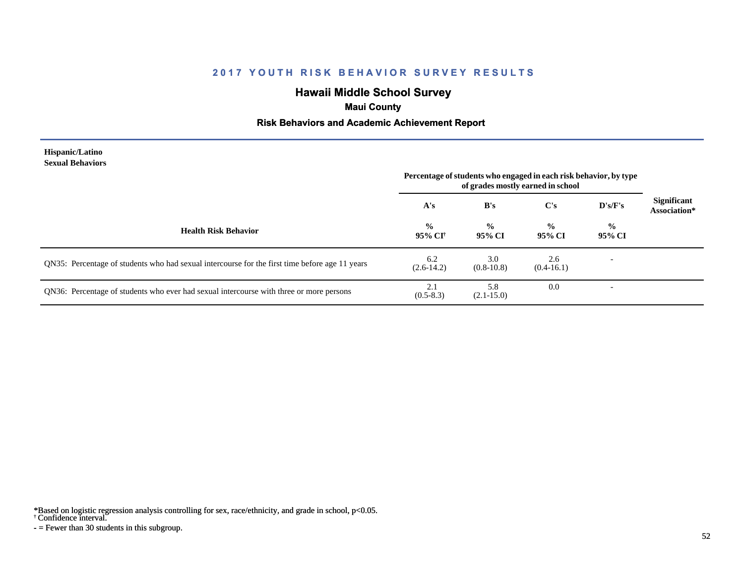## 2017 YOUTH RISK BEHAVIOR SURVEY RESULTS

### Hawaii Middle School Survey

**Maui County**

**Risk Behaviors and Academic Achievement Report**

**Hispanic/Latino**
**Sexual Behaviors**

| Health Risk Behavior | Percentage of students who engaged in each risk behavior, by type of grades mostly earned in school | | | | Significant Association* |
|---|---|---|---|---|---|
| | A's | B's | C's | D's/F's | |
| | % 95% CI† | % 95% CI | % 95% CI | % 95% CI | |
| QN35: Percentage of students who had sexual intercourse for the first time before age 11 years | 6.2 (2.6-14.2) | 3.0 (0.8-10.8) | 2.6 (0.4-16.1) | - | |
| QN36: Percentage of students who ever had sexual intercourse with three or more persons | 2.1 (0.5-8.3) | 5.8 (2.1-15.0) | 0.0 | - | |

*Based on logistic regression analysis controlling for sex, race/ethnicity, and grade in school, $p<0.05$.
† Confidence interval.
- = Fewer than 30 students in this subgroup.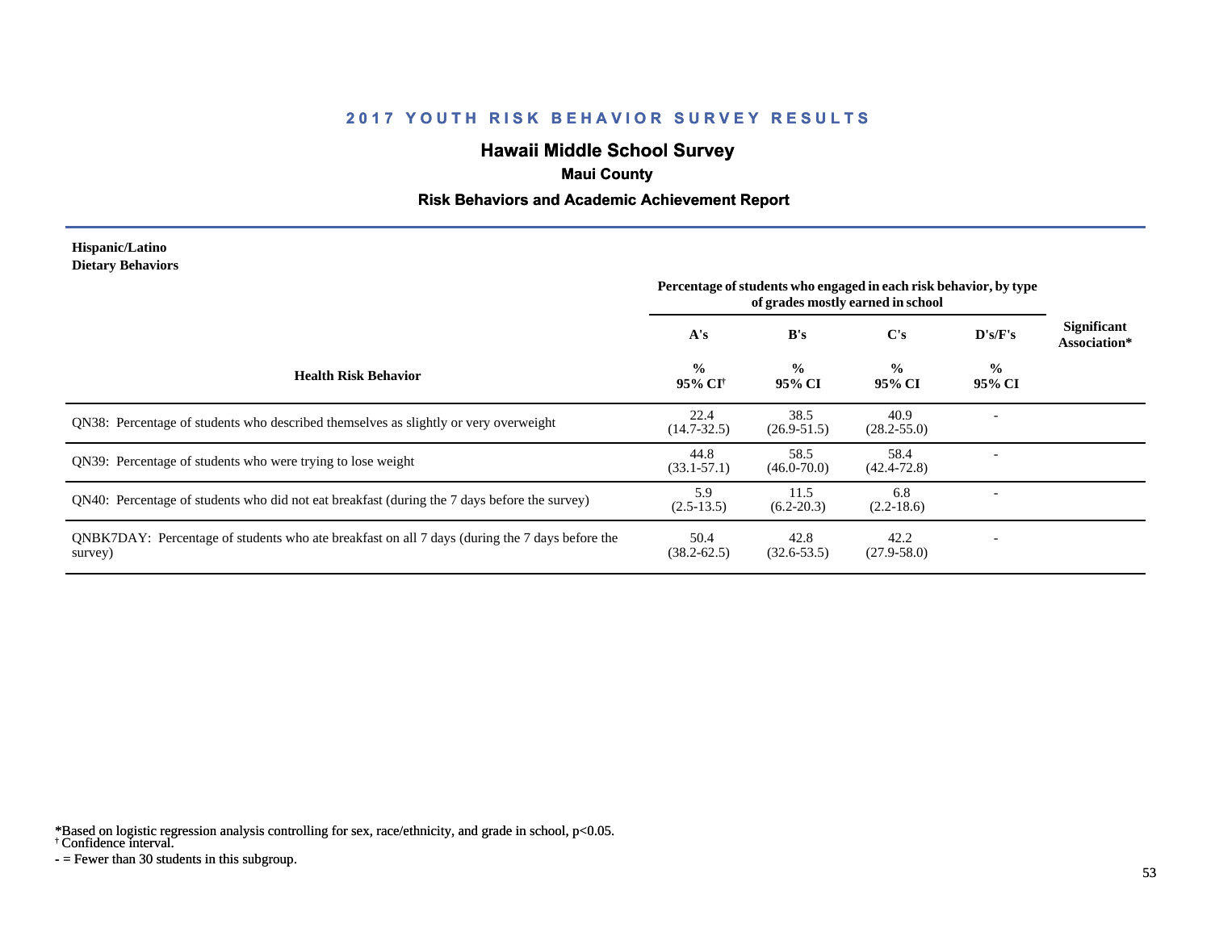# 2017 YOUTH RISK BEHAVIOR SURVEY RESULTS

## Hawaii Middle School Survey

### Maui County

### Risk Behaviors and Academic Achievement Report

**Hispanic/Latino**
**Dietary Behaviors**

| Health Risk Behavior | A's<br>%<br>95% CI† | B's<br>%<br>95% CI | C's<br>%<br>95% CI | D's/F's<br>%<br>95% CI | Significant Association* |
|---|---|---|---|---|---|
| | Percentage of students who engaged in each risk behavior, by type of grades mostly earned in school | | | | |
| QN38: Percentage of students who described themselves as slightly or very overweight | 22.4<br>(14.7-32.5) | 38.5<br>(26.9-51.5) | 40.9<br>(28.2-55.0) | - | |
| QN39: Percentage of students who were trying to lose weight | 44.8<br>(33.1-57.1) | 58.5<br>(46.0-70.0) | 58.4<br>(42.4-72.8) | - | |
| QN40: Percentage of students who did not eat breakfast (during the 7 days before the survey) | 5.9<br>(2.5-13.5) | 11.5<br>(6.2-20.3) | 6.8<br>(2.2-18.6) | - | |
| QNBK7DAY: Percentage of students who ate breakfast on all 7 days (during the 7 days before the survey) | 50.4<br>(38.2-62.5) | 42.8<br>(32.6-53.5) | 42.2<br>(27.9-58.0) | - | |

*Based on logistic regression analysis controlling for sex, race/ethnicity, and grade in school, $p<0.05$.
† Confidence interval.
- = Fewer than 30 students in this subgroup.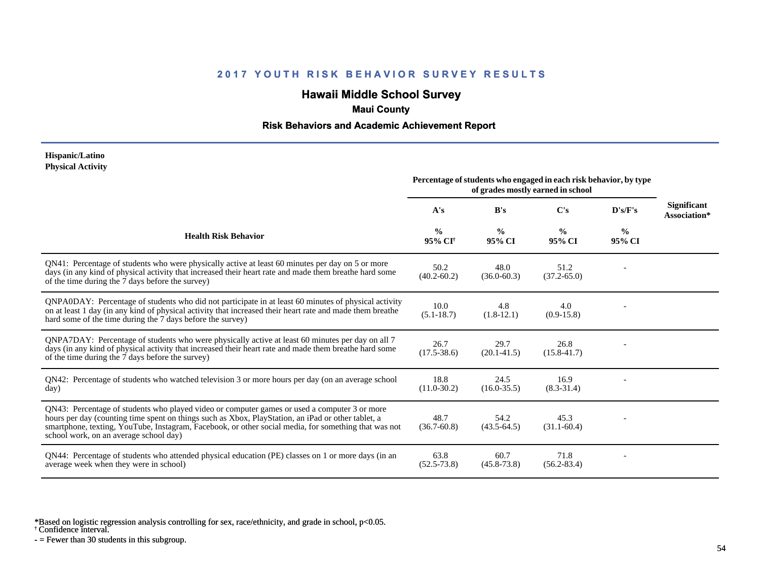## 2017 YOUTH RISK BEHAVIOR SURVEY RESULTS

## Hawaii Middle School Survey

### Maui County

### Risk Behaviors and Academic Achievement Report

**Hispanic/Latino**
**Physical Activity**

| Health Risk Behavior | Percentage of students who engaged in each risk behavior, by type of grades mostly earned in school | | | | Significant Association* |
|---|---|---|---|---|---|
| | A's | B's | C's | D's/F's | |
| | % 95% CI[†] | % 95% CI | % 95% CI | % 95% CI | |
| QN41: Percentage of students who were physically active at least 60 minutes per day on 5 or more days (in any kind of physical activity that increased their heart rate and made them breathe hard some of the time during the 7 days before the survey) | 50.2 (40.2-60.2) | 48.0 (36.0-60.3) | 51.2 (37.2-65.0) | - | |
| QNPA0DAY: Percentage of students who did not participate in at least 60 minutes of physical activity on at least 1 day (in any kind of physical activity that increased their heart rate and made them breathe hard some of the time during the 7 days before the survey) | 10.0 (5.1-18.7) | 4.8 (1.8-12.1) | 4.0 (0.9-15.8) | - | |
| QNPA7DAY: Percentage of students who were physically active at least 60 minutes per day on all 7 days (in any kind of physical activity that increased their heart rate and made them breathe hard some of the time during the 7 days before the survey) | 26.7 (17.5-38.6) | 29.7 (20.1-41.5) | 26.8 (15.8-41.7) | - | |
| QN42: Percentage of students who watched television 3 or more hours per day (on an average school day) | 18.8 (11.0-30.2) | 24.5 (16.0-35.5) | 16.9 (8.3-31.4) | - | |
| QN43: Percentage of students who played video or computer games or used a computer 3 or more hours per day (counting time spent on things such as Xbox, PlayStation, an iPad or other tablet, a smartphone, texting, YouTube, Instagram, Facebook, or other social media, for something that was not school work, on an average school day) | 48.7 (36.7-60.8) | 54.2 (43.5-64.5) | 45.3 (31.1-60.4) | - | |
| QN44: Percentage of students who attended physical education (PE) classes on 1 or more days (in an average week when they were in school) | 63.8 (52.5-73.8) | 60.7 (45.8-73.8) | 71.8 (56.2-83.4) | - | |

*Based on logistic regression analysis controlling for sex, race/ethnicity, and grade in school, p<0.05.
[†] Confidence interval.
- = Fewer than 30 students in this subgroup.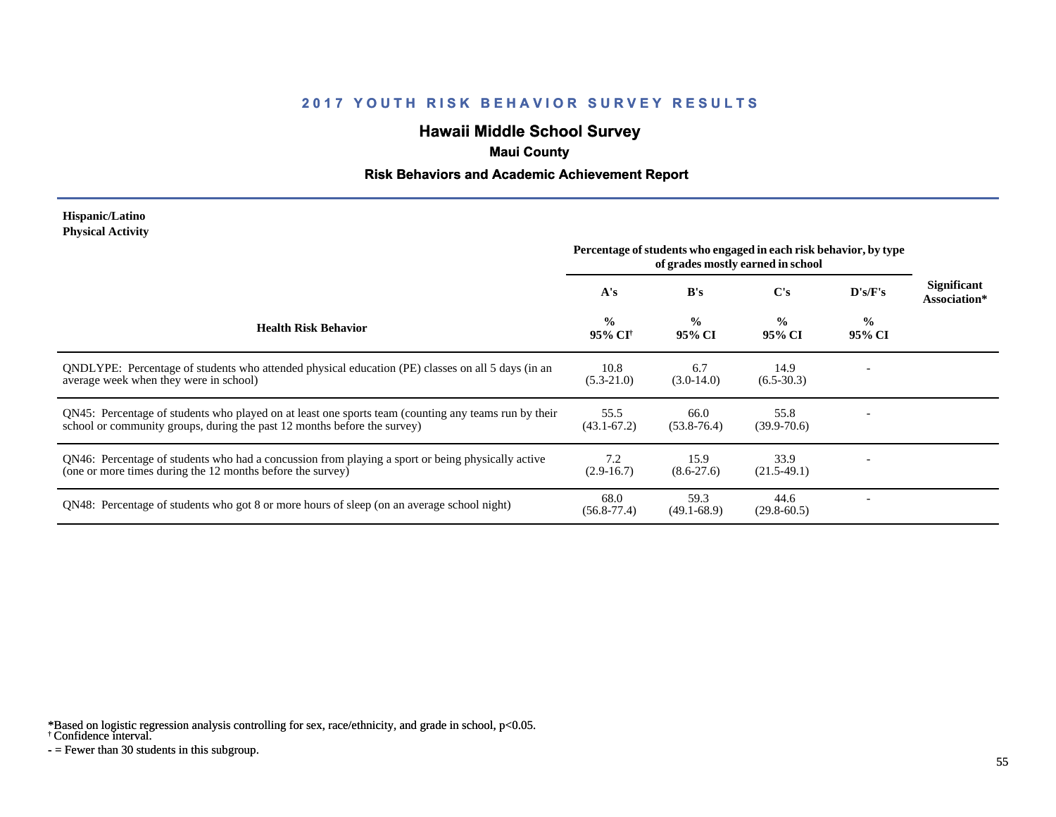# 2017 YOUTH RISK BEHAVIOR SURVEY RESULTS

## Hawaii Middle School Survey

### Maui County

### Risk Behaviors and Academic Achievement Report

**Hispanic/Latino**
**Physical Activity**

| Health Risk Behavior | Percentage of students who engaged in each risk behavior, by type of grades mostly earned in school | | | | Significant Association* |
|---|---|---|---|---|---|
| | A's | B's | C's | D's/F's | |
| | % 95% CI† | % 95% CI | % 95% CI | % 95% CI | |
| QNDLYPE: Percentage of students who attended physical education (PE) classes on all 5 days (in an average week when they were in school) | 10.8 (5.3-21.0) | 6.7 (3.0-14.0) | 14.9 (6.5-30.3) | - | |
| QN45: Percentage of students who played on at least one sports team (counting any teams run by their school or community groups, during the past 12 months before the survey) | 55.5 (43.1-67.2) | 66.0 (53.8-76.4) | 55.8 (39.9-70.6) | - | |
| QN46: Percentage of students who had a concussion from playing a sport or being physically active (one or more times during the 12 months before the survey) | 7.2 (2.9-16.7) | 15.9 (8.6-27.6) | 33.9 (21.5-49.1) | - | |
| QN48: Percentage of students who got 8 or more hours of sleep (on an average school night) | 68.0 (56.8-77.4) | 59.3 (49.1-68.9) | 44.6 (29.8-60.5) | - | |

*Based on logistic regression analysis controlling for sex, race/ethnicity, and grade in school, $p<0.05$.
† Confidence interval.
- = Fewer than 30 students in this subgroup.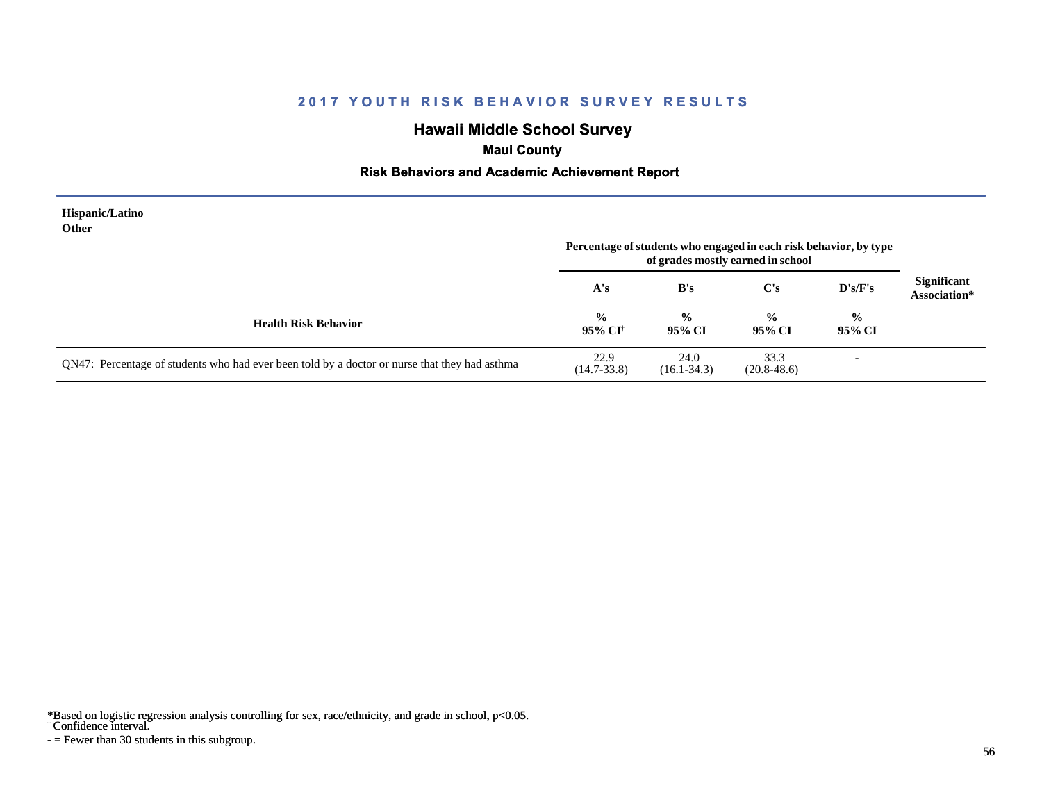## 2017 YOUTH RISK BEHAVIOR SURVEY RESULTS

### Hawaii Middle School Survey

**Maui County**

**Risk Behaviors and Academic Achievement Report**

**Hispanic/Latino**
**Other**

| Health Risk Behavior | A's<br>%<br>95% CI† | B's<br>%<br>95% CI | C's<br>%<br>95% CI | D's/F's<br>%<br>95% CI | Significant Association* |
|---|---|---|---|---|---|
| | Percentage of students who engaged in each risk behavior, by type of grades mostly earned in school | | | | |
| QN47: Percentage of students who had ever been told by a doctor or nurse that they had asthma | 22.9<br>(14.7-33.8) | 24.0<br>(16.1-34.3) | 33.3<br>(20.8-48.6) | - | |

*Based on logistic regression analysis controlling for sex, race/ethnicity, and grade in school, $p<0.05$.
† Confidence interval.
- = Fewer than 30 students in this subgroup.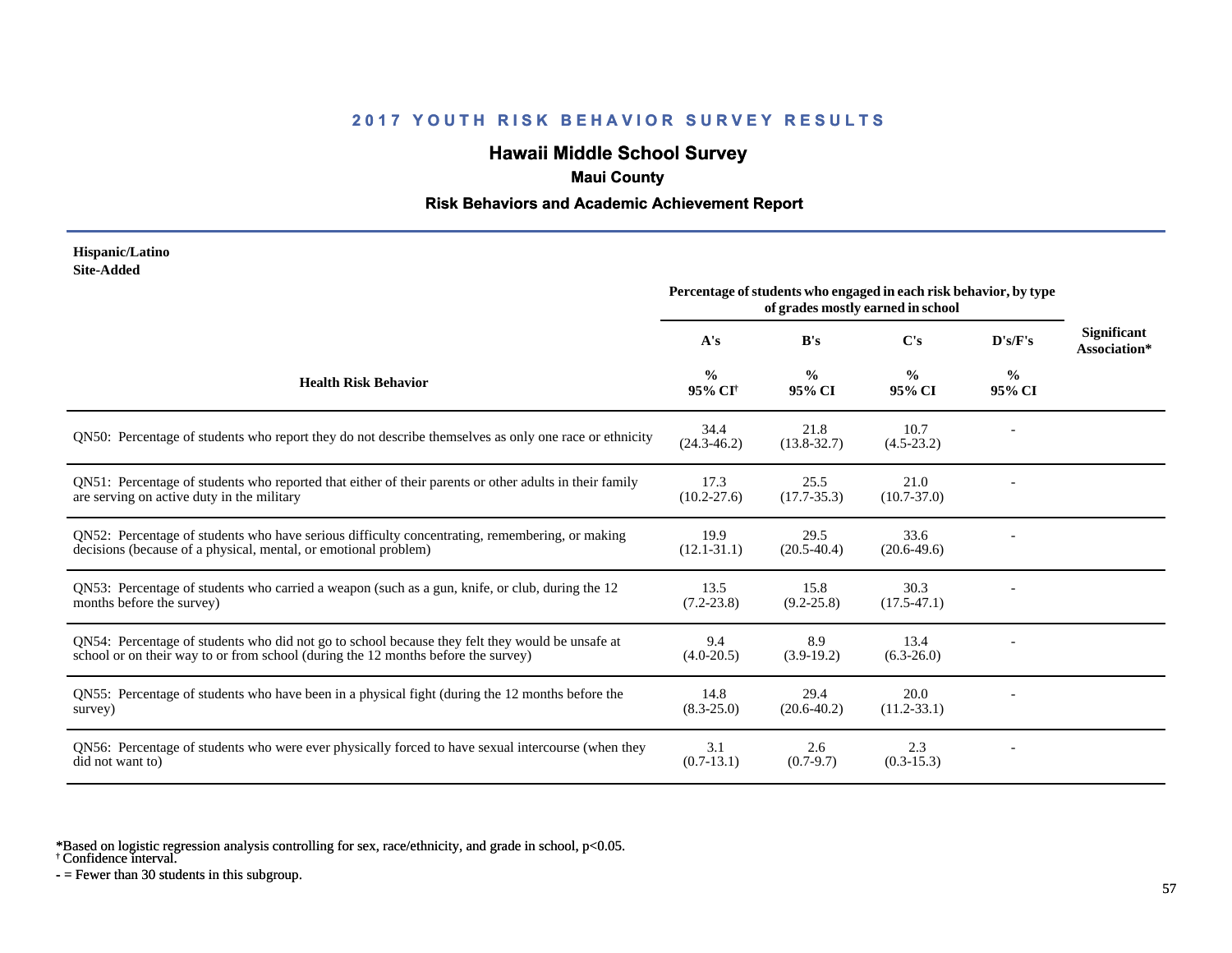## 2017 YOUTH RISK BEHAVIOR SURVEY RESULTS

# Hawaii Middle School Survey

### Maui County

### Risk Behaviors and Academic Achievement Report

**Hispanic/Latino**
**Site-Added**

| Health Risk Behavior | Percentage of students who engaged in each risk behavior, by type of grades mostly earned in school | | | | Significant Association* |
|---|---|---|---|---|---|
| | A's | B's | C's | D's/F's | |
| | % 95% CI[†] | % 95% CI | % 95% CI | % 95% CI | |
| QN50: Percentage of students who report they do not describe themselves as only one race or ethnicity | 34.4 (24.3-46.2) | 21.8 (13.8-32.7) | 10.7 (4.5-23.2) | - | |
| QN51: Percentage of students who reported that either of their parents or other adults in their family are serving on active duty in the military | 17.3 (10.2-27.6) | 25.5 (17.7-35.3) | 21.0 (10.7-37.0) | - | |
| QN52: Percentage of students who have serious difficulty concentrating, remembering, or making decisions (because of a physical, mental, or emotional problem) | 19.9 (12.1-31.1) | 29.5 (20.5-40.4) | 33.6 (20.6-49.6) | - | |
| QN53: Percentage of students who carried a weapon (such as a gun, knife, or club, during the 12 months before the survey) | 13.5 (7.2-23.8) | 15.8 (9.2-25.8) | 30.3 (17.5-47.1) | - | |
| QN54: Percentage of students who did not go to school because they felt they would be unsafe at school or on their way to or from school (during the 12 months before the survey) | 9.4 (4.0-20.5) | 8.9 (3.9-19.2) | 13.4 (6.3-26.0) | - | |
| QN55: Percentage of students who have been in a physical fight (during the 12 months before the survey) | 14.8 (8.3-25.0) | 29.4 (20.6-40.2) | 20.0 (11.2-33.1) | - | |
| QN56: Percentage of students who were ever physically forced to have sexual intercourse (when they did not want to) | 3.1 (0.7-13.1) | 2.6 (0.7-9.7) | 2.3 (0.3-15.3) | - | |

*Based on logistic regression analysis controlling for sex, race/ethnicity, and grade in school, $p<0.05$.
† Confidence interval.
- = Fewer than 30 students in this subgroup.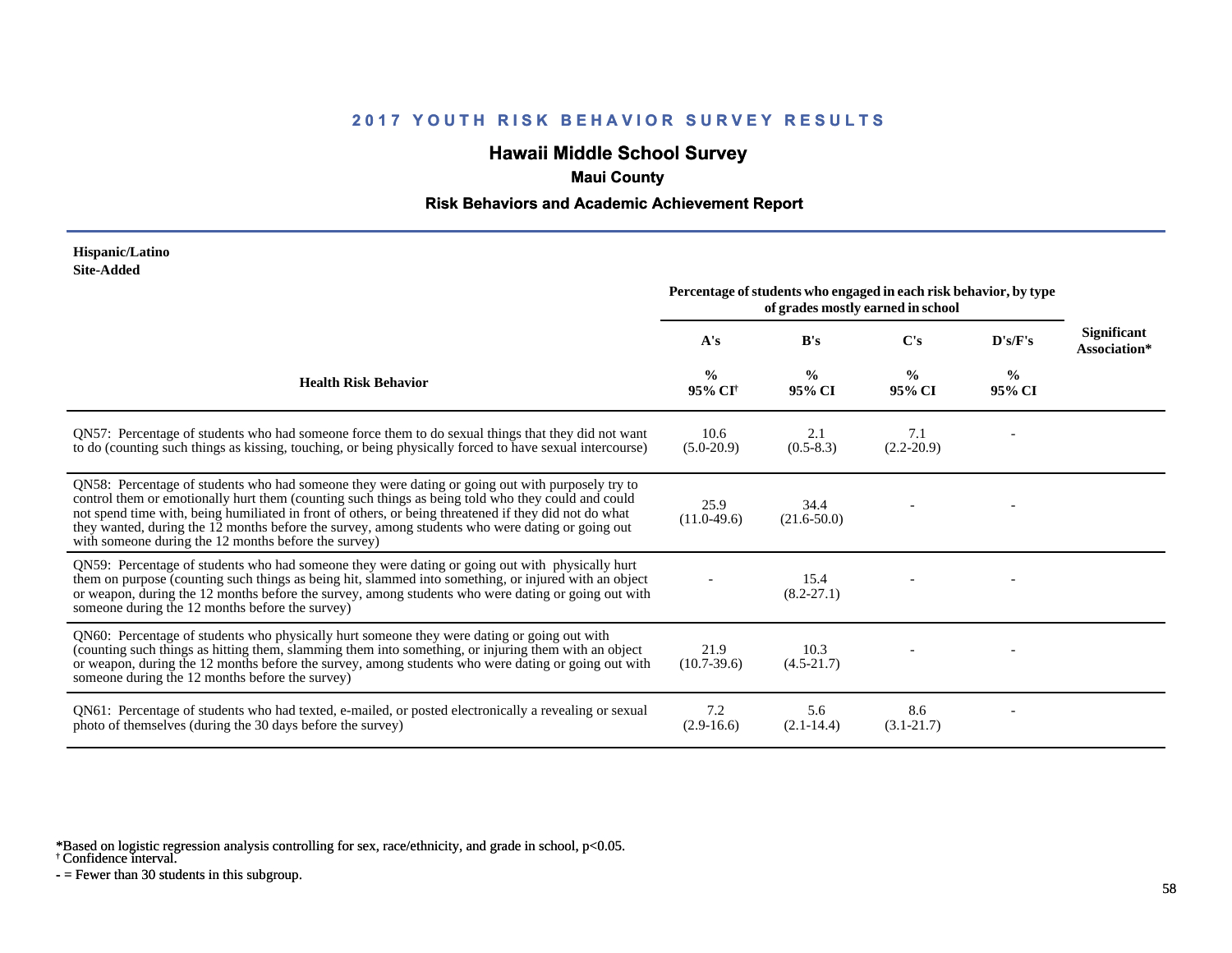## 2017 YOUTH RISK BEHAVIOR SURVEY RESULTS

# Hawaii Middle School Survey

### Maui County

### Risk Behaviors and Academic Achievement Report

**Hispanic/Latino**
**Site-Added**

| Health Risk Behavior | Percentage of students who engaged in each risk behavior, by type of grades mostly earned in school | | | | Significant Association* |
|---|---|---|---|---|---|
| | A's | B's | C's | D's/F's | |
| | % 95% CI[†] | % 95% CI | % 95% CI | % 95% CI | |
| QN57: Percentage of students who had someone force them to do sexual things that they did not want to do (counting such things as kissing, touching, or being physically forced to have sexual intercourse) | 10.6 (5.0-20.9) | 2.1 (0.5-8.3) | 7.1 (2.2-20.9) | - | |
| QN58: Percentage of students who had someone they were dating or going out with purposely try to control them or emotionally hurt them (counting such things as being told who they could and could not spend time with, being humiliated in front of others, or being threatened if they did not do what they wanted, during the 12 months before the survey, among students who were dating or going out with someone during the 12 months before the survey) | 25.9 (11.0-49.6) | 34.4 (21.6-50.0) | - | - | |
| QN59: Percentage of students who had someone they were dating or going out with physically hurt them on purpose (counting such things as being hit, slammed into something, or injured with an object or weapon, during the 12 months before the survey, among students who were dating or going out with someone during the 12 months before the survey) | - | 15.4 (8.2-27.1) | - | - | |
| QN60: Percentage of students who physically hurt someone they were dating or going out with (counting such things as hitting them, slamming them into something, or injuring them with an object or weapon, during the 12 months before the survey, among students who were dating or going out with someone during the 12 months before the survey) | 21.9 (10.7-39.6) | 10.3 (4.5-21.7) | - | - | |
| QN61: Percentage of students who had texted, e-mailed, or posted electronically a revealing or sexual photo of themselves (during the 30 days before the survey) | 7.2 (2.9-16.6) | 5.6 (2.1-14.4) | 8.6 (3.1-21.7) | - | |

*Based on logistic regression analysis controlling for sex, race/ethnicity, and grade in school, p<0.05.
[†] Confidence interval.
- = Fewer than 30 students in this subgroup.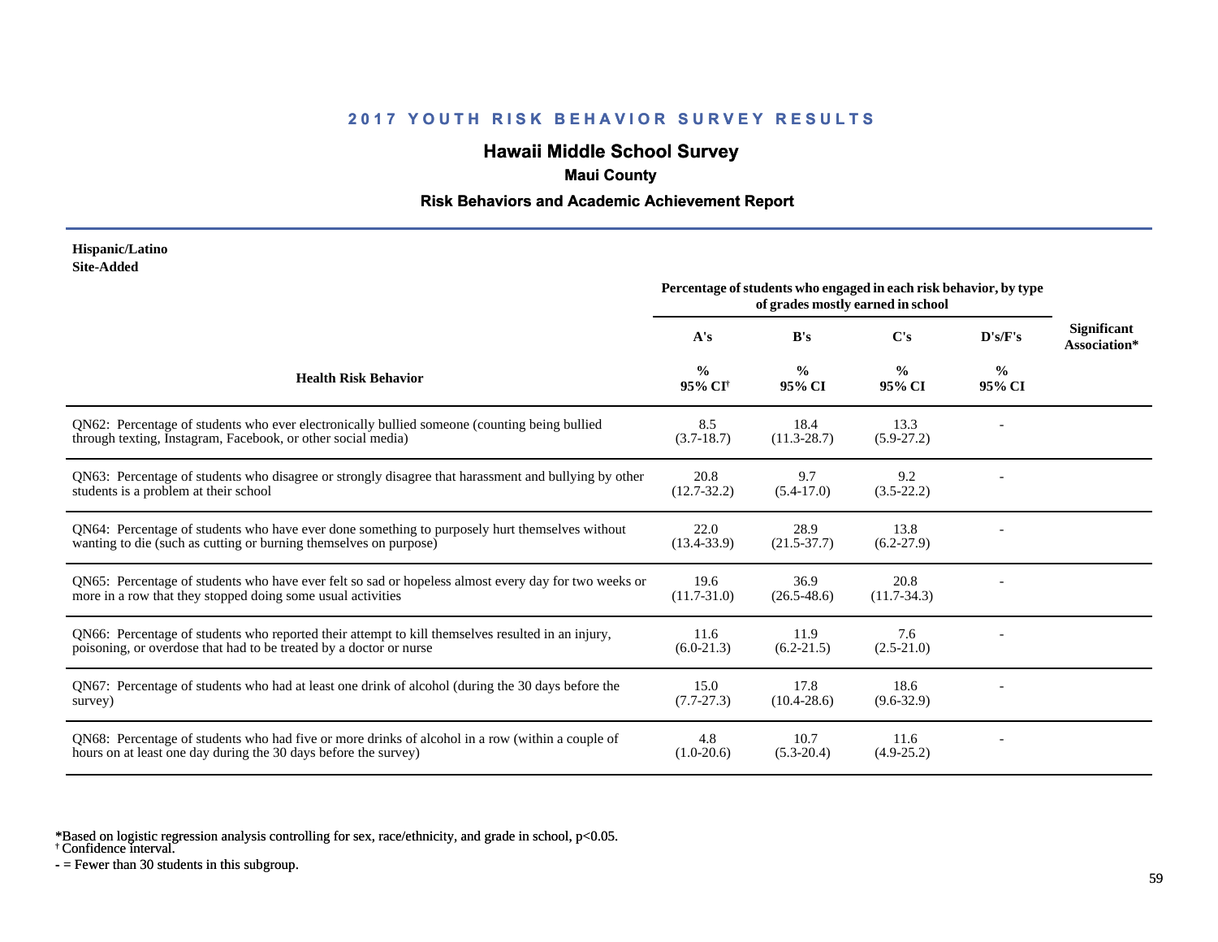## 2017 YOUTH RISK BEHAVIOR SURVEY RESULTS

# Hawaii Middle School Survey

### Maui County

### Risk Behaviors and Academic Achievement Report

**Hispanic/Latino**
**Site-Added**

| Health Risk Behavior | A's % 95% CI[†] | B's % 95% CI | C's % 95% CI | D's/F's % 95% CI | Significant Association* |
|---|---|---|---|---|---|
| | *Percentage of students who engaged in each risk behavior, by type of grades mostly earned in school* | | | | |
| QN62: Percentage of students who ever electronically bullied someone (counting being bullied through texting, Instagram, Facebook, or other social media) | 8.5 (3.7-18.7) | 18.4 (11.3-28.7) | 13.3 (5.9-27.2) | - | |
| QN63: Percentage of students who disagree or strongly disagree that harassment and bullying by other students is a problem at their school | 20.8 (12.7-32.2) | 9.7 (5.4-17.0) | 9.2 (3.5-22.2) | - | |
| QN64: Percentage of students who have ever done something to purposely hurt themselves without wanting to die (such as cutting or burning themselves on purpose) | 22.0 (13.4-33.9) | 28.9 (21.5-37.7) | 13.8 (6.2-27.9) | - | |
| QN65: Percentage of students who have ever felt so sad or hopeless almost every day for two weeks or more in a row that they stopped doing some usual activities | 19.6 (11.7-31.0) | 36.9 (26.5-48.6) | 20.8 (11.7-34.3) | - | |
| QN66: Percentage of students who reported their attempt to kill themselves resulted in an injury, poisoning, or overdose that had to be treated by a doctor or nurse | 11.6 (6.0-21.3) | 11.9 (6.2-21.5) | 7.6 (2.5-21.0) | - | |
| QN67: Percentage of students who had at least one drink of alcohol (during the 30 days before the survey) | 15.0 (7.7-27.3) | 17.8 (10.4-28.6) | 18.6 (9.6-32.9) | - | |
| QN68: Percentage of students who had five or more drinks of alcohol in a row (within a couple of hours on at least one day during the 30 days before the survey) | 4.8 (1.0-20.6) | 10.7 (5.3-20.4) | 11.6 (4.9-25.2) | - | |

*Based on logistic regression analysis controlling for sex, race/ethnicity, and grade in school, $p<0.05$.
† Confidence interval.
- = Fewer than 30 students in this subgroup.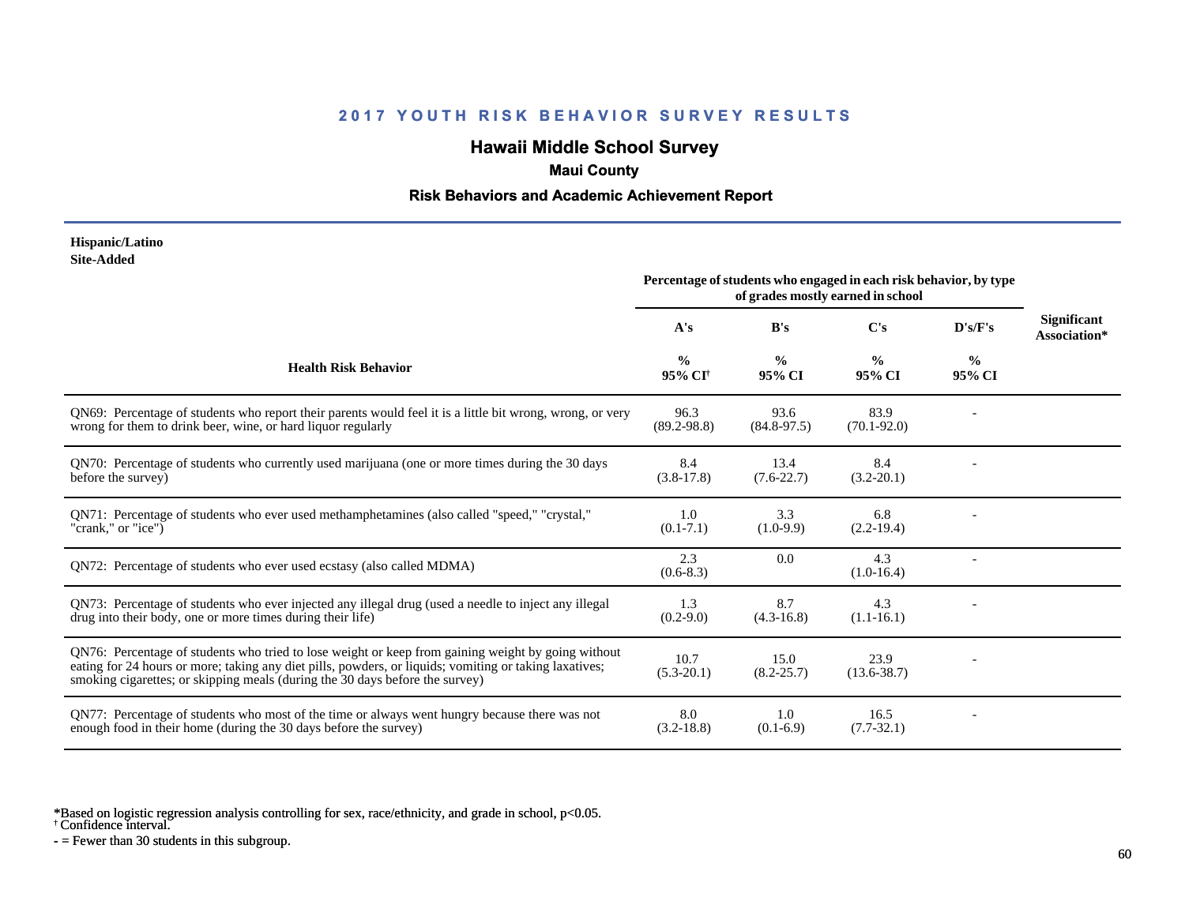## 2017 YOUTH RISK BEHAVIOR SURVEY RESULTS

# Hawaii Middle School Survey

### Maui County

### Risk Behaviors and Academic Achievement Report

**Hispanic/Latino**
**Site-Added**

| Health Risk Behavior | A's<br>%<br>95% CI[†] | B's<br>%<br>95% CI | C's<br>%<br>95% CI | D's/F's<br>%<br>95% CI | Significant Association* |
|---|---|---|---|---|---|
| | Percentage of students who engaged in each risk behavior, by type of grades mostly earned in school | | | | |
| QN69: Percentage of students who report their parents would feel it is a little bit wrong, wrong, or very wrong for them to drink beer, wine, or hard liquor regularly | 96.3<br>(89.2-98.8) | 93.6<br>(84.8-97.5) | 83.9<br>(70.1-92.0) | - | |
| QN70: Percentage of students who currently used marijuana (one or more times during the 30 days before the survey) | 8.4<br>(3.8-17.8) | 13.4<br>(7.6-22.7) | 8.4<br>(3.2-20.1) | - | |
| QN71: Percentage of students who ever used methamphetamines (also called "speed," "crystal," "crank," or "ice") | 1.0<br>(0.1-7.1) | 3.3<br>(1.0-9.9) | 6.8<br>(2.2-19.4) | - | |
| QN72: Percentage of students who ever used ecstasy (also called MDMA) | 2.3<br>(0.6-8.3) | 0.0 | 4.3<br>(1.0-16.4) | - | |
| QN73: Percentage of students who ever injected any illegal drug (used a needle to inject any illegal drug into their body, one or more times during their life) | 1.3<br>(0.2-9.0) | 8.7<br>(4.3-16.8) | 4.3<br>(1.1-16.1) | - | |
| QN76: Percentage of students who tried to lose weight or keep from gaining weight by going without eating for 24 hours or more; taking any diet pills, powders, or liquids; vomiting or taking laxatives; smoking cigarettes; or skipping meals (during the 30 days before the survey) | 10.7<br>(5.3-20.1) | 15.0<br>(8.2-25.7) | 23.9<br>(13.6-38.7) | - | |
| QN77: Percentage of students who most of the time or always went hungry because there was not enough food in their home (during the 30 days before the survey) | 8.0<br>(3.2-18.8) | 1.0<br>(0.1-6.9) | 16.5<br>(7.7-32.1) | - | |

*Based on logistic regression analysis controlling for sex, race/ethnicity, and grade in school, p<0.05.
[†] Confidence interval.
- = Fewer than 30 students in this subgroup.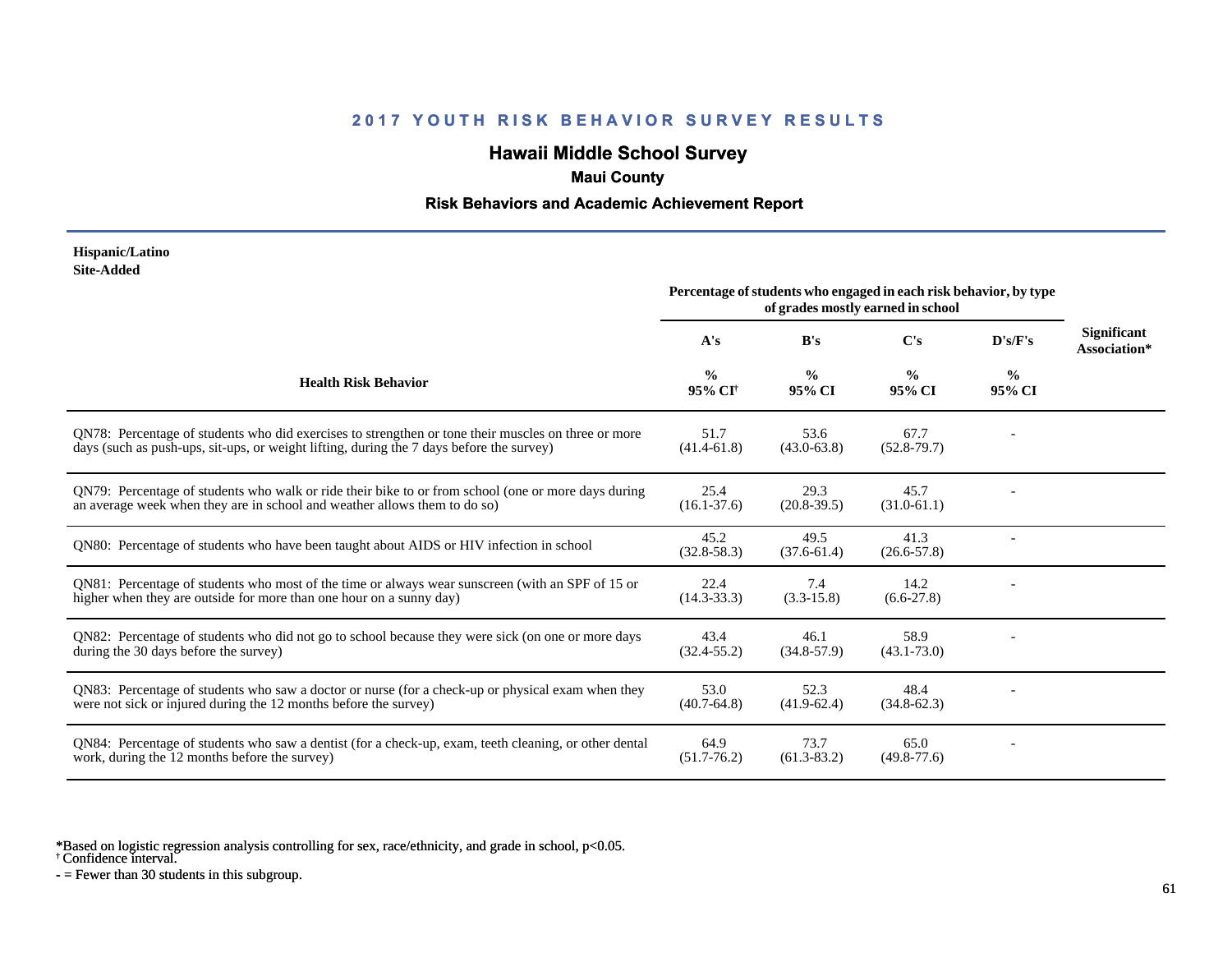# 2017 YOUTH RISK BEHAVIOR SURVEY RESULTS

## Hawaii Middle School Survey

### Maui County

### Risk Behaviors and Academic Achievement Report

**Hispanic/Latino**
**Site-Added**

| Health Risk Behavior | Percentage of students who engaged in each risk behavior, by type of grades mostly earned in school | | | | Significant Association* |
|---|---|---|---|---|---|
| | A's | B's | C's | D's/F's | |
| | % 95% CI[†] | % 95% CI | % 95% CI | % 95% CI | |
| QN78: Percentage of students who did exercises to strengthen or tone their muscles on three or more days (such as push-ups, sit-ups, or weight lifting, during the 7 days before the survey) | 51.7 (41.4-61.8) | 53.6 (43.0-63.8) | 67.7 (52.8-79.7) | - | |
| QN79: Percentage of students who walk or ride their bike to or from school (one or more days during an average week when they are in school and weather allows them to do so) | 25.4 (16.1-37.6) | 29.3 (20.8-39.5) | 45.7 (31.0-61.1) | - | |
| QN80: Percentage of students who have been taught about AIDS or HIV infection in school | 45.2 (32.8-58.3) | 49.5 (37.6-61.4) | 41.3 (26.6-57.8) | - | |
| QN81: Percentage of students who most of the time or always wear sunscreen (with an SPF of 15 or higher when they are outside for more than one hour on a sunny day) | 22.4 (14.3-33.3) | 7.4 (3.3-15.8) | 14.2 (6.6-27.8) | - | |
| QN82: Percentage of students who did not go to school because they were sick (on one or more days during the 30 days before the survey) | 43.4 (32.4-55.2) | 46.1 (34.8-57.9) | 58.9 (43.1-73.0) | - | |
| QN83: Percentage of students who saw a doctor or nurse (for a check-up or physical exam when they were not sick or injured during the 12 months before the survey) | 53.0 (40.7-64.8) | 52.3 (41.9-62.4) | 48.4 (34.8-62.3) | - | |
| QN84: Percentage of students who saw a dentist (for a check-up, exam, teeth cleaning, or other dental work, during the 12 months before the survey) | 64.9 (51.7-76.2) | 73.7 (61.3-83.2) | 65.0 (49.8-77.6) | - | |

*Based on logistic regression analysis controlling for sex, race/ethnicity, and grade in school, p<0.05.
[†] Confidence interval.
- = Fewer than 30 students in this subgroup.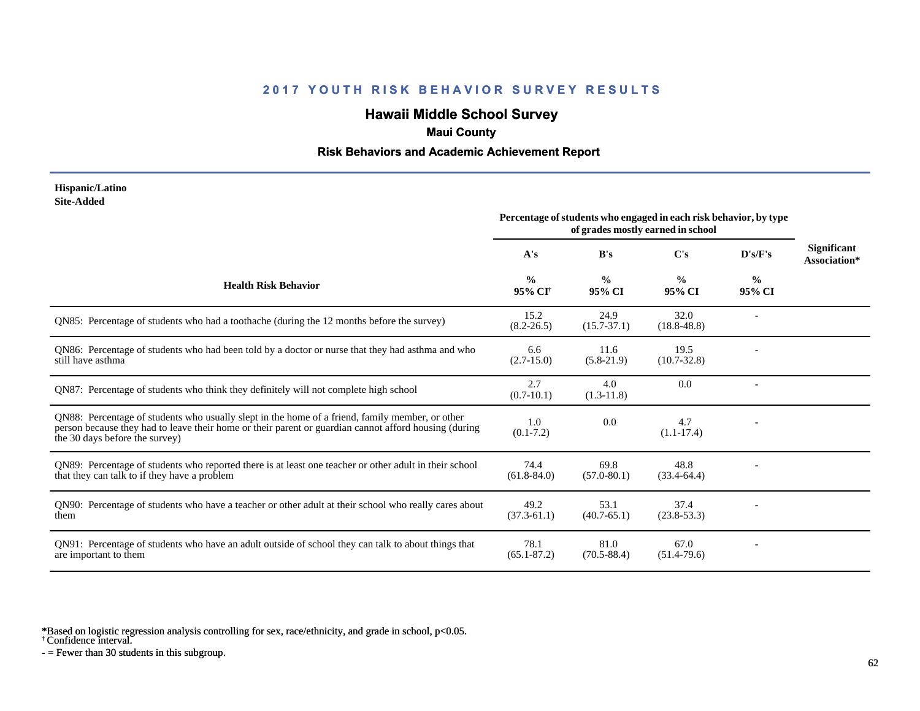## 2017 YOUTH RISK BEHAVIOR SURVEY RESULTS

# Hawaii Middle School Survey

### Maui County

### Risk Behaviors and Academic Achievement Report

**Hispanic/Latino**
**Site-Added**

| Health Risk Behavior | A's<br>%<br>95% CI† | B's<br>%<br>95% CI | C's<br>%<br>95% CI | D's/F's<br>%<br>95% CI | Significant Association* |
|---|---|---|---|---|---|
| | *Percentage of students who engaged in each risk behavior, by type of grades mostly earned in school* | | | | |
| QN85: Percentage of students who had a toothache (during the 12 months before the survey) | 15.2<br>(8.2-26.5) | 24.9<br>(15.7-37.1) | 32.0<br>(18.8-48.8) | - | |
| QN86: Percentage of students who had been told by a doctor or nurse that they had asthma and who still have asthma | 6.6<br>(2.7-15.0) | 11.6<br>(5.8-21.9) | 19.5<br>(10.7-32.8) | - | |
| QN87: Percentage of students who think they definitely will not complete high school | 2.7<br>(0.7-10.1) | 4.0<br>(1.3-11.8) | 0.0 | - | |
| QN88: Percentage of students who usually slept in the home of a friend, family member, or other person because they had to leave their home or their parent or guardian cannot afford housing (during the 30 days before the survey) | 1.0<br>(0.1-7.2) | 0.0 | 4.7<br>(1.1-17.4) | - | |
| QN89: Percentage of students who reported there is at least one teacher or other adult in their school that they can talk to if they have a problem | 74.4<br>(61.8-84.0) | 69.8<br>(57.0-80.1) | 48.8<br>(33.4-64.4) | - | |
| QN90: Percentage of students who have a teacher or other adult at their school who really cares about them | 49.2<br>(37.3-61.1) | 53.1<br>(40.7-65.1) | 37.4<br>(23.8-53.3) | - | |
| QN91: Percentage of students who have an adult outside of school they can talk to about things that are important to them | 78.1<br>(65.1-87.2) | 81.0<br>(70.5-88.4) | 67.0<br>(51.4-79.6) | - | |

*Based on logistic regression analysis controlling for sex, race/ethnicity, and grade in school, p<0.05.
† Confidence interval.
- = Fewer than 30 students in this subgroup.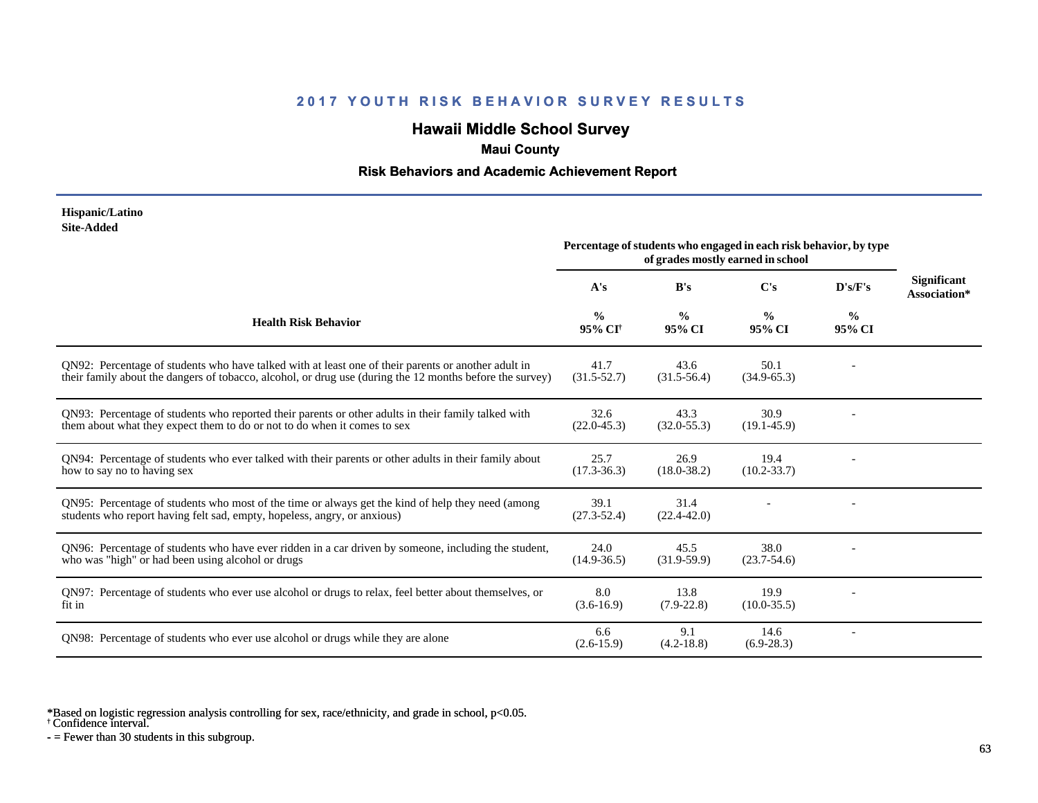## 2017 YOUTH RISK BEHAVIOR SURVEY RESULTS

# Hawaii Middle School Survey

### Maui County

### Risk Behaviors and Academic Achievement Report

**Hispanic/Latino**
**Site-Added**

| Health Risk Behavior | Percentage of students who engaged in each risk behavior, by type of grades mostly earned in school | | | | Significant Association* |
|---|---|---|---|---|---|
| | A's | B's | C's | D's/F's | |
| | % 95% CI[†] | % 95% CI | % 95% CI | % 95% CI | |
| QN92: Percentage of students who have talked with at least one of their parents or another adult in their family about the dangers of tobacco, alcohol, or drug use (during the 12 months before the survey) | 41.7 (31.5-52.7) | 43.6 (31.5-56.4) | 50.1 (34.9-65.3) | - | |
| QN93: Percentage of students who reported their parents or other adults in their family talked with them about what they expect them to do or not to do when it comes to sex | 32.6 (22.0-45.3) | 43.3 (32.0-55.3) | 30.9 (19.1-45.9) | - | |
| QN94: Percentage of students who ever talked with their parents or other adults in their family about how to say no to having sex | 25.7 (17.3-36.3) | 26.9 (18.0-38.2) | 19.4 (10.2-33.7) | - | |
| QN95: Percentage of students who most of the time or always get the kind of help they need (among students who report having felt sad, empty, hopeless, angry, or anxious) | 39.1 (27.3-52.4) | 31.4 (22.4-42.0) | - | - | |
| QN96: Percentage of students who have ever ridden in a car driven by someone, including the student, who was "high" or had been using alcohol or drugs | 24.0 (14.9-36.5) | 45.5 (31.9-59.9) | 38.0 (23.7-54.6) | - | |
| QN97: Percentage of students who ever use alcohol or drugs to relax, feel better about themselves, or fit in | 8.0 (3.6-16.9) | 13.8 (7.9-22.8) | 19.9 (10.0-35.5) | - | |
| QN98: Percentage of students who ever use alcohol or drugs while they are alone | 6.6 (2.6-15.9) | 9.1 (4.2-18.8) | 14.6 (6.9-28.3) | - | |

*Based on logistic regression analysis controlling for sex, race/ethnicity, and grade in school, $p<0.05$.
[†] Confidence interval.
- = Fewer than 30 students in this subgroup.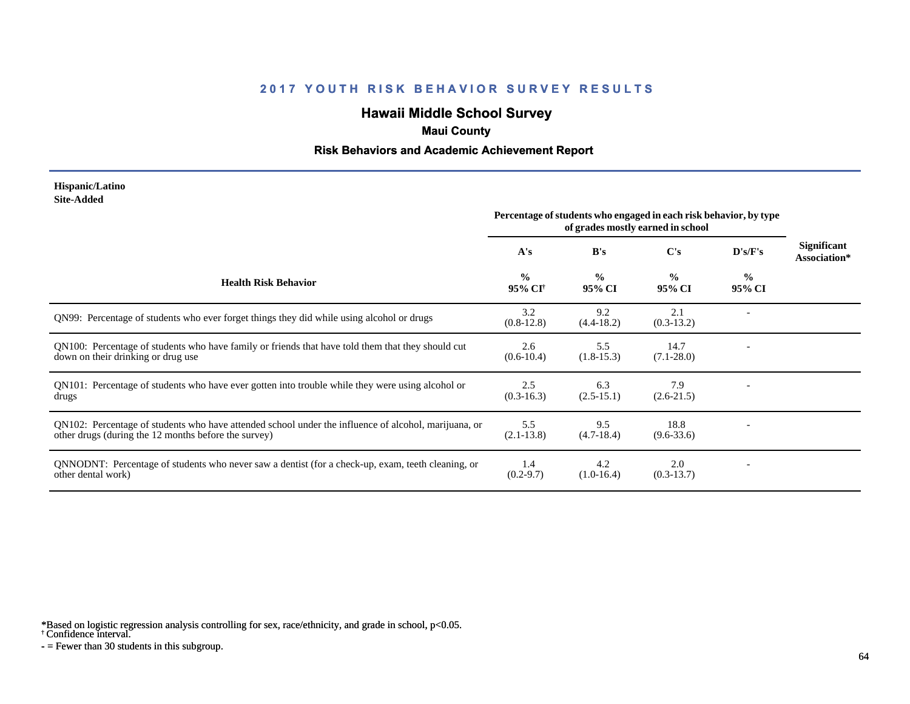## 2017 YOUTH RISK BEHAVIOR SURVEY RESULTS

# Hawaii Middle School Survey

### Maui County

### Risk Behaviors and Academic Achievement Report

**Hispanic/Latino**
**Site-Added**

| Health Risk Behavior | A's % 95% CI[†] | B's % 95% CI | C's % 95% CI | D's/F's % 95% CI | Significant Association* |
|---|---|---|---|---|---|
| | Percentage of students who engaged in each risk behavior, by type of grades mostly earned in school | | | | |
| QN99: Percentage of students who ever forget things they did while using alcohol or drugs | 3.2 (0.8-12.8) | 9.2 (4.4-18.2) | 2.1 (0.3-13.2) | - | |
| QN100: Percentage of students who have family or friends that have told them that they should cut down on their drinking or drug use | 2.6 (0.6-10.4) | 5.5 (1.8-15.3) | 14.7 (7.1-28.0) | - | |
| QN101: Percentage of students who have ever gotten into trouble while they were using alcohol or drugs | 2.5 (0.3-16.3) | 6.3 (2.5-15.1) | 7.9 (2.6-21.5) | - | |
| QN102: Percentage of students who have attended school under the influence of alcohol, marijuana, or other drugs (during the 12 months before the survey) | 5.5 (2.1-13.8) | 9.5 (4.7-18.4) | 18.8 (9.6-33.6) | - | |
| QNNODNT: Percentage of students who never saw a dentist (for a check-up, exam, teeth cleaning, or other dental work) | 1.4 (0.2-9.7) | 4.2 (1.0-16.4) | 2.0 (0.3-13.7) | - | |

*Based on logistic regression analysis controlling for sex, race/ethnicity, and grade in school, $p<0.05$.
[†] Confidence interval.
- = Fewer than 30 students in this subgroup.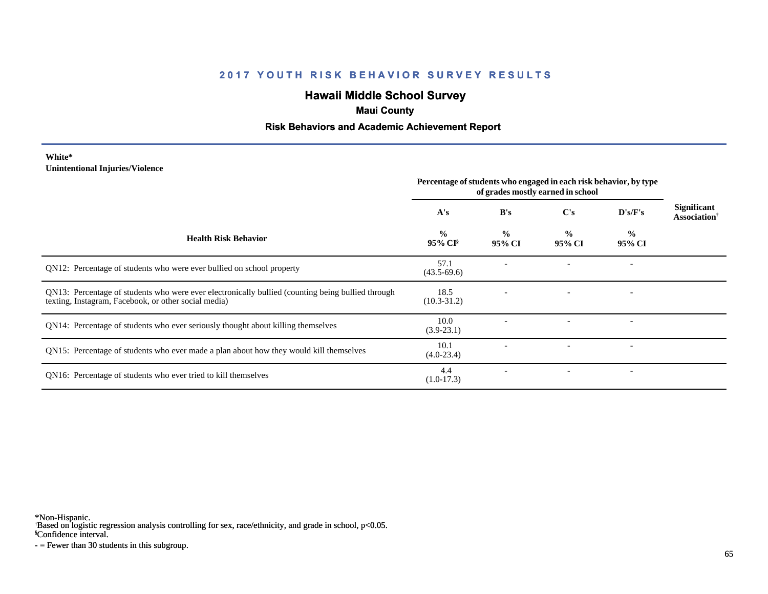## 2017 YOUTH RISK BEHAVIOR SURVEY RESULTS

# Hawaii Middle School Survey

### Maui County

### Risk Behaviors and Academic Achievement Report

**White***
**Unintentional Injuries/Violence**

| Health Risk Behavior | Percentage of students who engaged in each risk behavior, by type of grades mostly earned in school | | | | Significant Association† |
|---|---|---|---|---|---|
| | A's | B's | C's | D's/F's | |
| | % 95% CI§ | % 95% CI | % 95% CI | % 95% CI | |
| QN12: Percentage of students who were ever bullied on school property | 57.1 (43.5-69.6) | - | - | - | |
| QN13: Percentage of students who were ever electronically bullied (counting being bullied through texting, Instagram, Facebook, or other social media) | 18.5 (10.3-31.2) | - | - | - | |
| QN14: Percentage of students who ever seriously thought about killing themselves | 10.0 (3.9-23.1) | - | - | - | |
| QN15: Percentage of students who ever made a plan about how they would kill themselves | 10.1 (4.0-23.4) | - | - | - | |
| QN16: Percentage of students who ever tried to kill themselves | 4.4 (1.0-17.3) | - | - | - | |

*Non-Hispanic.
†Based on logistic regression analysis controlling for sex, race/ethnicity, and grade in school, $p<0.05$.
§Confidence interval.
- = Fewer than 30 students in this subgroup.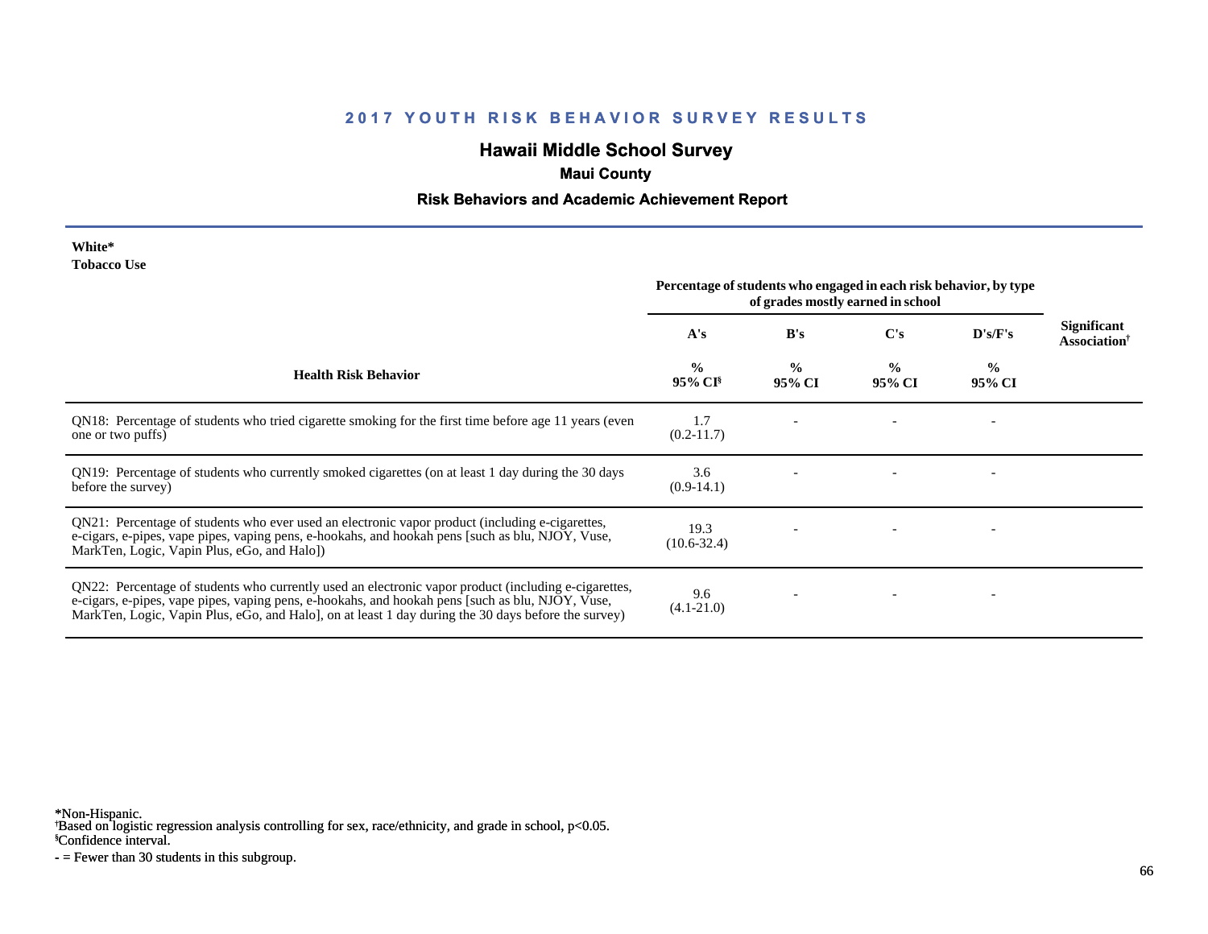## 2017 YOUTH RISK BEHAVIOR SURVEY RESULTS

# Hawaii Middle School Survey

### Maui County

### Risk Behaviors and Academic Achievement Report

**White***
**Tobacco Use**

| Health Risk Behavior | Percentage of students who engaged in each risk behavior, by type of grades mostly earned in school | | | | Significant Association† |
|---|---|---|---|---|---|
| | A's | B's | C's | D's/F's | |
| | % 95% CI§ | % 95% CI | % 95% CI | % 95% CI | |
| QN18: Percentage of students who tried cigarette smoking for the first time before age 11 years (even one or two puffs) | 1.7 (0.2-11.7) | - | - | - | |
| QN19: Percentage of students who currently smoked cigarettes (on at least 1 day during the 30 days before the survey) | 3.6 (0.9-14.1) | - | - | - | |
| QN21: Percentage of students who ever used an electronic vapor product (including e-cigarettes, e-cigars, e-pipes, vape pipes, vaping pens, e-hookahs, and hookah pens [such as blu, NJOY, Vuse, MarkTen, Logic, Vapin Plus, eGo, and Halo]) | 19.3 (10.6-32.4) | - | - | - | |
| QN22: Percentage of students who currently used an electronic vapor product (including e-cigarettes, e-cigars, e-pipes, vape pipes, vaping pens, e-hookahs, and hookah pens [such as blu, NJOY, Vuse, MarkTen, Logic, Vapin Plus, eGo, and Halo], on at least 1 day during the 30 days before the survey) | 9.6 (4.1-21.0) | - | - | - | |

*Non-Hispanic.
†Based on logistic regression analysis controlling for sex, race/ethnicity, and grade in school, $p<0.05$.
§Confidence interval.
- = Fewer than 30 students in this subgroup.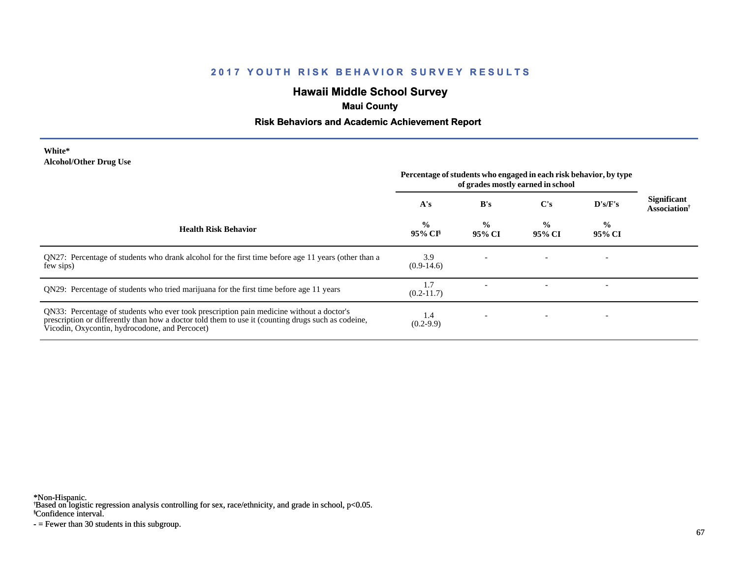## 2017 YOUTH RISK BEHAVIOR SURVEY RESULTS

# Hawaii Middle School Survey

### Maui County

### Risk Behaviors and Academic Achievement Report

**White***
**Alcohol/Other Drug Use**

| Health Risk Behavior | Percentage of students who engaged in each risk behavior, by type of grades mostly earned in school | | | | Significant Association[†] |
|---|---|---|---|---|---|
| | A's | B's | C's | D's/F's | |
| | % 95% CI[§] | % 95% CI | % 95% CI | % 95% CI | |
| QN27: Percentage of students who drank alcohol for the first time before age 11 years (other than a few sips) | 3.9 (0.9-14.6) | - | - | - | |
| QN29: Percentage of students who tried marijuana for the first time before age 11 years | 1.7 (0.2-11.7) | - | - | - | |
| QN33: Percentage of students who ever took prescription pain medicine without a doctor's prescription or differently than how a doctor told them to use it (counting drugs such as codeine, Vicodin, Oxycontin, hydrocodone, and Percocet) | 1.4 (0.2-9.9) | - | - | - | |

*Non-Hispanic.
[†]Based on logistic regression analysis controlling for sex, race/ethnicity, and grade in school, $p<0.05$.
[§]Confidence interval.
- = Fewer than 30 students in this subgroup.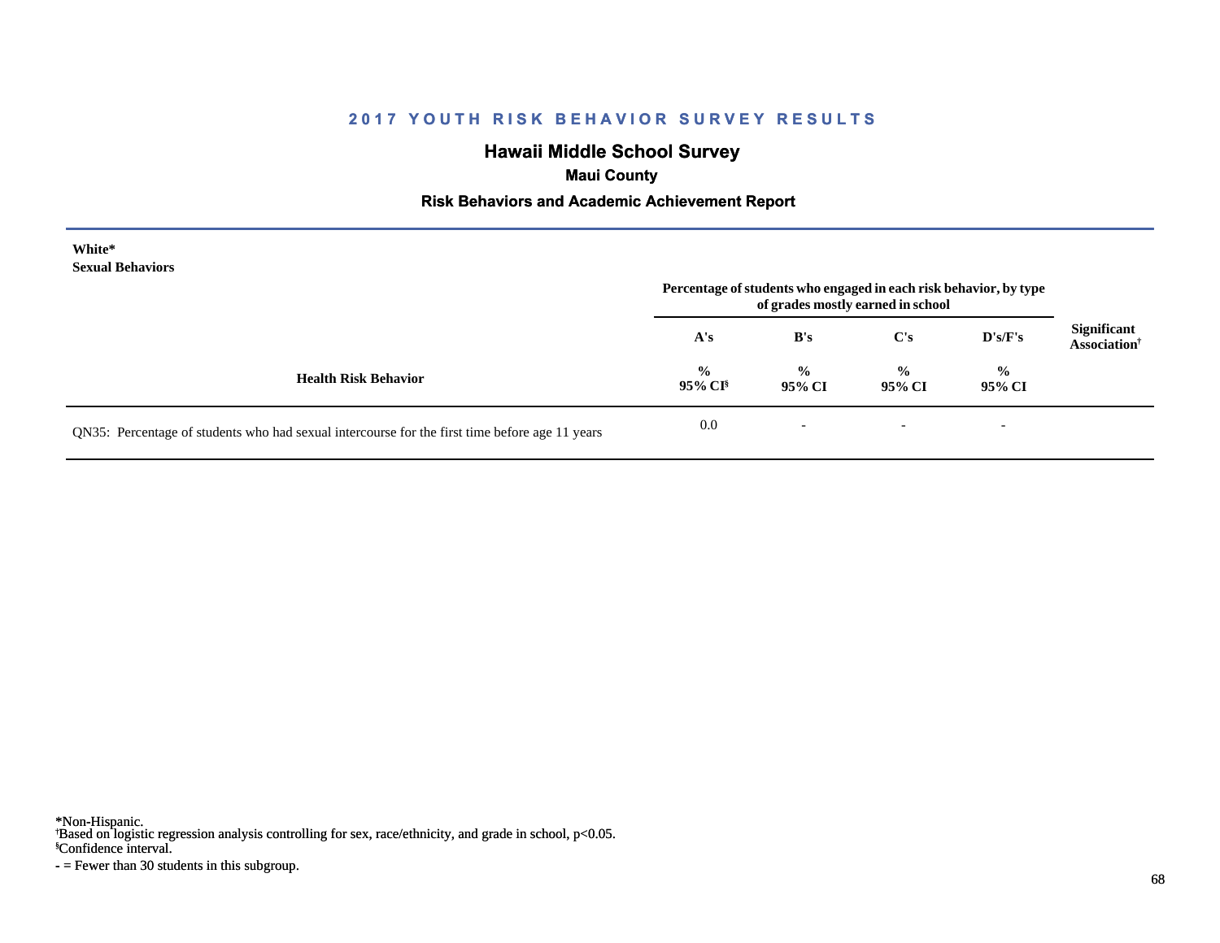## 2017 YOUTH RISK BEHAVIOR SURVEY RESULTS

# Hawaii Middle School Survey

### Maui County

### Risk Behaviors and Academic Achievement Report

**White***
**Sexual Behaviors**

| Health Risk Behavior | Percentage of students who engaged in each risk behavior, by type of grades mostly earned in school | | | | Significant Association† |
|---|---|---|---|---|---|
| | A's | B's | C's | D's/F's | |
| | % 95% CI§ | % 95% CI | % 95% CI | % 95% CI | |
| QN35: Percentage of students who had sexual intercourse for the first time before age 11 years | 0.0 | - | - | - | |

*Non-Hispanic.
†Based on logistic regression analysis controlling for sex, race/ethnicity, and grade in school, $p<0.05$.
§Confidence interval.
- = Fewer than 30 students in this subgroup.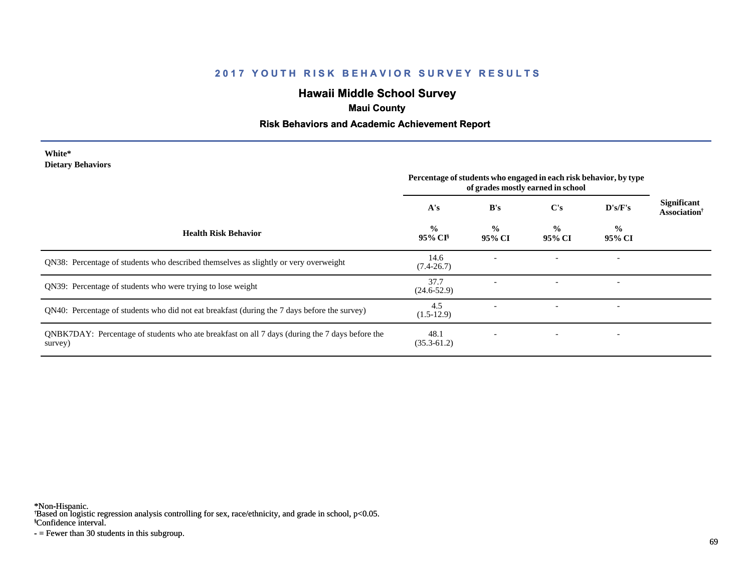## 2017 YOUTH RISK BEHAVIOR SURVEY RESULTS

# Hawaii Middle School Survey

### Maui County

### Risk Behaviors and Academic Achievement Report

**White***
**Dietary Behaviors**

| Health Risk Behavior | Percentage of students who engaged in each risk behavior, by type of grades mostly earned in school | | | | Significant Association† |
|---|---|---|---|---|---|
| | A's | B's | C's | D's/F's | |
| | % 95% CI§ | % 95% CI | % 95% CI | % 95% CI | |
| QN38: Percentage of students who described themselves as slightly or very overweight | 14.6 (7.4-26.7) | - | - | - | |
| QN39: Percentage of students who were trying to lose weight | 37.7 (24.6-52.9) | - | - | - | |
| QN40: Percentage of students who did not eat breakfast (during the 7 days before the survey) | 4.5 (1.5-12.9) | - | - | - | |
| QNBK7DAY: Percentage of students who ate breakfast on all 7 days (during the 7 days before the survey) | 48.1 (35.3-61.2) | - | - | - | |

*Non-Hispanic.
†Based on logistic regression analysis controlling for sex, race/ethnicity, and grade in school, $p<0.05$.
§Confidence interval.
- = Fewer than 30 students in this subgroup.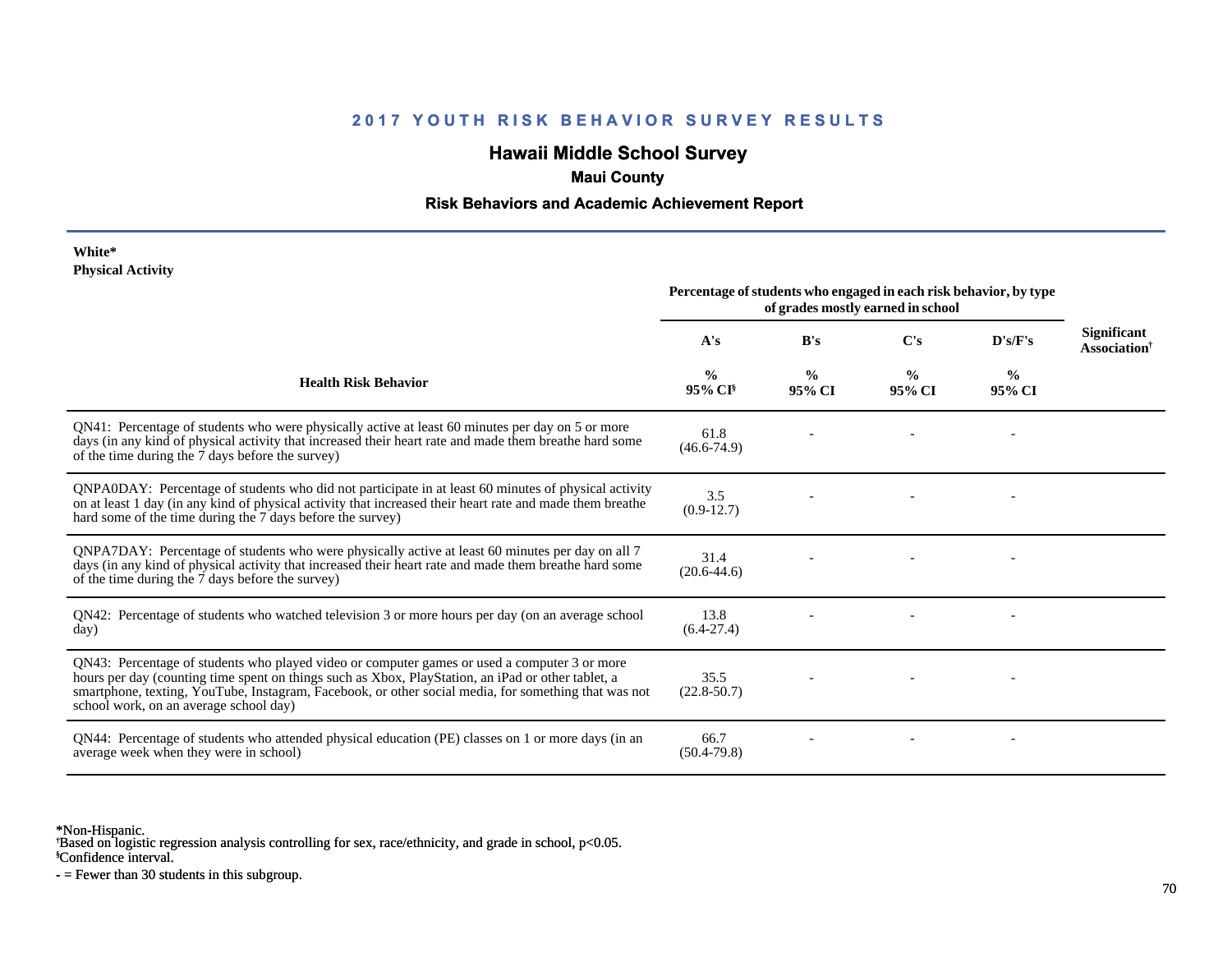## 2017 YOUTH RISK BEHAVIOR SURVEY RESULTS

# Hawaii Middle School Survey

### Maui County

### Risk Behaviors and Academic Achievement Report

**White***
**Physical Activity**

| Health Risk Behavior | Percentage of students who engaged in each risk behavior, by type of grades mostly earned in school | | | | Significant Association[†] |
|---|---|---|---|---|---|
| | A's | B's | C's | D's/F's | |
| | % 95% CI[§] | % 95% CI | % 95% CI | % 95% CI | |
| QN41: Percentage of students who were physically active at least 60 minutes per day on 5 or more days (in any kind of physical activity that increased their heart rate and made them breathe hard some of the time during the 7 days before the survey) | 61.8 (46.6-74.9) | - | - | - | |
| QNPA0DAY: Percentage of students who did not participate in at least 60 minutes of physical activity on at least 1 day (in any kind of physical activity that increased their heart rate and made them breathe hard some of the time during the 7 days before the survey) | 3.5 (0.9-12.7) | - | - | - | |
| QNPA7DAY: Percentage of students who were physically active at least 60 minutes per day on all 7 days (in any kind of physical activity that increased their heart rate and made them breathe hard some of the time during the 7 days before the survey) | 31.4 (20.6-44.6) | - | - | - | |
| QN42: Percentage of students who watched television 3 or more hours per day (on an average school day) | 13.8 (6.4-27.4) | - | - | - | |
| QN43: Percentage of students who played video or computer games or used a computer 3 or more hours per day (counting time spent on things such as Xbox, PlayStation, an iPad or other tablet, a smartphone, texting, YouTube, Instagram, Facebook, or other social media, for something that was not school work, on an average school day) | 35.5 (22.8-50.7) | - | - | - | |
| QN44: Percentage of students who attended physical education (PE) classes on 1 or more days (in an average week when they were in school) | 66.7 (50.4-79.8) | - | - | - | |

*Non-Hispanic.
[†]Based on logistic regression analysis controlling for sex, race/ethnicity, and grade in school, $p<0.05$.
[§]Confidence interval.
- = Fewer than 30 students in this subgroup.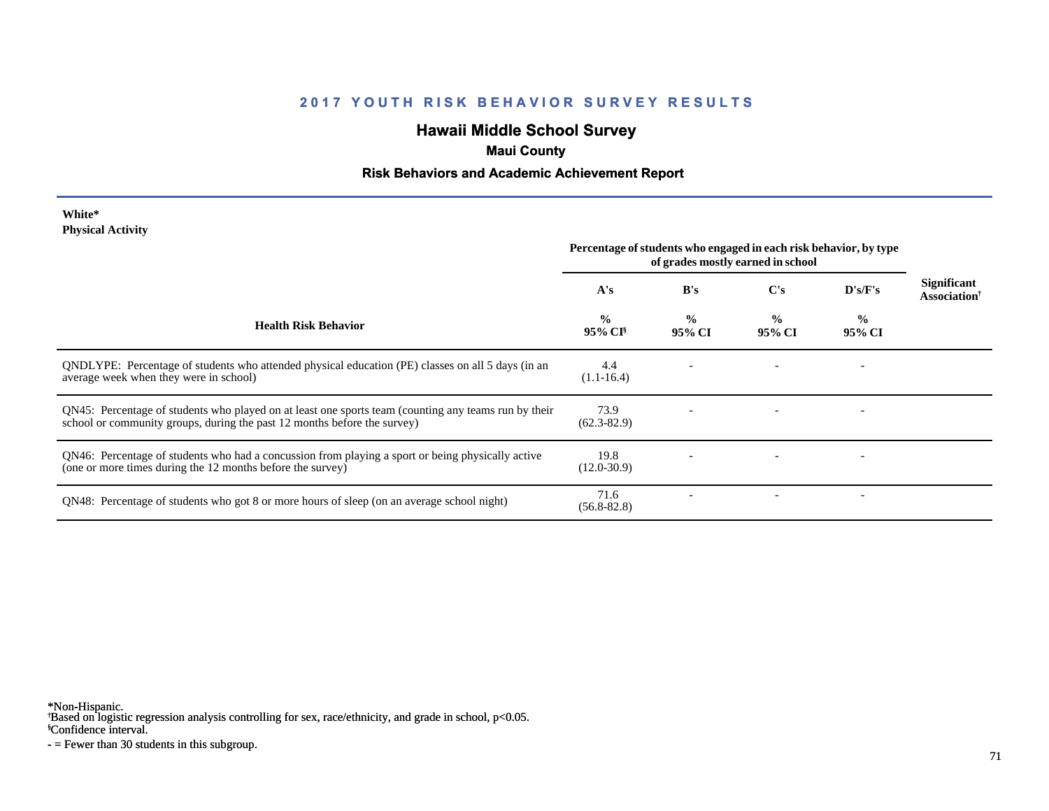## 2017 YOUTH RISK BEHAVIOR SURVEY RESULTS

# Hawaii Middle School Survey

### Maui County

### Risk Behaviors and Academic Achievement Report

**White***
**Physical Activity**

| Health Risk Behavior | Percentage of students who engaged in each risk behavior, by type of grades mostly earned in school | | | | Significant Association[†] |
|---|---|---|---|---|---|
| | A's | B's | C's | D's/F's | |
| | % 95% CI[§] | % 95% CI | % 95% CI | % 95% CI | |
| QNDLYPE: Percentage of students who attended physical education (PE) classes on all 5 days (in an average week when they were in school) | 4.4 (1.1-16.4) | - | - | - | |
| QN45: Percentage of students who played on at least one sports team (counting any teams run by their school or community groups, during the past 12 months before the survey) | 73.9 (62.3-82.9) | - | - | - | |
| QN46: Percentage of students who had a concussion from playing a sport or being physically active (one or more times during the 12 months before the survey) | 19.8 (12.0-30.9) | - | - | - | |
| QN48: Percentage of students who got 8 or more hours of sleep (on an average school night) | 71.6 (56.8-82.8) | - | - | - | |

*Non-Hispanic.
[†]Based on logistic regression analysis controlling for sex, race/ethnicity, and grade in school, $p<0.05$.
[§]Confidence interval.
- = Fewer than 30 students in this subgroup.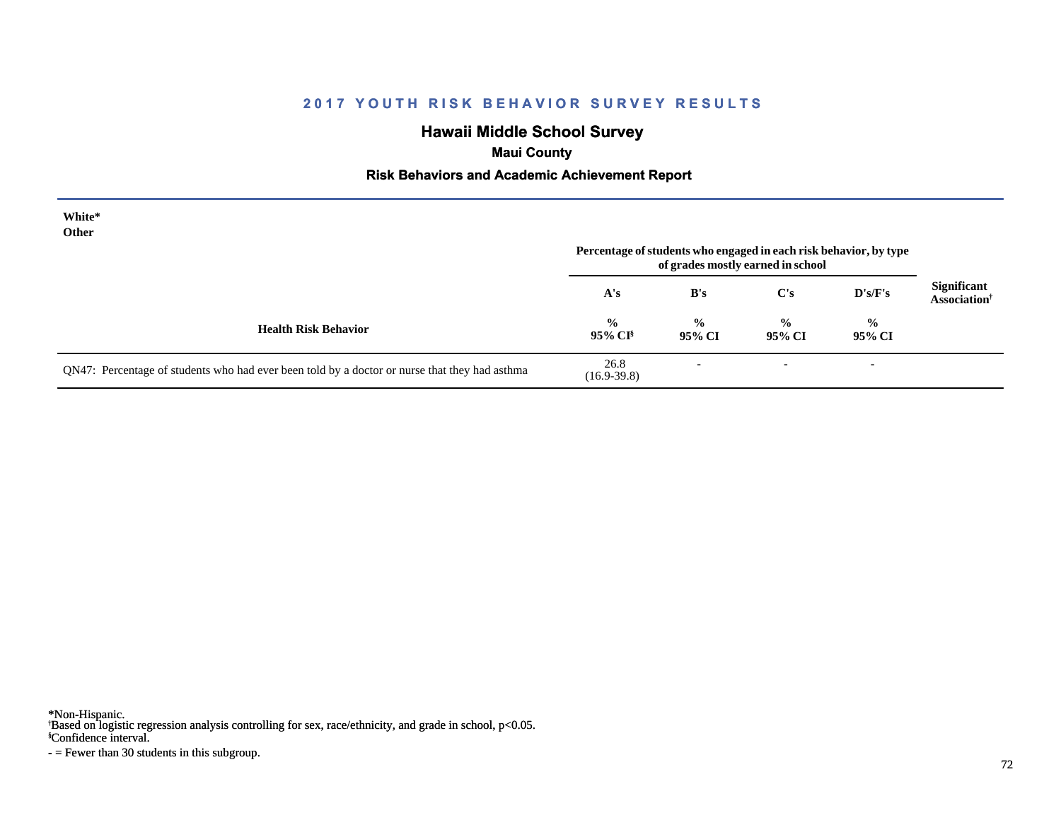## 2017 YOUTH RISK BEHAVIOR SURVEY RESULTS

# Hawaii Middle School Survey

### Maui County

### Risk Behaviors and Academic Achievement Report

**White***
**Other**

| Health Risk Behavior | Percentage of students who engaged in each risk behavior, by type of grades mostly earned in school | | | | Significant Association† |
|---|---|---|---|---|---|
| | A's | B's | C's | D's/F's | |
| | % 95% CI§ | % 95% CI | % 95% CI | % 95% CI | |
| QN47: Percentage of students who had ever been told by a doctor or nurse that they had asthma | 26.8 (16.9-39.8) | - | - | - | |

*Non-Hispanic.
†Based on logistic regression analysis controlling for sex, race/ethnicity, and grade in school, $p<0.05$.
§Confidence interval.
- = Fewer than 30 students in this subgroup.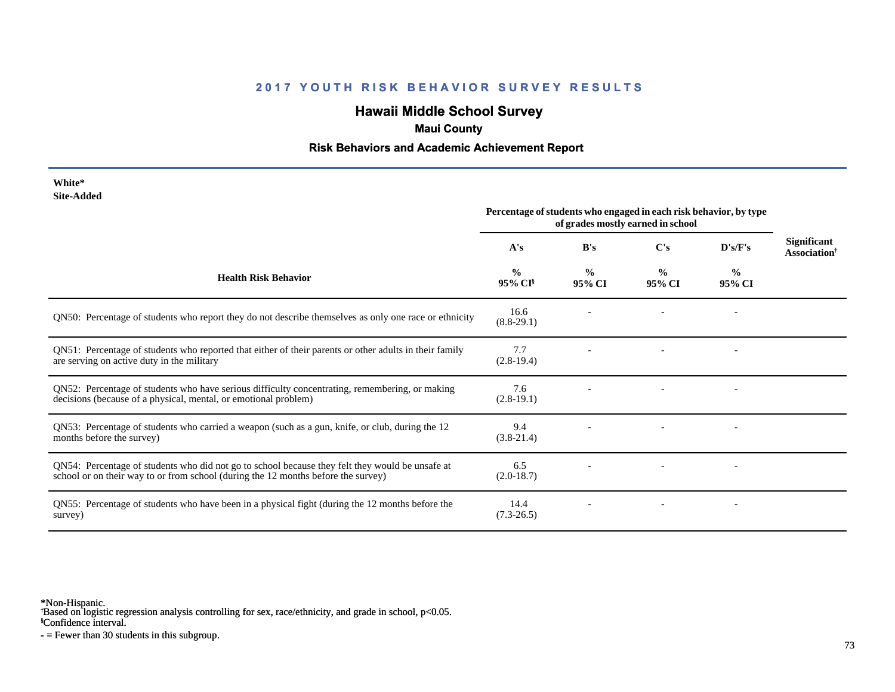## 2017 YOUTH RISK BEHAVIOR SURVEY RESULTS

## Hawaii Middle School Survey

### Maui County

### Risk Behaviors and Academic Achievement Report

**White***
**Site-Added**

| Health Risk Behavior | Percentage of students who engaged in each risk behavior, by type of grades mostly earned in school | | | | Significant Association[†] |
|---|---|---|---|---|---|
| | A's | B's | C's | D's/F's | |
| | % 95% CI[§] | % 95% CI | % 95% CI | % 95% CI | |
| QN50: Percentage of students who report they do not describe themselves as only one race or ethnicity | 16.6 (8.8-29.1) | - | - | - | |
| QN51: Percentage of students who reported that either of their parents or other adults in their family are serving on active duty in the military | 7.7 (2.8-19.4) | - | - | - | |
| QN52: Percentage of students who have serious difficulty concentrating, remembering, or making decisions (because of a physical, mental, or emotional problem) | 7.6 (2.8-19.1) | - | - | - | |
| QN53: Percentage of students who carried a weapon (such as a gun, knife, or club, during the 12 months before the survey) | 9.4 (3.8-21.4) | - | - | - | |
| QN54: Percentage of students who did not go to school because they felt they would be unsafe at school or on their way to or from school (during the 12 months before the survey) | 6.5 (2.0-18.7) | - | - | - | |
| QN55: Percentage of students who have been in a physical fight (during the 12 months before the survey) | 14.4 (7.3-26.5) | - | - | - | |

*Non-Hispanic.
[†]Based on logistic regression analysis controlling for sex, race/ethnicity, and grade in school, p<0.05.
[§]Confidence interval.
- = Fewer than 30 students in this subgroup.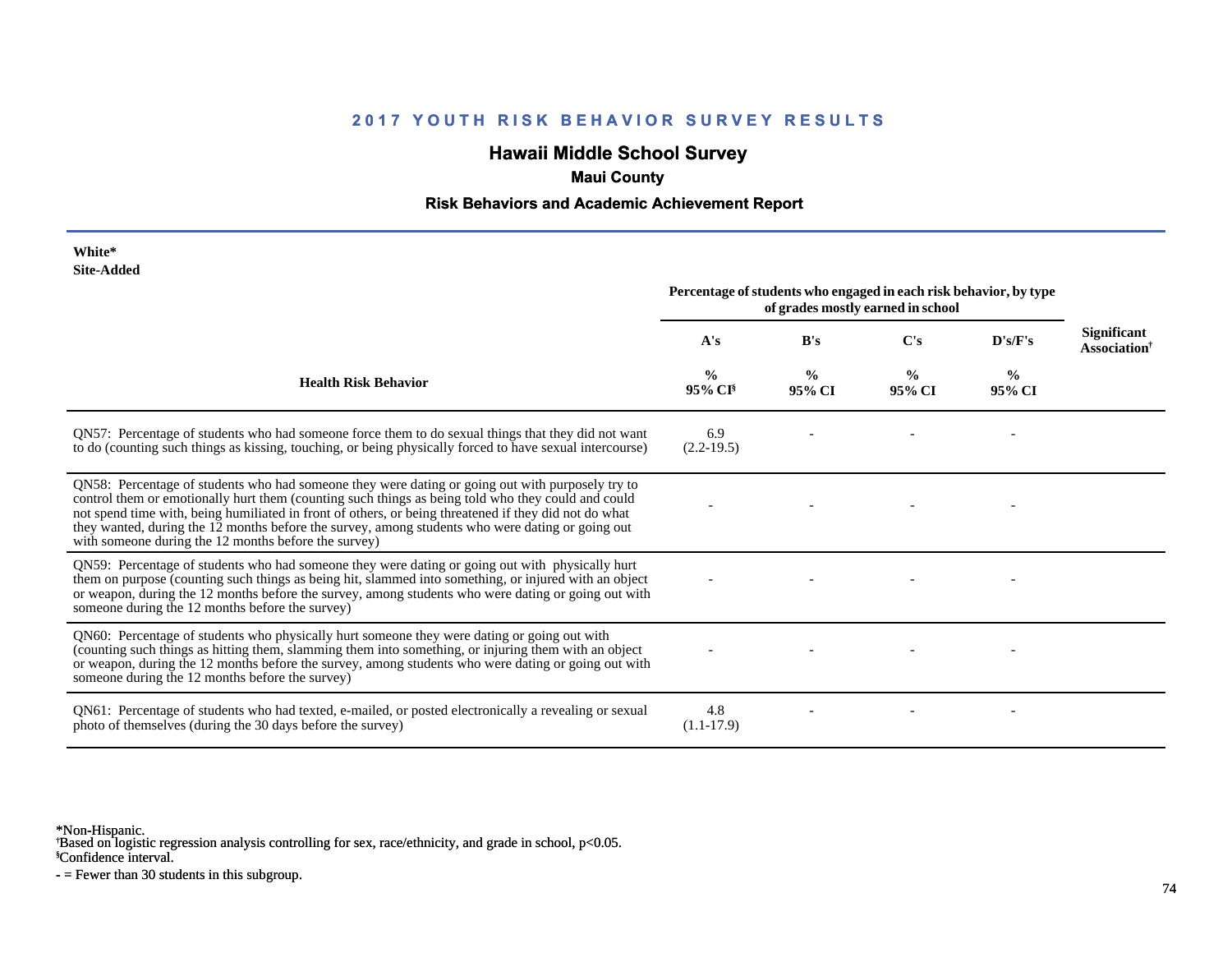# 2017 YOUTH RISK BEHAVIOR SURVEY RESULTS

## Hawaii Middle School Survey

### Maui County

### Risk Behaviors and Academic Achievement Report

**White***
**Site-Added**

| Health Risk Behavior | Percentage of students who engaged in each risk behavior, by type of grades mostly earned in school | | | | Significant Association† |
|---|---|---|---|---|---|
| | A's | B's | C's | D's/F's | |
| | % 95% CI§ | % 95% CI | % 95% CI | % 95% CI | |
| QN57: Percentage of students who had someone force them to do sexual things that they did not want to do (counting such things as kissing, touching, or being physically forced to have sexual intercourse) | 6.9 (2.2-19.5) | - | - | - | |
| QN58: Percentage of students who had someone they were dating or going out with purposely try to control them or emotionally hurt them (counting such things as being told who they could and could not spend time with, being humiliated in front of others, or being threatened if they did not do what they wanted, during the 12 months before the survey, among students who were dating or going out with someone during the 12 months before the survey) | - | - | - | - | |
| QN59: Percentage of students who had someone they were dating or going out with physically hurt them on purpose (counting such things as being hit, slammed into something, or injured with an object or weapon, during the 12 months before the survey, among students who were dating or going out with someone during the 12 months before the survey) | - | - | - | - | |
| QN60: Percentage of students who physically hurt someone they were dating or going out with (counting such things as hitting them, slamming them into something, or injuring them with an object or weapon, during the 12 months before the survey, among students who were dating or going out with someone during the 12 months before the survey) | - | - | - | - | |
| QN61: Percentage of students who had texted, e-mailed, or posted electronically a revealing or sexual photo of themselves (during the 30 days before the survey) | 4.8 (1.1-17.9) | - | - | - | |

*Non-Hispanic.
†Based on logistic regression analysis controlling for sex, race/ethnicity, and grade in school, $p<0.05$.
§Confidence interval.
- = Fewer than 30 students in this subgroup.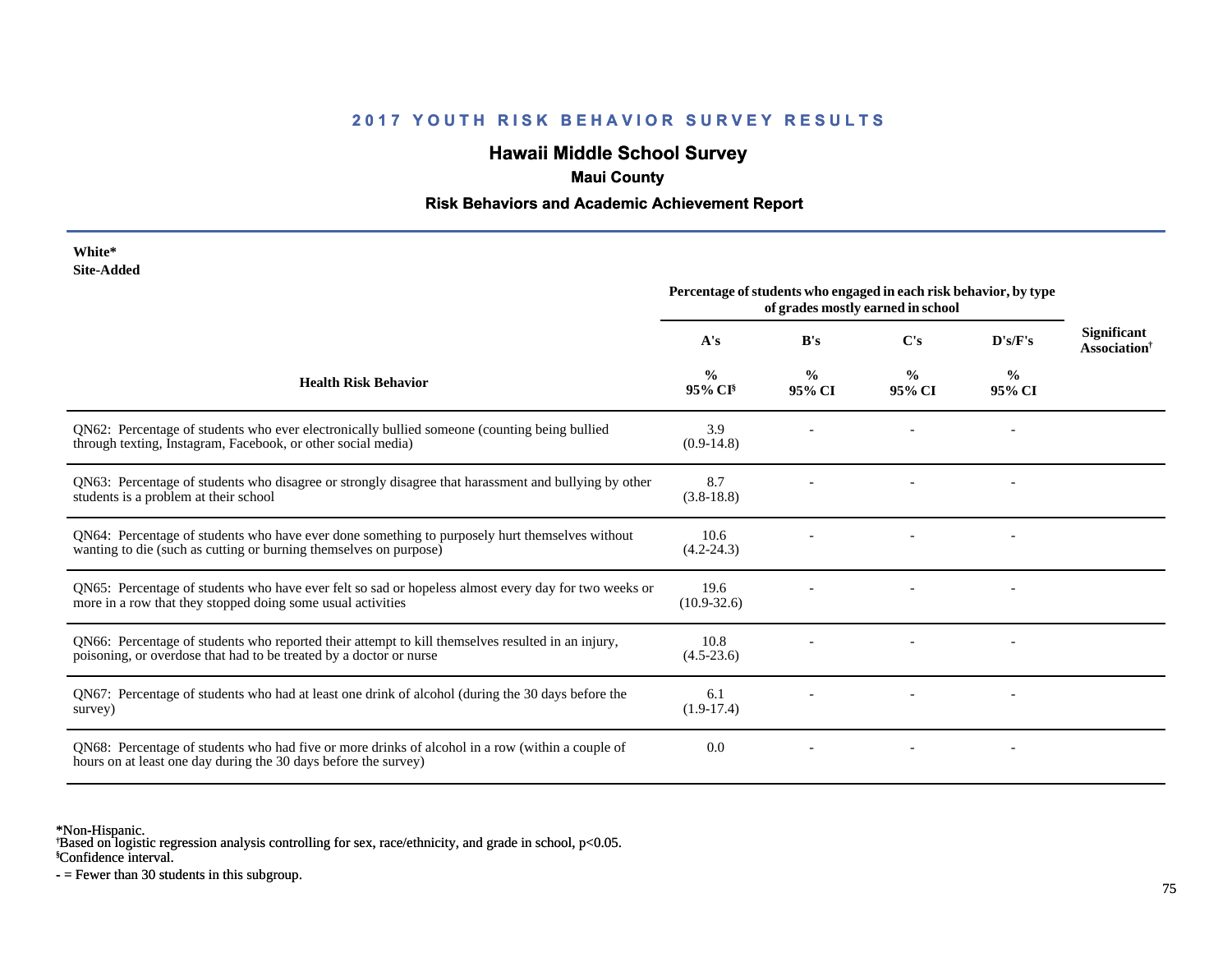## 2017 YOUTH RISK BEHAVIOR SURVEY RESULTS

# Hawaii Middle School Survey

### Maui County

### Risk Behaviors and Academic Achievement Report

**White***
**Site-Added**

| Health Risk Behavior | Percentage of students who engaged in each risk behavior, by type of grades mostly earned in school | | | | Significant Association[†] |
|---|---|---|---|---|---|
| | A's | B's | C's | D's/F's | |
| | % 95% CI[§] | % 95% CI | % 95% CI | % 95% CI | |
| QN62: Percentage of students who ever electronically bullied someone (counting being bullied through texting, Instagram, Facebook, or other social media) | 3.9 (0.9-14.8) | - | - | - | |
| QN63: Percentage of students who disagree or strongly disagree that harassment and bullying by other students is a problem at their school | 8.7 (3.8-18.8) | - | - | - | |
| QN64: Percentage of students who have ever done something to purposely hurt themselves without wanting to die (such as cutting or burning themselves on purpose) | 10.6 (4.2-24.3) | - | - | - | |
| QN65: Percentage of students who have ever felt so sad or hopeless almost every day for two weeks or more in a row that they stopped doing some usual activities | 19.6 (10.9-32.6) | - | - | - | |
| QN66: Percentage of students who reported their attempt to kill themselves resulted in an injury, poisoning, or overdose that had to be treated by a doctor or nurse | 10.8 (4.5-23.6) | - | - | - | |
| QN67: Percentage of students who had at least one drink of alcohol (during the 30 days before the survey) | 6.1 (1.9-17.4) | - | - | - | |
| QN68: Percentage of students who had five or more drinks of alcohol in a row (within a couple of hours on at least one day during the 30 days before the survey) | 0.0 | - | - | - | |

*Non-Hispanic.
[†]Based on logistic regression analysis controlling for sex, race/ethnicity, and grade in school, $p<0.05$.
[§]Confidence interval.
- = Fewer than 30 students in this subgroup.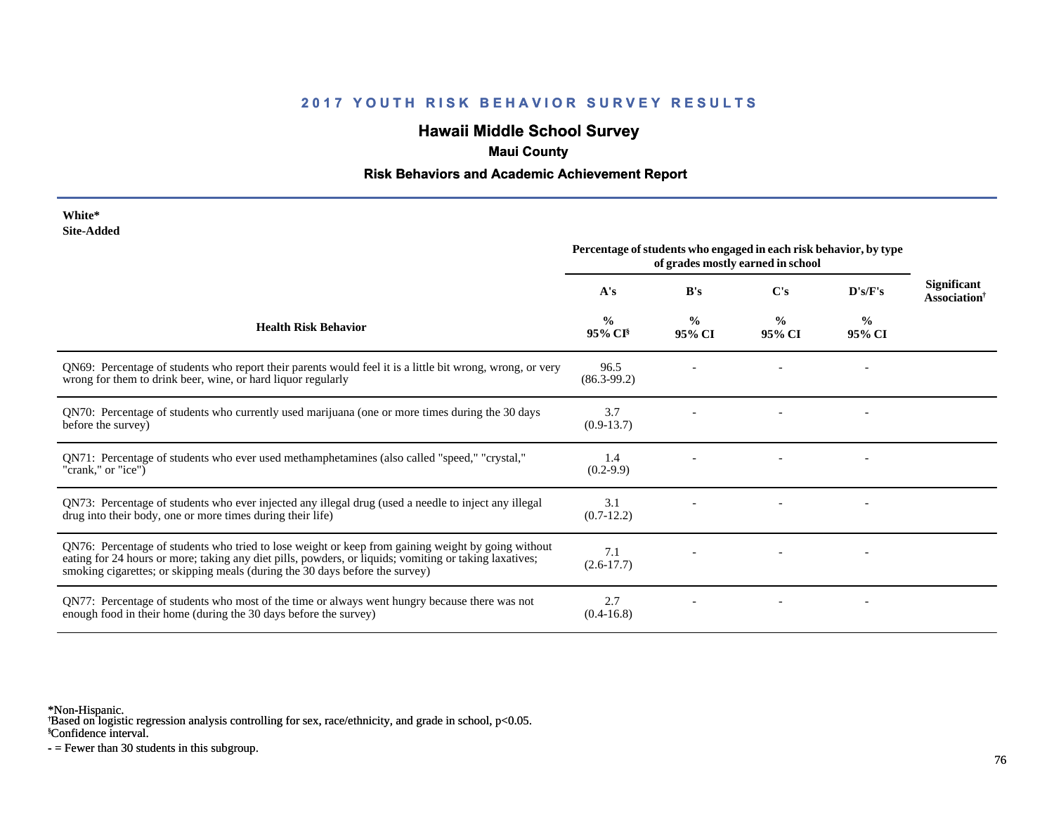## 2017 YOUTH RISK BEHAVIOR SURVEY RESULTS

# Hawaii Middle School Survey

### Maui County

### Risk Behaviors and Academic Achievement Report

**White***
**Site-Added**

| Health Risk Behavior | Percentage of students who engaged in each risk behavior, by type of grades mostly earned in school | | | | Significant Association† |
|---|---|---|---|---|---|
| | A's | B's | C's | D's/F's | |
| | % 95% CI§ | % 95% CI | % 95% CI | % 95% CI | |
| QN69: Percentage of students who report their parents would feel it is a little bit wrong, wrong, or very wrong for them to drink beer, wine, or hard liquor regularly | 96.5 (86.3-99.2) | - | - | - | |
| QN70: Percentage of students who currently used marijuana (one or more times during the 30 days before the survey) | 3.7 (0.9-13.7) | - | - | - | |
| QN71: Percentage of students who ever used methamphetamines (also called "speed," "crystal," "crank," or "ice") | 1.4 (0.2-9.9) | - | - | - | |
| QN73: Percentage of students who ever injected any illegal drug (used a needle to inject any illegal drug into their body, one or more times during their life) | 3.1 (0.7-12.2) | - | - | - | |
| QN76: Percentage of students who tried to lose weight or keep from gaining weight by going without eating for 24 hours or more; taking any diet pills, powders, or liquids; vomiting or taking laxatives; smoking cigarettes; or skipping meals (during the 30 days before the survey) | 7.1 (2.6-17.7) | - | - | - | |
| QN77: Percentage of students who most of the time or always went hungry because there was not enough food in their home (during the 30 days before the survey) | 2.7 (0.4-16.8) | - | - | - | |

*Non-Hispanic.
†Based on logistic regression analysis controlling for sex, race/ethnicity, and grade in school, p<0.05.
§Confidence interval.
- = Fewer than 30 students in this subgroup.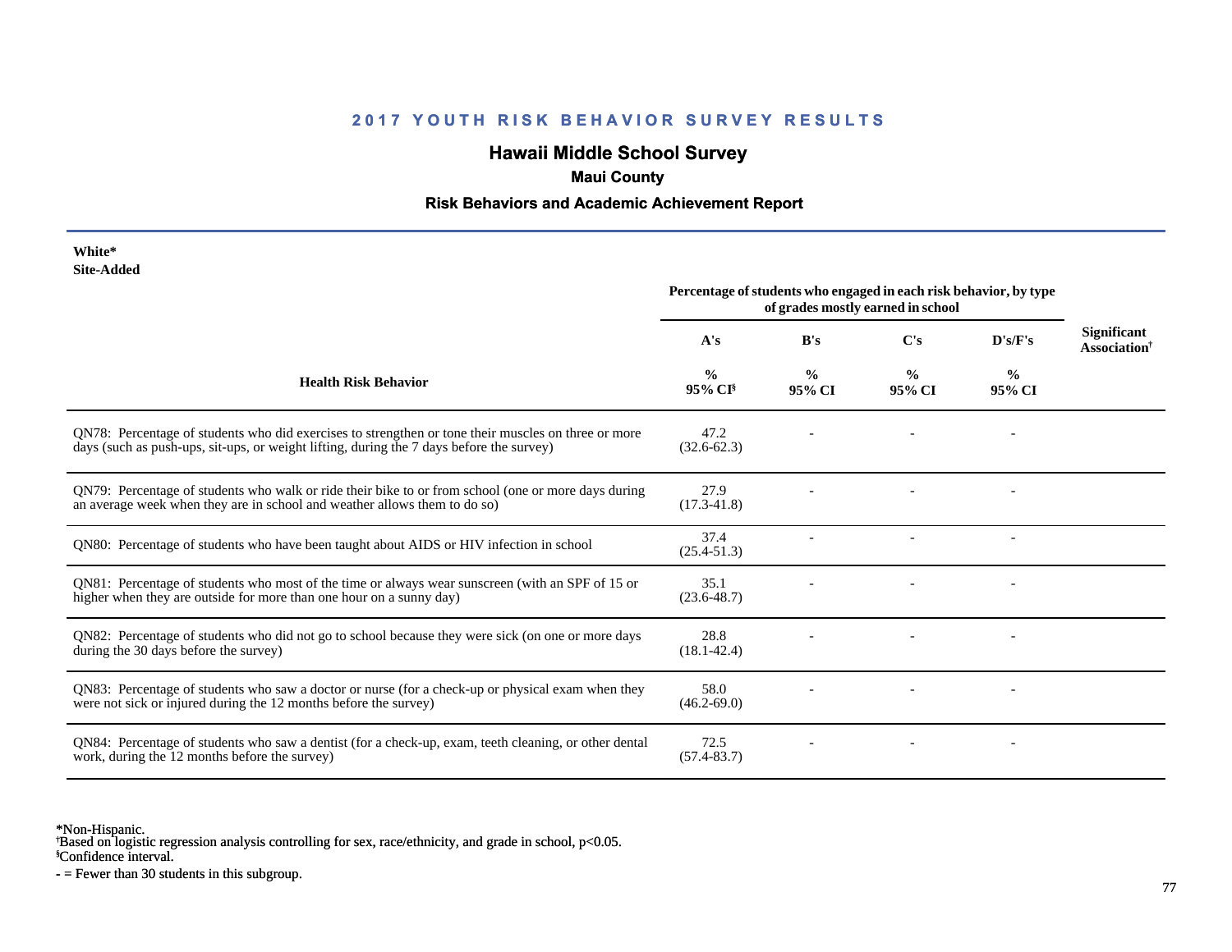## 2017 YOUTH RISK BEHAVIOR SURVEY RESULTS

# Hawaii Middle School Survey

### Maui County

### Risk Behaviors and Academic Achievement Report

**White***
**Site-Added**

| Health Risk Behavior | Percentage of students who engaged in each risk behavior, by type of grades mostly earned in school | | | | Significant Association[†] |
|---|---|---|---|---|---|
| | A's | B's | C's | D's/F's | |
| | % 95% CI[§] | % 95% CI | % 95% CI | % 95% CI | |
| QN78: Percentage of students who did exercises to strengthen or tone their muscles on three or more days (such as push-ups, sit-ups, or weight lifting, during the 7 days before the survey) | 47.2 (32.6-62.3) | - | - | - | |
| QN79: Percentage of students who walk or ride their bike to or from school (one or more days during an average week when they are in school and weather allows them to do so) | 27.9 (17.3-41.8) | - | - | - | |
| QN80: Percentage of students who have been taught about AIDS or HIV infection in school | 37.4 (25.4-51.3) | - | - | - | |
| QN81: Percentage of students who most of the time or always wear sunscreen (with an SPF of 15 or higher when they are outside for more than one hour on a sunny day) | 35.1 (23.6-48.7) | - | - | - | |
| QN82: Percentage of students who did not go to school because they were sick (on one or more days during the 30 days before the survey) | 28.8 (18.1-42.4) | - | - | - | |
| QN83: Percentage of students who saw a doctor or nurse (for a check-up or physical exam when they were not sick or injured during the 12 months before the survey) | 58.0 (46.2-69.0) | - | - | - | |
| QN84: Percentage of students who saw a dentist (for a check-up, exam, teeth cleaning, or other dental work, during the 12 months before the survey) | 72.5 (57.4-83.7) | - | - | - | |

*Non-Hispanic.
[†]Based on logistic regression analysis controlling for sex, race/ethnicity, and grade in school, $p<0.05$.
[§]Confidence interval.
- = Fewer than 30 students in this subgroup.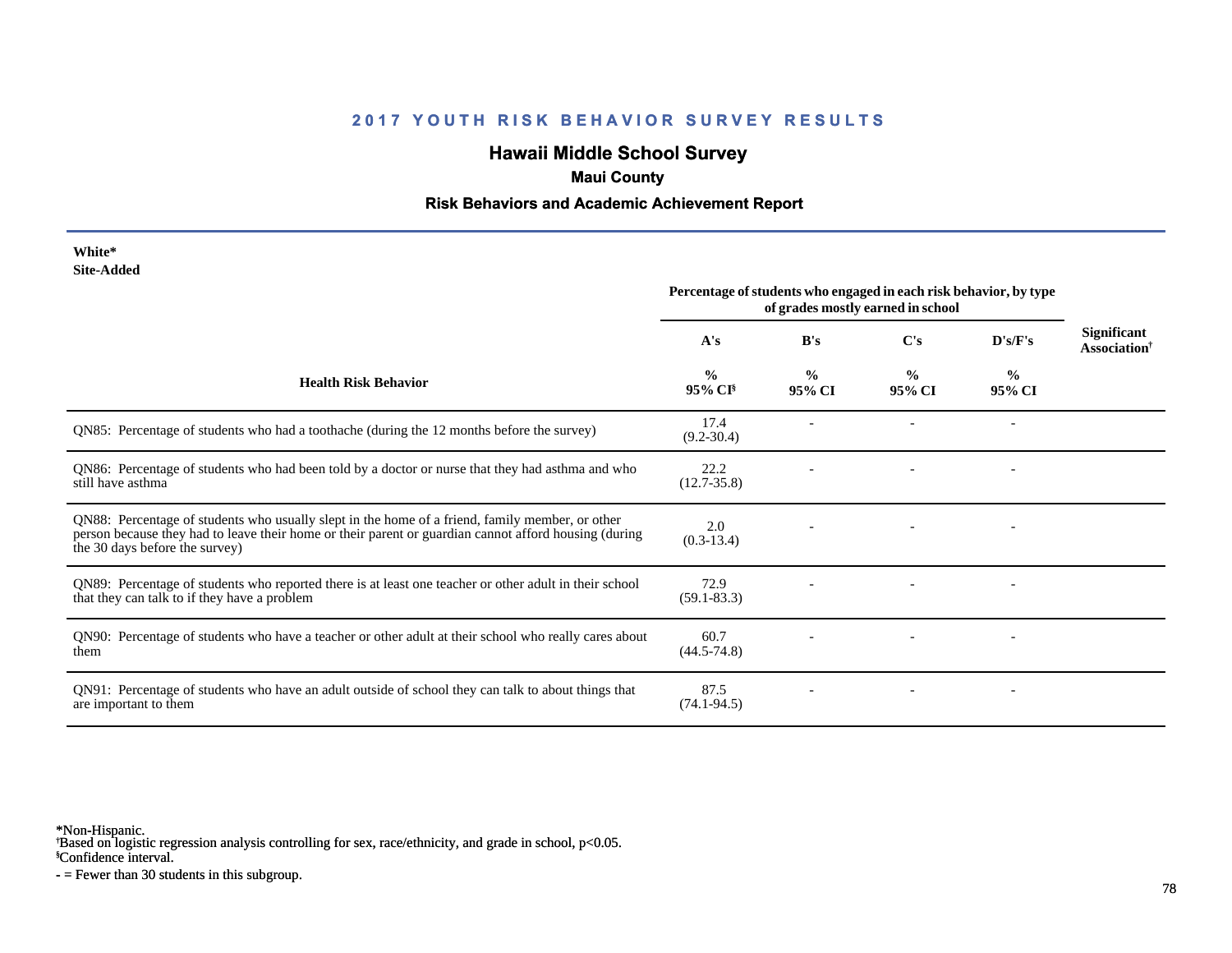## 2017 YOUTH RISK BEHAVIOR SURVEY RESULTS

# Hawaii Middle School Survey

### Maui County

### Risk Behaviors and Academic Achievement Report

**White***
**Site-Added**

| Health Risk Behavior | Percentage of students who engaged in each risk behavior, by type of grades mostly earned in school | | | | Significant Association[†] |
|---|---|---|---|---|---|
| | A's | B's | C's | D's/F's | |
| | % 95% CI[§] | % 95% CI | % 95% CI | % 95% CI | |
| QN85: Percentage of students who had a toothache (during the 12 months before the survey) | 17.4 (9.2-30.4) | - | - | - | |
| QN86: Percentage of students who had been told by a doctor or nurse that they had asthma and who still have asthma | 22.2 (12.7-35.8) | - | - | - | |
| QN88: Percentage of students who usually slept in the home of a friend, family member, or other person because they had to leave their home or their parent or guardian cannot afford housing (during the 30 days before the survey) | 2.0 (0.3-13.4) | - | - | - | |
| QN89: Percentage of students who reported there is at least one teacher or other adult in their school that they can talk to if they have a problem | 72.9 (59.1-83.3) | - | - | - | |
| QN90: Percentage of students who have a teacher or other adult at their school who really cares about them | 60.7 (44.5-74.8) | - | - | - | |
| QN91: Percentage of students who have an adult outside of school they can talk to about things that are important to them | 87.5 (74.1-94.5) | - | - | - | |

*Non-Hispanic.
[†]Based on logistic regression analysis controlling for sex, race/ethnicity, and grade in school, $p<0.05$.
[§]Confidence interval.
- = Fewer than 30 students in this subgroup.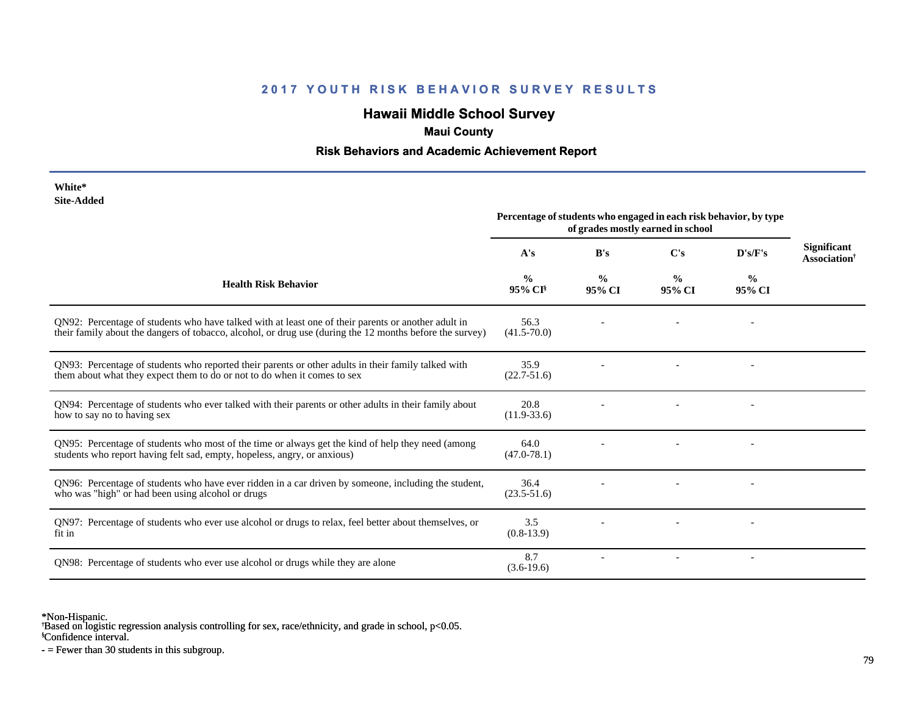# 2017 YOUTH RISK BEHAVIOR SURVEY RESULTS

## Hawaii Middle School Survey

### Maui County

### Risk Behaviors and Academic Achievement Report

**White***
**Site-Added**

| Health Risk Behavior | Percentage of students who engaged in each risk behavior, by type of grades mostly earned in school | | | | Significant Association† |
|---|---|---|---|---|---|
| | A's | B's | C's | D's/F's | |
| | % 95% CI§ | % 95% CI | % 95% CI | % 95% CI | |
| QN92: Percentage of students who have talked with at least one of their parents or another adult in their family about the dangers of tobacco, alcohol, or drug use (during the 12 months before the survey) | 56.3 (41.5-70.0) | - | - | - | |
| QN93: Percentage of students who reported their parents or other adults in their family talked with them about what they expect them to do or not to do when it comes to sex | 35.9 (22.7-51.6) | - | - | - | |
| QN94: Percentage of students who ever talked with their parents or other adults in their family about how to say no to having sex | 20.8 (11.9-33.6) | - | - | - | |
| QN95: Percentage of students who most of the time or always get the kind of help they need (among students who report having felt sad, empty, hopeless, angry, or anxious) | 64.0 (47.0-78.1) | - | - | - | |
| QN96: Percentage of students who have ever ridden in a car driven by someone, including the student, who was "high" or had been using alcohol or drugs | 36.4 (23.5-51.6) | - | - | - | |
| QN97: Percentage of students who ever use alcohol or drugs to relax, feel better about themselves, or fit in | 3.5 (0.8-13.9) | - | - | - | |
| QN98: Percentage of students who ever use alcohol or drugs while they are alone | 8.7 (3.6-19.6) | - | - | - | |

*Non-Hispanic.
†Based on logistic regression analysis controlling for sex, race/ethnicity, and grade in school, $p<0.05$.
§Confidence interval.
- = Fewer than 30 students in this subgroup.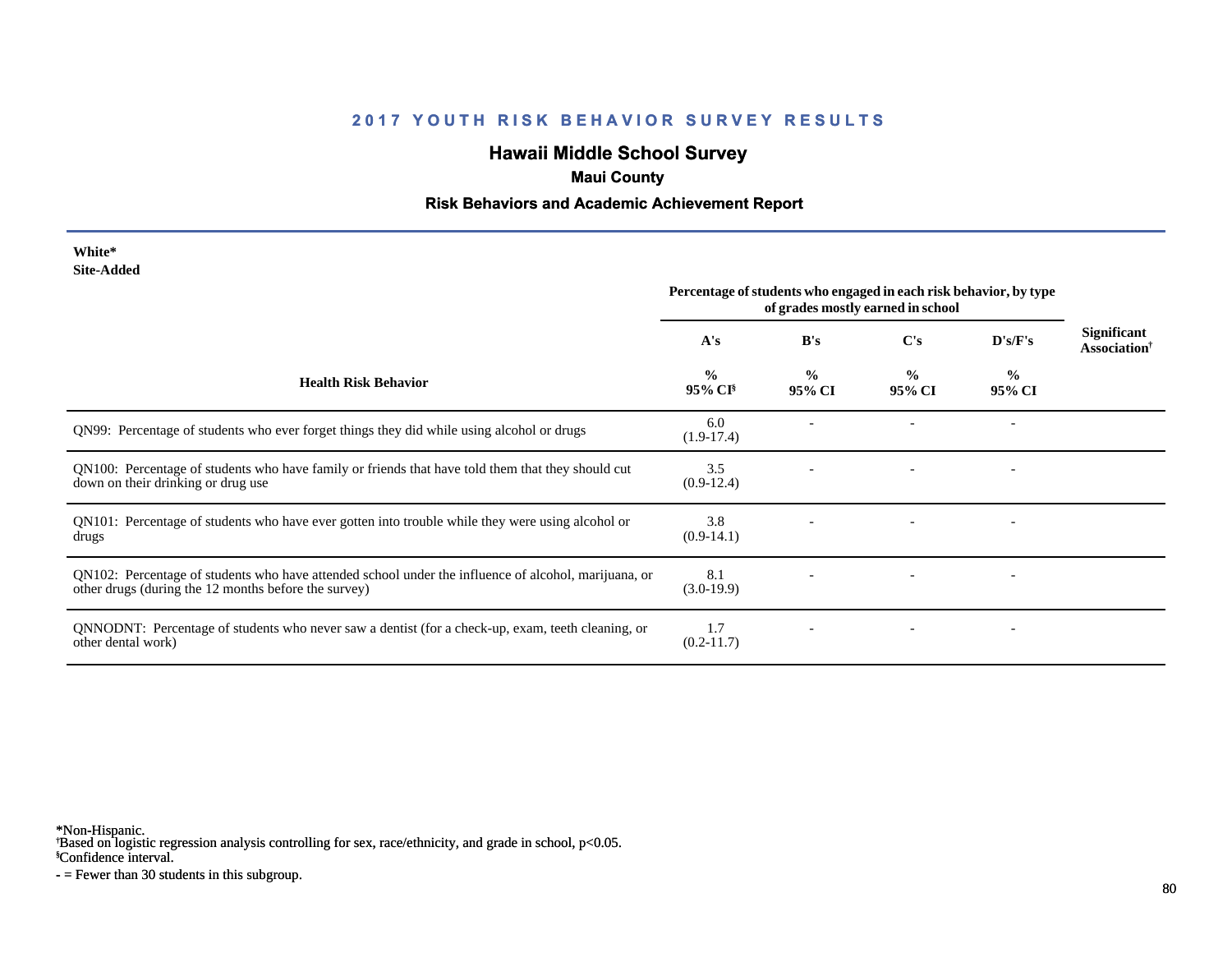## 2017 YOUTH RISK BEHAVIOR SURVEY RESULTS

### Hawaii Middle School Survey

**Maui County**

**Risk Behaviors and Academic Achievement Report**

**White***
**Site-Added**

| Health Risk Behavior | Percentage of students who engaged in each risk behavior, by type of grades mostly earned in school | | | | Significant Association[†] |
|---|---|---|---|---|---|
| | A's | B's | C's | D's/F's | |
| | % 95% CI[§] | % 95% CI | % 95% CI | % 95% CI | |
| QN99: Percentage of students who ever forget things they did while using alcohol or drugs | 6.0 (1.9-17.4) | - | - | - | |
| QN100: Percentage of students who have family or friends that have told them that they should cut down on their drinking or drug use | 3.5 (0.9-12.4) | - | - | - | |
| QN101: Percentage of students who have ever gotten into trouble while they were using alcohol or drugs | 3.8 (0.9-14.1) | - | - | - | |
| QN102: Percentage of students who have attended school under the influence of alcohol, marijuana, or other drugs (during the 12 months before the survey) | 8.1 (3.0-19.9) | - | - | - | |
| QNNODNT: Percentage of students who never saw a dentist (for a check-up, exam, teeth cleaning, or other dental work) | 1.7 (0.2-11.7) | - | - | - | |

*Non-Hispanic.
[†]Based on logistic regression analysis controlling for sex, race/ethnicity, and grade in school, $p<0.05$.
[§]Confidence interval.
- = Fewer than 30 students in this subgroup.